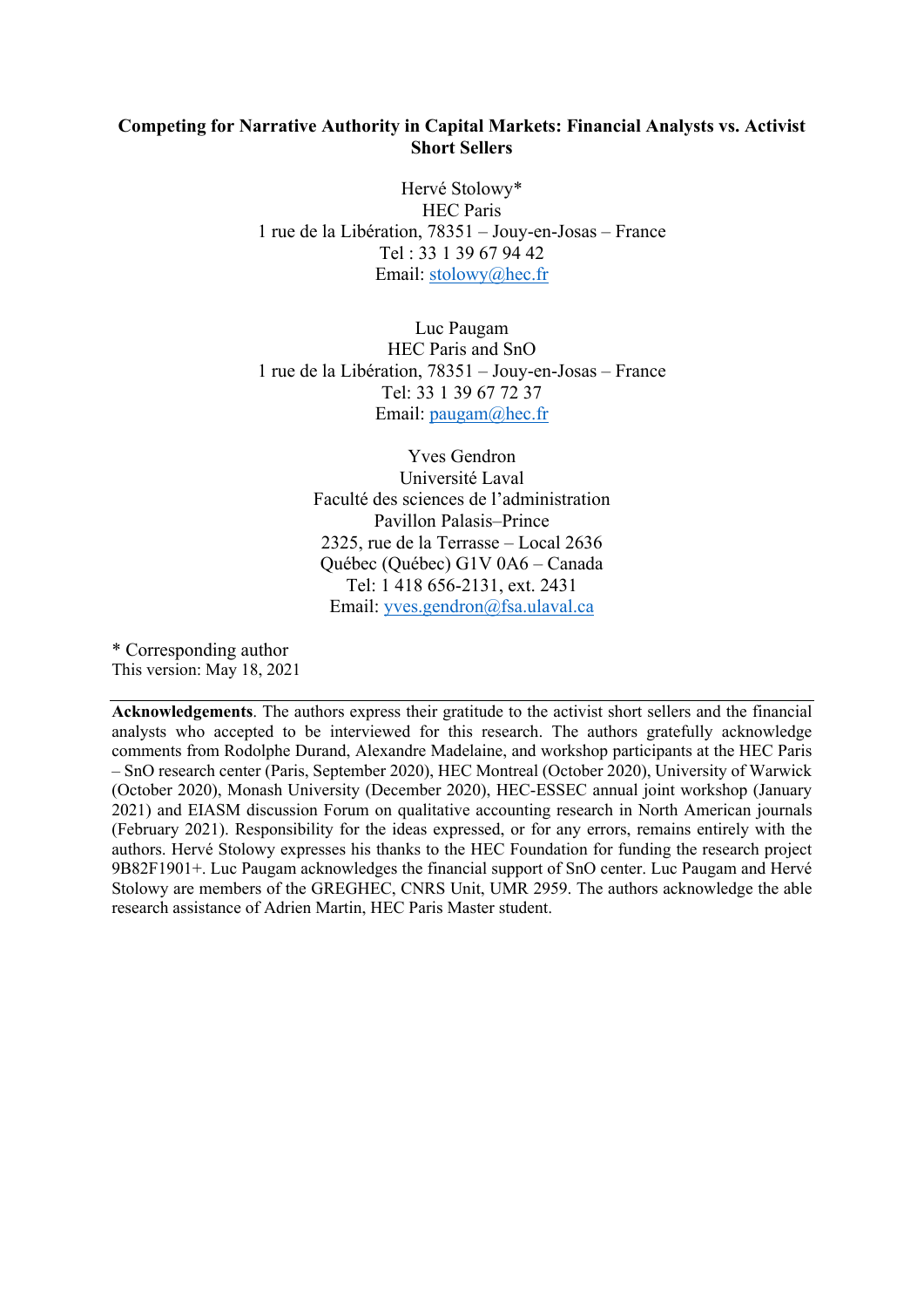# Competing for Narrative Authority in Capital Markets: Financial Analysts vs. Activist Short Sellers

Hervé Stolowy*  
HEC Paris  
1 rue de la Libération, 78351 – Jouy-en-Josas – France  
Tel : 33 1 39 67 94 42  
Email: stolowy@hec.fr

Luc Paugam  
HEC Paris and SnO  
1 rue de la Libération, 78351 – Jouy-en-Josas – France  
Tel: 33 1 39 67 72 37  
Email: paugam@hec.fr

Yves Gendron  
Université Laval  
Faculté des sciences de l'administration  
Pavillon Palasis–Prince  
2325, rue de la Terrasse – Local 2636  
Québec (Québec) G1V 0A6 – Canada  
Tel: 1 418 656-2131, ext. 2431  
Email: yves.gendron@fsa.ulaval.ca

\* Corresponding author  
This version: May 18, 2021

---

**Acknowledgements**. The authors express their gratitude to the activist short sellers and the financial analysts who accepted to be interviewed for this research. The authors gratefully acknowledge comments from Rodolphe Durand, Alexandre Madelaine, and workshop participants at the HEC Paris – SnO research center (Paris, September 2020), HEC Montreal (October 2020), University of Warwick (October 2020), Monash University (December 2020), HEC-ESSEC annual joint workshop (January 2021) and EIASM discussion Forum on qualitative accounting research in North American journals (February 2021). Responsibility for the ideas expressed, or for any errors, remains entirely with the authors. Hervé Stolowy expresses his thanks to the HEC Foundation for funding the research project 9B82F1901+. Luc Paugam acknowledges the financial support of SnO center. Luc Paugam and Hervé Stolowy are members of the GREGHEC, CNRS Unit, UMR 2959. The authors acknowledge the able research assistance of Adrien Martin, HEC Paris Master student.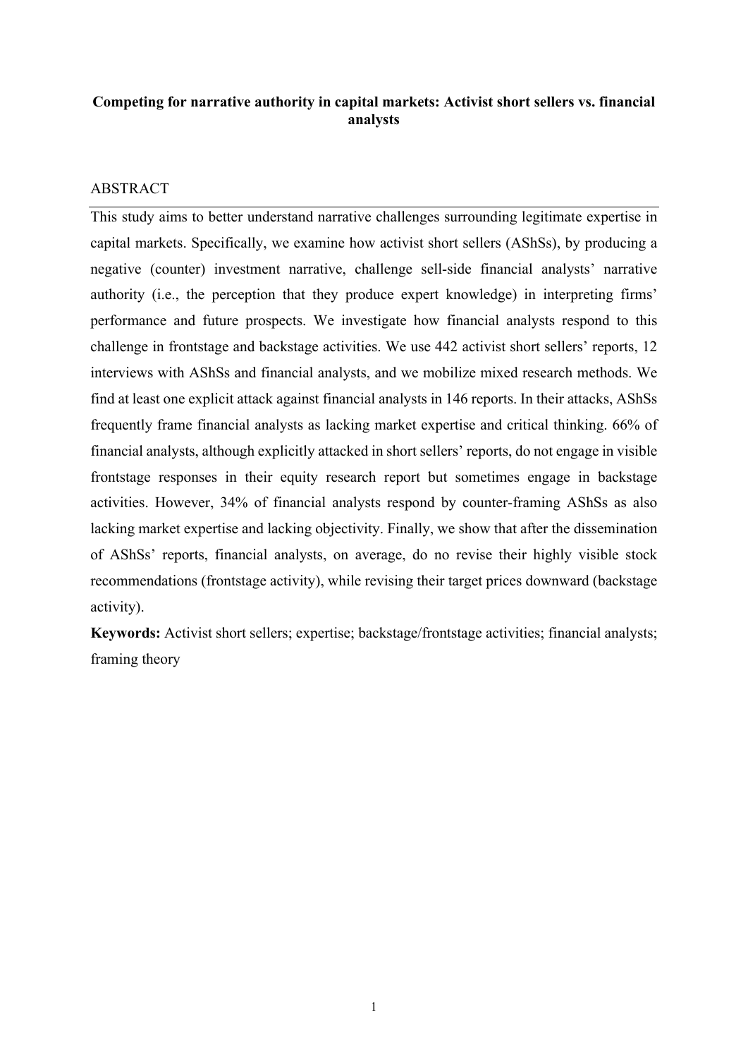**Competing for narrative authority in capital markets: Activist short sellers vs. financial analysts**

ABSTRACT

This study aims to better understand narrative challenges surrounding legitimate expertise in capital markets. Specifically, we examine how activist short sellers (AShSs), by producing a negative (counter) investment narrative, challenge sell-side financial analysts' narrative authority (i.e., the perception that they produce expert knowledge) in interpreting firms' performance and future prospects. We investigate how financial analysts respond to this challenge in frontstage and backstage activities. We use 442 activist short sellers' reports, 12 interviews with AShSs and financial analysts, and we mobilize mixed research methods. We find at least one explicit attack against financial analysts in 146 reports. In their attacks, AShSs frequently frame financial analysts as lacking market expertise and critical thinking. 66% of financial analysts, although explicitly attacked in short sellers' reports, do not engage in visible frontstage responses in their equity research report but sometimes engage in backstage activities. However, 34% of financial analysts respond by counter-framing AShSs as also lacking market expertise and lacking objectivity. Finally, we show that after the dissemination of AShSs' reports, financial analysts, on average, do no revise their highly visible stock recommendations (frontstage activity), while revising their target prices downward (backstage activity).

**Keywords:** Activist short sellers; expertise; backstage/frontstage activities; financial analysts; framing theory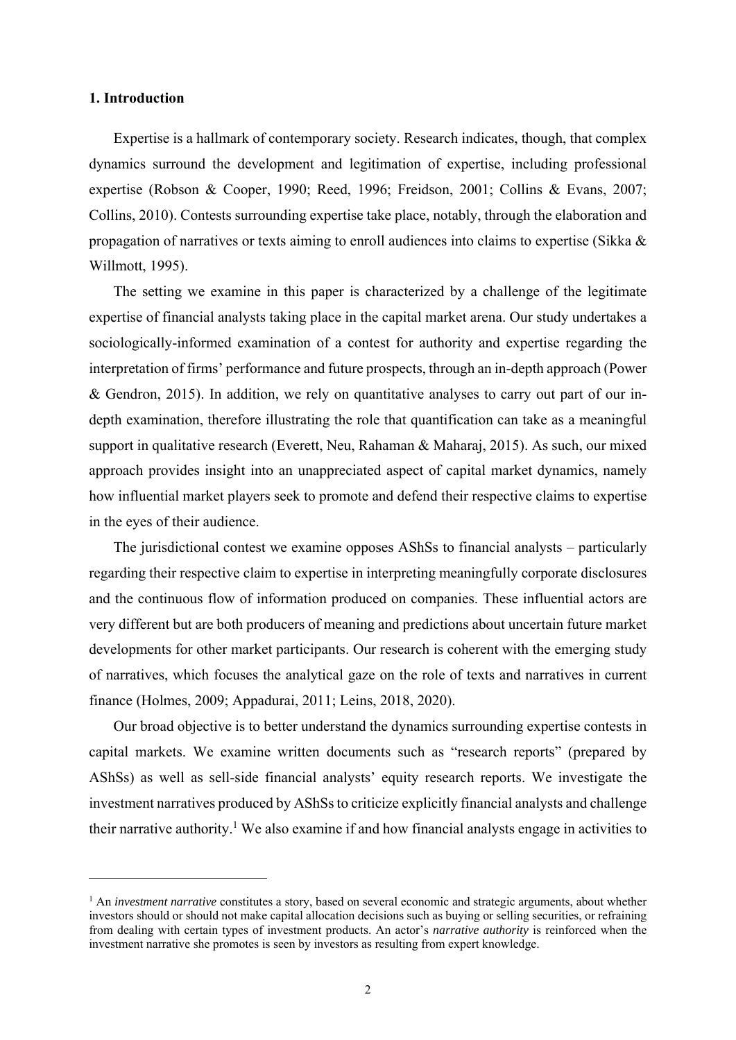## 1. Introduction

Expertise is a hallmark of contemporary society. Research indicates, though, that complex dynamics surround the development and legitimation of expertise, including professional expertise (Robson & Cooper, 1990; Reed, 1996; Freidson, 2001; Collins & Evans, 2007; Collins, 2010). Contests surrounding expertise take place, notably, through the elaboration and propagation of narratives or texts aiming to enroll audiences into claims to expertise (Sikka & Willmott, 1995).

The setting we examine in this paper is characterized by a challenge of the legitimate expertise of financial analysts taking place in the capital market arena. Our study undertakes a sociologically-informed examination of a contest for authority and expertise regarding the interpretation of firms' performance and future prospects, through an in-depth approach (Power & Gendron, 2015). In addition, we rely on quantitative analyses to carry out part of our in-depth examination, therefore illustrating the role that quantification can take as a meaningful support in qualitative research (Everett, Neu, Rahaman & Maharaj, 2015). As such, our mixed approach provides insight into an unappreciated aspect of capital market dynamics, namely how influential market players seek to promote and defend their respective claims to expertise in the eyes of their audience.

The jurisdictional contest we examine opposes AShSs to financial analysts – particularly regarding their respective claim to expertise in interpreting meaningfully corporate disclosures and the continuous flow of information produced on companies. These influential actors are very different but are both producers of meaning and predictions about uncertain future market developments for other market participants. Our research is coherent with the emerging study of narratives, which focuses the analytical gaze on the role of texts and narratives in current finance (Holmes, 2009; Appadurai, 2011; Leins, 2018, 2020).

Our broad objective is to better understand the dynamics surrounding expertise contests in capital markets. We examine written documents such as "research reports" (prepared by AShSs) as well as sell-side financial analysts' equity research reports. We investigate the investment narratives produced by AShSs to criticize explicitly financial analysts and challenge their narrative authority.[1] We also examine if and how financial analysts engage in activities to

[1] An *investment narrative* constitutes a story, based on several economic and strategic arguments, about whether investors should or should not make capital allocation decisions such as buying or selling securities, or refraining from dealing with certain types of investment products. An actor's *narrative authority* is reinforced when the investment narrative she promotes is seen by investors as resulting from expert knowledge.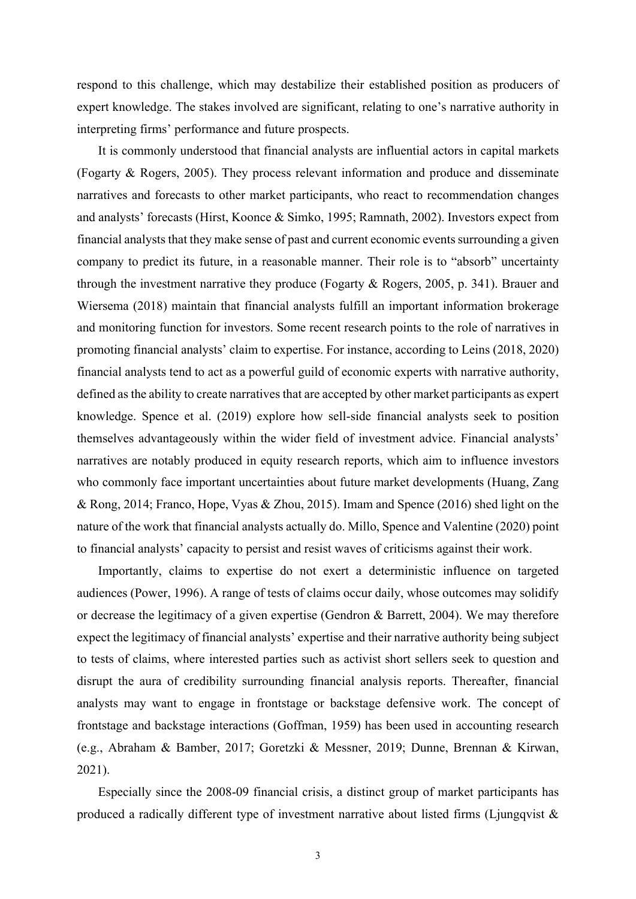respond to this challenge, which may destabilize their established position as producers of expert knowledge. The stakes involved are significant, relating to one's narrative authority in interpreting firms' performance and future prospects.

It is commonly understood that financial analysts are influential actors in capital markets (Fogarty & Rogers, 2005). They process relevant information and produce and disseminate narratives and forecasts to other market participants, who react to recommendation changes and analysts' forecasts (Hirst, Koonce & Simko, 1995; Ramnath, 2002). Investors expect from financial analysts that they make sense of past and current economic events surrounding a given company to predict its future, in a reasonable manner. Their role is to "absorb" uncertainty through the investment narrative they produce (Fogarty & Rogers, 2005, p. 341). Brauer and Wiersema (2018) maintain that financial analysts fulfill an important information brokerage and monitoring function for investors. Some recent research points to the role of narratives in promoting financial analysts' claim to expertise. For instance, according to Leins (2018, 2020) financial analysts tend to act as a powerful guild of economic experts with narrative authority, defined as the ability to create narratives that are accepted by other market participants as expert knowledge. Spence et al. (2019) explore how sell-side financial analysts seek to position themselves advantageously within the wider field of investment advice. Financial analysts' narratives are notably produced in equity research reports, which aim to influence investors who commonly face important uncertainties about future market developments (Huang, Zang & Rong, 2014; Franco, Hope, Vyas & Zhou, 2015). Imam and Spence (2016) shed light on the nature of the work that financial analysts actually do. Millo, Spence and Valentine (2020) point to financial analysts' capacity to persist and resist waves of criticisms against their work.

Importantly, claims to expertise do not exert a deterministic influence on targeted audiences (Power, 1996). A range of tests of claims occur daily, whose outcomes may solidify or decrease the legitimacy of a given expertise (Gendron & Barrett, 2004). We may therefore expect the legitimacy of financial analysts' expertise and their narrative authority being subject to tests of claims, where interested parties such as activist short sellers seek to question and disrupt the aura of credibility surrounding financial analysis reports. Thereafter, financial analysts may want to engage in frontstage or backstage defensive work. The concept of frontstage and backstage interactions (Goffman, 1959) has been used in accounting research (e.g., Abraham & Bamber, 2017; Goretzki & Messner, 2019; Dunne, Brennan & Kirwan, 2021).

Especially since the 2008-09 financial crisis, a distinct group of market participants has produced a radically different type of investment narrative about listed firms (Ljungqvist &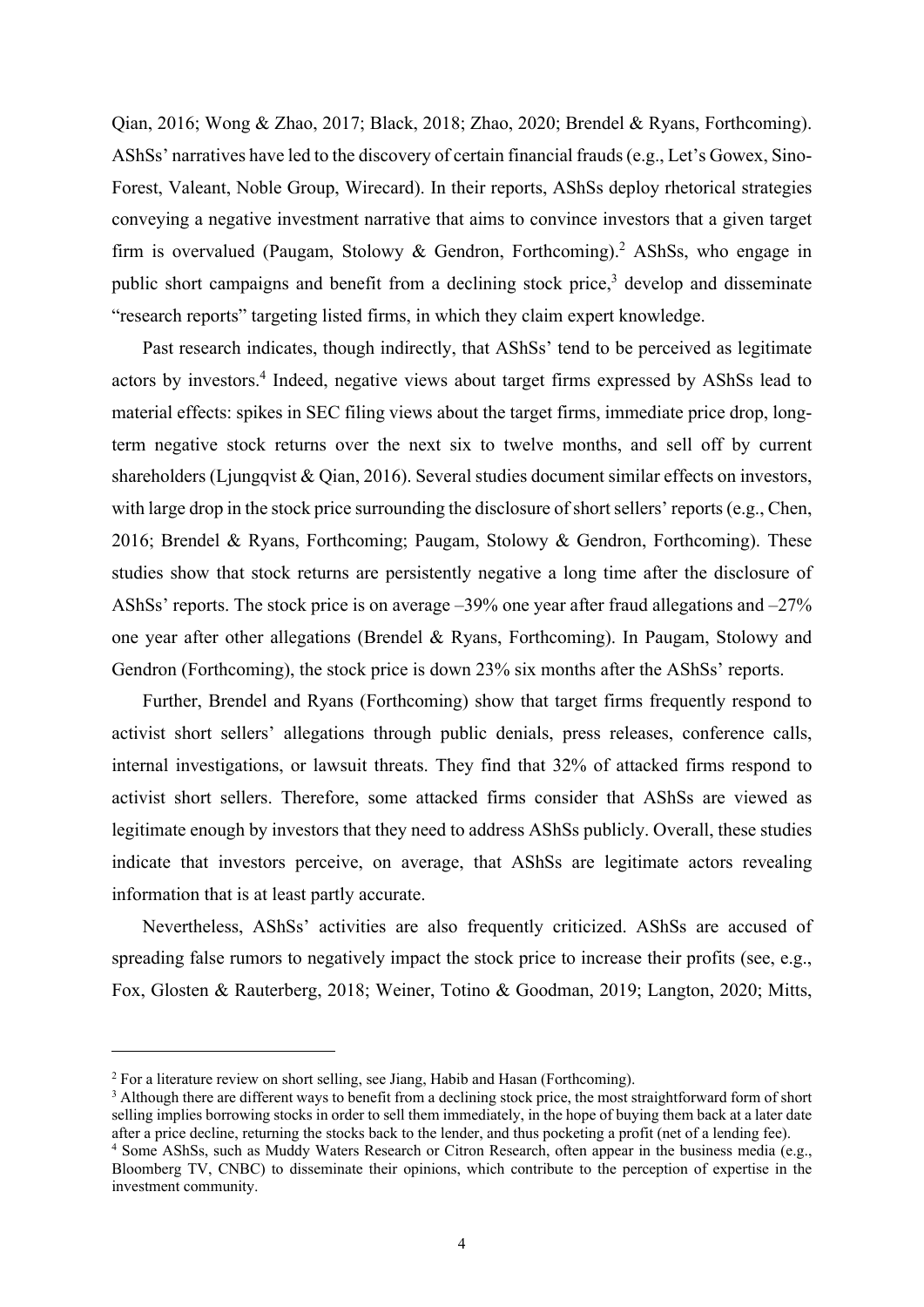Qian, 2016; Wong & Zhao, 2017; Black, 2018; Zhao, 2020; Brendel & Ryans, Forthcoming). AShSs' narratives have led to the discovery of certain financial frauds (e.g., Let's Gowex, Sino-Forest, Valeant, Noble Group, Wirecard). In their reports, AShSs deploy rhetorical strategies conveying a negative investment narrative that aims to convince investors that a given target firm is overvalued (Paugam, Stolowy & Gendron, Forthcoming).[2] AShSs, who engage in public short campaigns and benefit from a declining stock price,[3] develop and disseminate "research reports" targeting listed firms, in which they claim expert knowledge.

Past research indicates, though indirectly, that AShSs' tend to be perceived as legitimate actors by investors.[4] Indeed, negative views about target firms expressed by AShSs lead to material effects: spikes in SEC filing views about the target firms, immediate price drop, long-term negative stock returns over the next six to twelve months, and sell off by current shareholders (Ljungqvist & Qian, 2016). Several studies document similar effects on investors, with large drop in the stock price surrounding the disclosure of short sellers' reports (e.g., Chen, 2016; Brendel & Ryans, Forthcoming; Paugam, Stolowy & Gendron, Forthcoming). These studies show that stock returns are persistently negative a long time after the disclosure of AShSs' reports. The stock price is on average –39% one year after fraud allegations and –27% one year after other allegations (Brendel & Ryans, Forthcoming). In Paugam, Stolowy and Gendron (Forthcoming), the stock price is down 23% six months after the AShSs' reports.

Further, Brendel and Ryans (Forthcoming) show that target firms frequently respond to activist short sellers' allegations through public denials, press releases, conference calls, internal investigations, or lawsuit threats. They find that 32% of attacked firms respond to activist short sellers. Therefore, some attacked firms consider that AShSs are viewed as legitimate enough by investors that they need to address AShSs publicly. Overall, these studies indicate that investors perceive, on average, that AShSs are legitimate actors revealing information that is at least partly accurate.

Nevertheless, AShSs' activities are also frequently criticized. AShSs are accused of spreading false rumors to negatively impact the stock price to increase their profits (see, e.g., Fox, Glosten & Rauterberg, 2018; Weiner, Totino & Goodman, 2019; Langton, 2020; Mitts,

---

[2] For a literature review on short selling, see Jiang, Habib and Hasan (Forthcoming).

[3] Although there are different ways to benefit from a declining stock price, the most straightforward form of short selling implies borrowing stocks in order to sell them immediately, in the hope of buying them back at a later date after a price decline, returning the stocks back to the lender, and thus pocketing a profit (net of a lending fee).

[4] Some AShSs, such as Muddy Waters Research or Citron Research, often appear in the business media (e.g., Bloomberg TV, CNBC) to disseminate their opinions, which contribute to the perception of expertise in the investment community.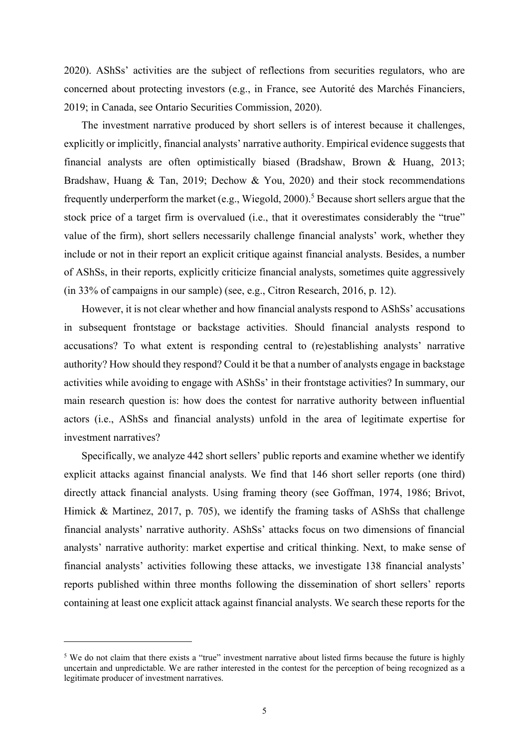2020). AShSs' activities are the subject of reflections from securities regulators, who are concerned about protecting investors (e.g., in France, see Autorité des Marchés Financiers, 2019; in Canada, see Ontario Securities Commission, 2020).

The investment narrative produced by short sellers is of interest because it challenges, explicitly or implicitly, financial analysts' narrative authority. Empirical evidence suggests that financial analysts are often optimistically biased (Bradshaw, Brown & Huang, 2013; Bradshaw, Huang & Tan, 2019; Dechow & You, 2020) and their stock recommendations frequently underperform the market (e.g., Wiegold, 2000).[5] Because short sellers argue that the stock price of a target firm is overvalued (i.e., that it overestimates considerably the "true" value of the firm), short sellers necessarily challenge financial analysts' work, whether they include or not in their report an explicit critique against financial analysts. Besides, a number of AShSs, in their reports, explicitly criticize financial analysts, sometimes quite aggressively (in 33% of campaigns in our sample) (see, e.g., Citron Research, 2016, p. 12).

However, it is not clear whether and how financial analysts respond to AShSs' accusations in subsequent frontstage or backstage activities. Should financial analysts respond to accusations? To what extent is responding central to (re)establishing analysts' narrative authority? How should they respond? Could it be that a number of analysts engage in backstage activities while avoiding to engage with AShSs' in their frontstage activities? In summary, our main research question is: how does the contest for narrative authority between influential actors (i.e., AShSs and financial analysts) unfold in the area of legitimate expertise for investment narratives?

Specifically, we analyze 442 short sellers' public reports and examine whether we identify explicit attacks against financial analysts. We find that 146 short seller reports (one third) directly attack financial analysts. Using framing theory (see Goffman, 1974, 1986; Brivot, Himick & Martinez, 2017, p. 705), we identify the framing tasks of AShSs that challenge financial analysts' narrative authority. AShSs' attacks focus on two dimensions of financial analysts' narrative authority: market expertise and critical thinking. Next, to make sense of financial analysts' activities following these attacks, we investigate 138 financial analysts' reports published within three months following the dissemination of short sellers' reports containing at least one explicit attack against financial analysts. We search these reports for the

[5] We do not claim that there exists a "true" investment narrative about listed firms because the future is highly uncertain and unpredictable. We are rather interested in the contest for the perception of being recognized as a legitimate producer of investment narratives.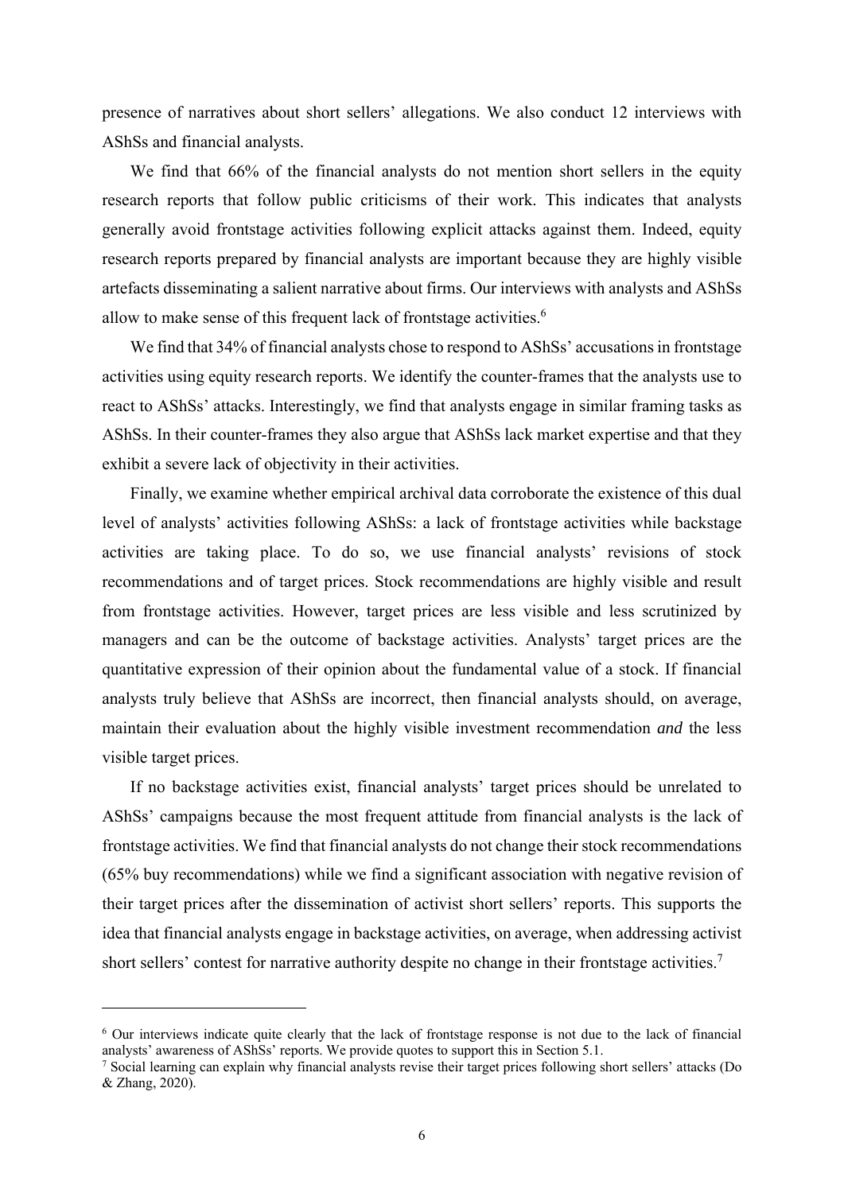presence of narratives about short sellers' allegations. We also conduct 12 interviews with AShSs and financial analysts.

We find that 66% of the financial analysts do not mention short sellers in the equity research reports that follow public criticisms of their work. This indicates that analysts generally avoid frontstage activities following explicit attacks against them. Indeed, equity research reports prepared by financial analysts are important because they are highly visible artefacts disseminating a salient narrative about firms. Our interviews with analysts and AShSs allow to make sense of this frequent lack of frontstage activities.[6]

We find that 34% of financial analysts chose to respond to AShSs' accusations in frontstage activities using equity research reports. We identify the counter-frames that the analysts use to react to AShSs' attacks. Interestingly, we find that analysts engage in similar framing tasks as AShSs. In their counter-frames they also argue that AShSs lack market expertise and that they exhibit a severe lack of objectivity in their activities.

Finally, we examine whether empirical archival data corroborate the existence of this dual level of analysts' activities following AShSs: a lack of frontstage activities while backstage activities are taking place. To do so, we use financial analysts' revisions of stock recommendations and of target prices. Stock recommendations are highly visible and result from frontstage activities. However, target prices are less visible and less scrutinized by managers and can be the outcome of backstage activities. Analysts' target prices are the quantitative expression of their opinion about the fundamental value of a stock. If financial analysts truly believe that AShSs are incorrect, then financial analysts should, on average, maintain their evaluation about the highly visible investment recommendation *and* the less visible target prices.

If no backstage activities exist, financial analysts' target prices should be unrelated to AShSs' campaigns because the most frequent attitude from financial analysts is the lack of frontstage activities. We find that financial analysts do not change their stock recommendations (65% buy recommendations) while we find a significant association with negative revision of their target prices after the dissemination of activist short sellers' reports. This supports the idea that financial analysts engage in backstage activities, on average, when addressing activist short sellers' contest for narrative authority despite no change in their frontstage activities.[7]

---

[6] Our interviews indicate quite clearly that the lack of frontstage response is not due to the lack of financial analysts' awareness of AShSs' reports. We provide quotes to support this in Section 5.1.

[7] Social learning can explain why financial analysts revise their target prices following short sellers' attacks (Do & Zhang, 2020).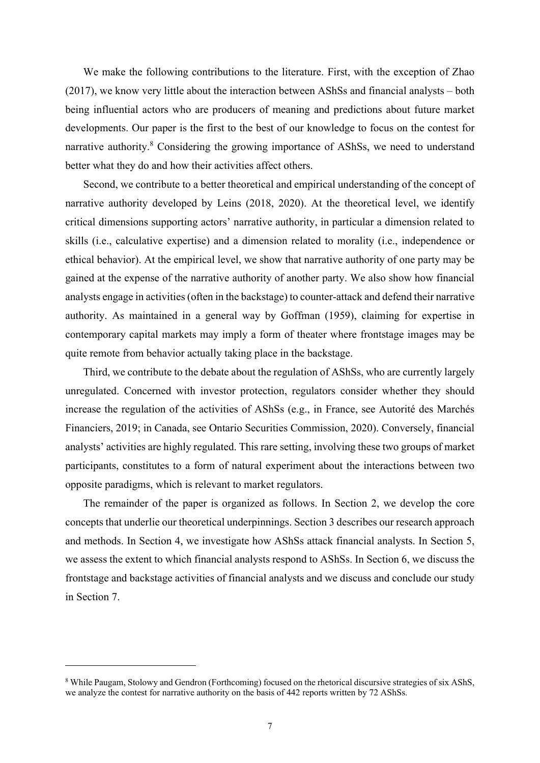We make the following contributions to the literature. First, with the exception of Zhao (2017), we know very little about the interaction between AShSs and financial analysts – both being influential actors who are producers of meaning and predictions about future market developments. Our paper is the first to the best of our knowledge to focus on the contest for narrative authority.[8] Considering the growing importance of AShSs, we need to understand better what they do and how their activities affect others.

Second, we contribute to a better theoretical and empirical understanding of the concept of narrative authority developed by Leins (2018, 2020). At the theoretical level, we identify critical dimensions supporting actors' narrative authority, in particular a dimension related to skills (i.e., calculative expertise) and a dimension related to morality (i.e., independence or ethical behavior). At the empirical level, we show that narrative authority of one party may be gained at the expense of the narrative authority of another party. We also show how financial analysts engage in activities (often in the backstage) to counter-attack and defend their narrative authority. As maintained in a general way by Goffman (1959), claiming for expertise in contemporary capital markets may imply a form of theater where frontstage images may be quite remote from behavior actually taking place in the backstage.

Third, we contribute to the debate about the regulation of AShSs, who are currently largely unregulated. Concerned with investor protection, regulators consider whether they should increase the regulation of the activities of AShSs (e.g., in France, see Autorité des Marchés Financiers, 2019; in Canada, see Ontario Securities Commission, 2020). Conversely, financial analysts' activities are highly regulated. This rare setting, involving these two groups of market participants, constitutes to a form of natural experiment about the interactions between two opposite paradigms, which is relevant to market regulators.

The remainder of the paper is organized as follows. In Section 2, we develop the core concepts that underlie our theoretical underpinnings. Section 3 describes our research approach and methods. In Section 4, we investigate how AShSs attack financial analysts. In Section 5, we assess the extent to which financial analysts respond to AShSs. In Section 6, we discuss the frontstage and backstage activities of financial analysts and we discuss and conclude our study in Section 7.

---

[8] While Paugam, Stolowy and Gendron (Forthcoming) focused on the rhetorical discursive strategies of six AShS, we analyze the contest for narrative authority on the basis of 442 reports written by 72 AShSs.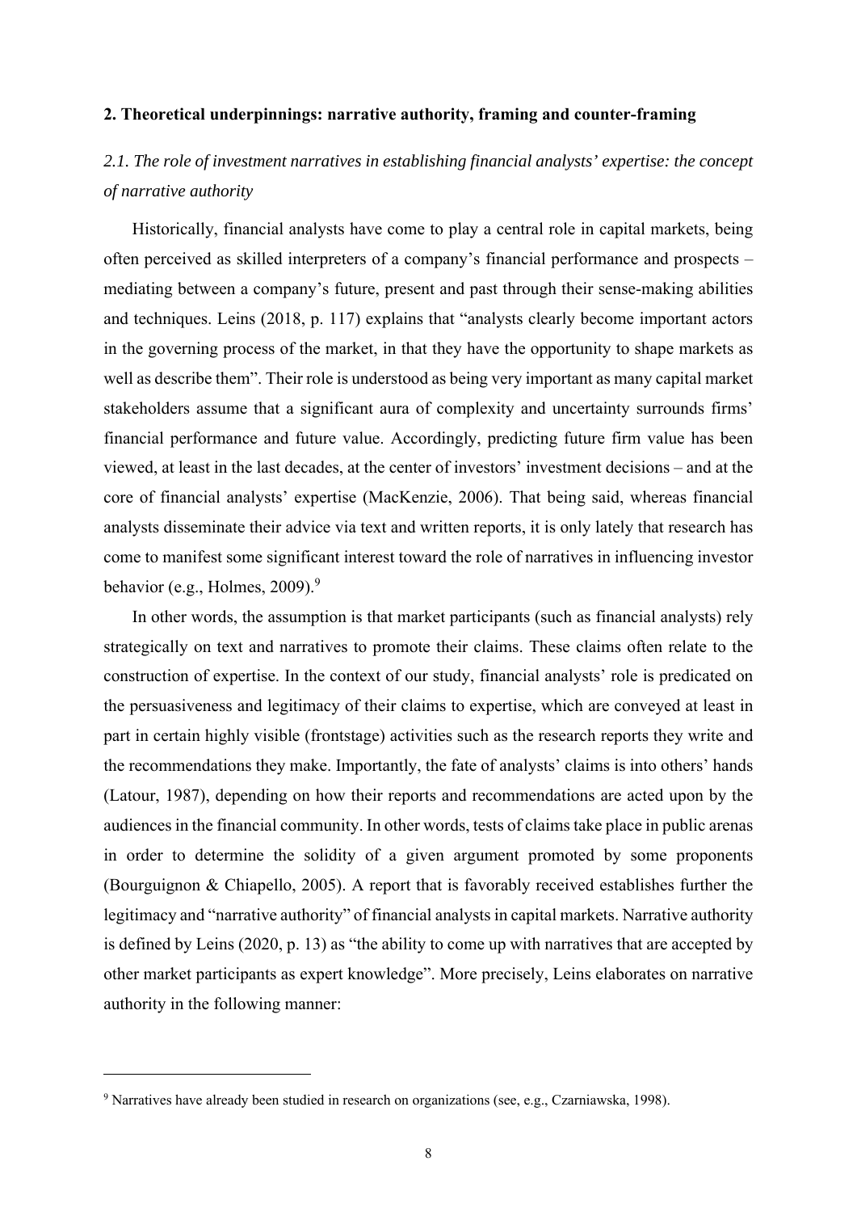## 2. Theoretical underpinnings: narrative authority, framing and counter-framing

### *2.1. The role of investment narratives in establishing financial analysts' expertise: the concept of narrative authority*

Historically, financial analysts have come to play a central role in capital markets, being often perceived as skilled interpreters of a company's financial performance and prospects – mediating between a company's future, present and past through their sense-making abilities and techniques. Leins (2018, p. 117) explains that "analysts clearly become important actors in the governing process of the market, in that they have the opportunity to shape markets as well as describe them". Their role is understood as being very important as many capital market stakeholders assume that a significant aura of complexity and uncertainty surrounds firms' financial performance and future value. Accordingly, predicting future firm value has been viewed, at least in the last decades, at the center of investors' investment decisions – and at the core of financial analysts' expertise (MacKenzie, 2006). That being said, whereas financial analysts disseminate their advice via text and written reports, it is only lately that research has come to manifest some significant interest toward the role of narratives in influencing investor behavior (e.g., Holmes, 2009).[9]

In other words, the assumption is that market participants (such as financial analysts) rely strategically on text and narratives to promote their claims. These claims often relate to the construction of expertise. In the context of our study, financial analysts' role is predicated on the persuasiveness and legitimacy of their claims to expertise, which are conveyed at least in part in certain highly visible (frontstage) activities such as the research reports they write and the recommendations they make. Importantly, the fate of analysts' claims is into others' hands (Latour, 1987), depending on how their reports and recommendations are acted upon by the audiences in the financial community. In other words, tests of claims take place in public arenas in order to determine the solidity of a given argument promoted by some proponents (Bourguignon & Chiapello, 2005). A report that is favorably received establishes further the legitimacy and "narrative authority" of financial analysts in capital markets. Narrative authority is defined by Leins (2020, p. 13) as "the ability to come up with narratives that are accepted by other market participants as expert knowledge". More precisely, Leins elaborates on narrative authority in the following manner:

[9] Narratives have already been studied in research on organizations (see, e.g., Czarniawska, 1998).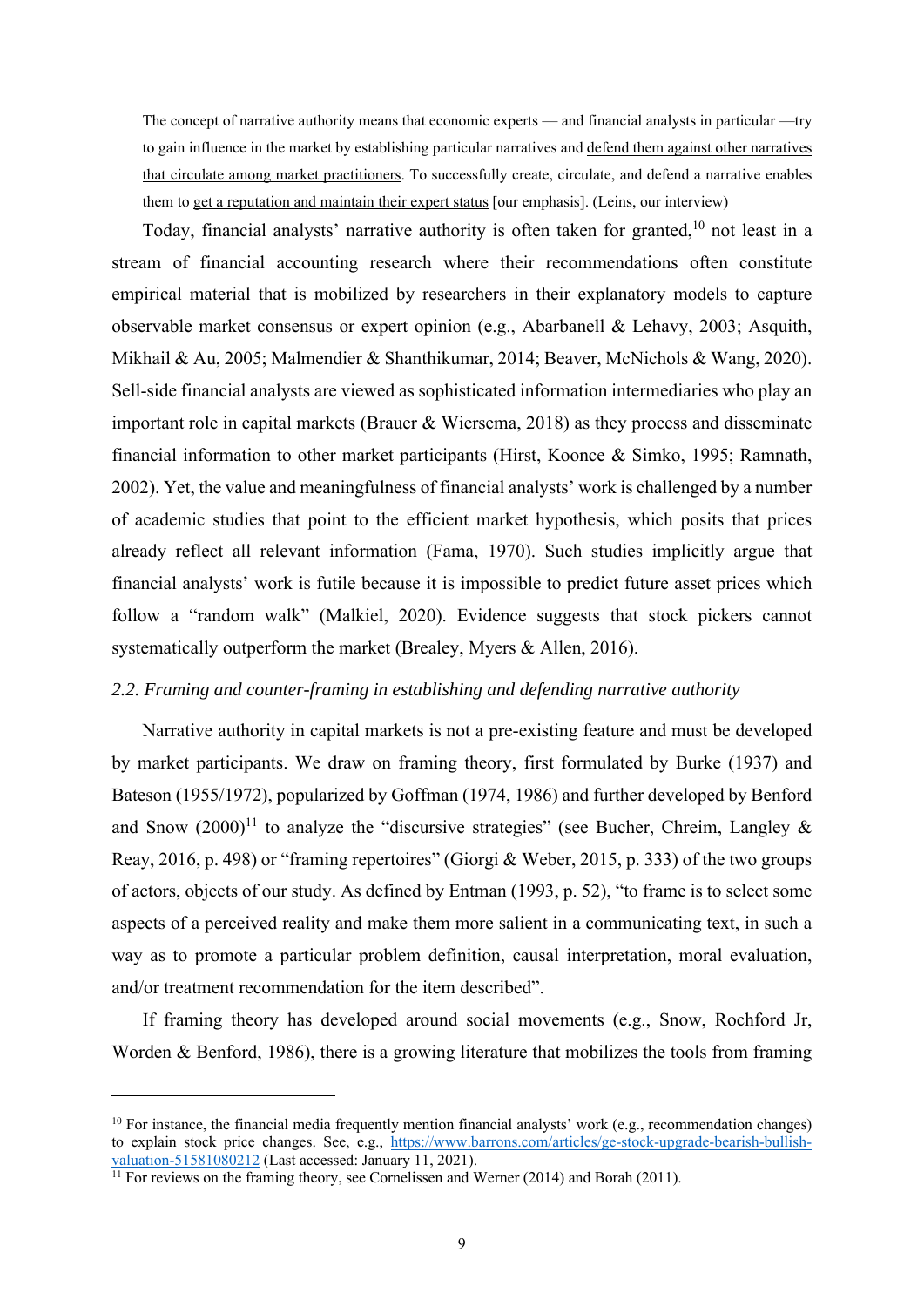> The concept of narrative authority means that economic experts — and financial analysts in particular —try to gain influence in the market by establishing particular narratives and defend them against other narratives that circulate among market practitioners. To successfully create, circulate, and defend a narrative enables them to get a reputation and maintain their expert status [our emphasis]. (Leins, our interview)

Today, financial analysts' narrative authority is often taken for granted,[10] not least in a stream of financial accounting research where their recommendations often constitute empirical material that is mobilized by researchers in their explanatory models to capture observable market consensus or expert opinion (e.g., Abarbanell & Lehavy, 2003; Asquith, Mikhail & Au, 2005; Malmendier & Shanthikumar, 2014; Beaver, McNichols & Wang, 2020). Sell-side financial analysts are viewed as sophisticated information intermediaries who play an important role in capital markets (Brauer & Wiersema, 2018) as they process and disseminate financial information to other market participants (Hirst, Koonce & Simko, 1995; Ramnath, 2002). Yet, the value and meaningfulness of financial analysts' work is challenged by a number of academic studies that point to the efficient market hypothesis, which posits that prices already reflect all relevant information (Fama, 1970). Such studies implicitly argue that financial analysts' work is futile because it is impossible to predict future asset prices which follow a "random walk" (Malkiel, 2020). Evidence suggests that stock pickers cannot systematically outperform the market (Brealey, Myers & Allen, 2016).

### *2.2. Framing and counter-framing in establishing and defending narrative authority*

Narrative authority in capital markets is not a pre-existing feature and must be developed by market participants. We draw on framing theory, first formulated by Burke (1937) and Bateson (1955/1972), popularized by Goffman (1974, 1986) and further developed by Benford and Snow (2000)[11] to analyze the "discursive strategies" (see Bucher, Chreim, Langley & Reay, 2016, p. 498) or "framing repertoires" (Giorgi & Weber, 2015, p. 333) of the two groups of actors, objects of our study. As defined by Entman (1993, p. 52), "to frame is to select some aspects of a perceived reality and make them more salient in a communicating text, in such a way as to promote a particular problem definition, causal interpretation, moral evaluation, and/or treatment recommendation for the item described".

If framing theory has developed around social movements (e.g., Snow, Rochford Jr, Worden & Benford, 1986), there is a growing literature that mobilizes the tools from framing

---

[10] For instance, the financial media frequently mention financial analysts' work (e.g., recommendation changes) to explain stock price changes. See, e.g., https://www.barrons.com/articles/ge-stock-upgrade-bearish-bullish-valuation-51581080212 (Last accessed: January 11, 2021).

[11] For reviews on the framing theory, see Cornelissen and Werner (2014) and Borah (2011).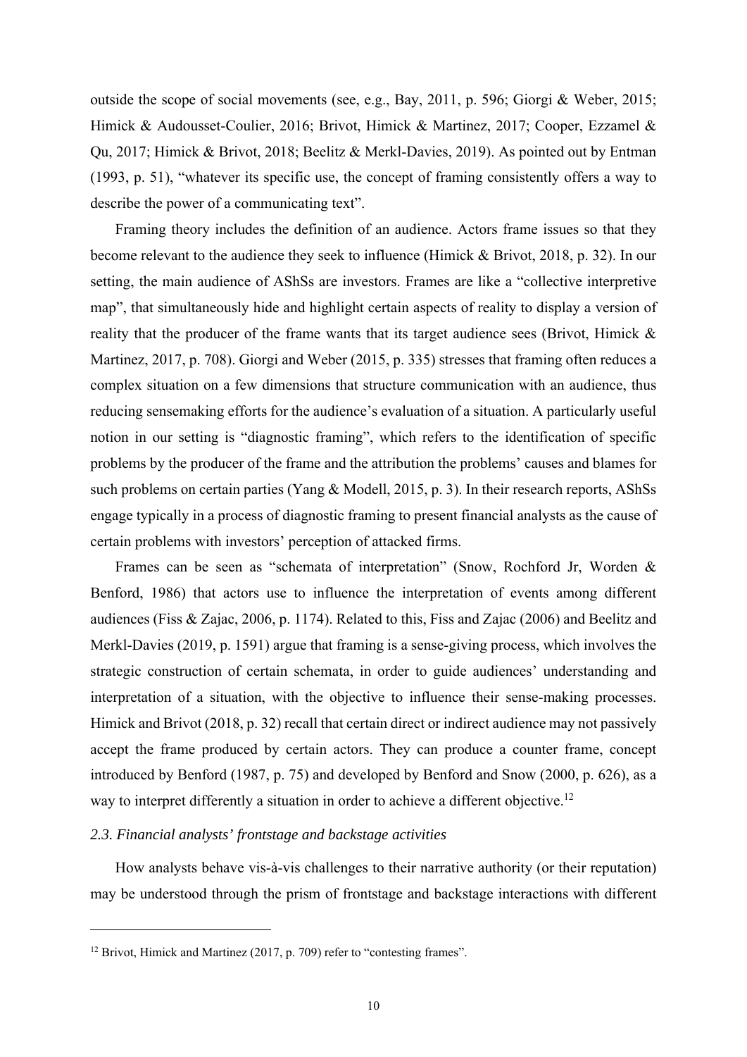outside the scope of social movements (see, e.g., Bay, 2011, p. 596; Giorgi & Weber, 2015; Himick & Audousset-Coulier, 2016; Brivot, Himick & Martinez, 2017; Cooper, Ezzamel & Qu, 2017; Himick & Brivot, 2018; Beelitz & Merkl-Davies, 2019). As pointed out by Entman (1993, p. 51), "whatever its specific use, the concept of framing consistently offers a way to describe the power of a communicating text".

Framing theory includes the definition of an audience. Actors frame issues so that they become relevant to the audience they seek to influence (Himick & Brivot, 2018, p. 32). In our setting, the main audience of AShSs are investors. Frames are like a "collective interpretive map", that simultaneously hide and highlight certain aspects of reality to display a version of reality that the producer of the frame wants that its target audience sees (Brivot, Himick & Martinez, 2017, p. 708). Giorgi and Weber (2015, p. 335) stresses that framing often reduces a complex situation on a few dimensions that structure communication with an audience, thus reducing sensemaking efforts for the audience's evaluation of a situation. A particularly useful notion in our setting is "diagnostic framing", which refers to the identification of specific problems by the producer of the frame and the attribution the problems' causes and blames for such problems on certain parties (Yang & Modell, 2015, p. 3). In their research reports, AShSs engage typically in a process of diagnostic framing to present financial analysts as the cause of certain problems with investors' perception of attacked firms.

Frames can be seen as "schemata of interpretation" (Snow, Rochford Jr, Worden & Benford, 1986) that actors use to influence the interpretation of events among different audiences (Fiss & Zajac, 2006, p. 1174). Related to this, Fiss and Zajac (2006) and Beelitz and Merkl-Davies (2019, p. 1591) argue that framing is a sense-giving process, which involves the strategic construction of certain schemata, in order to guide audiences' understanding and interpretation of a situation, with the objective to influence their sense-making processes. Himick and Brivot (2018, p. 32) recall that certain direct or indirect audience may not passively accept the frame produced by certain actors. They can produce a counter frame, concept introduced by Benford (1987, p. 75) and developed by Benford and Snow (2000, p. 626), as a way to interpret differently a situation in order to achieve a different objective.[12]

### *2.3. Financial analysts' frontstage and backstage activities*

How analysts behave vis-à-vis challenges to their narrative authority (or their reputation) may be understood through the prism of frontstage and backstage interactions with different

[12] Brivot, Himick and Martinez (2017, p. 709) refer to "contesting frames".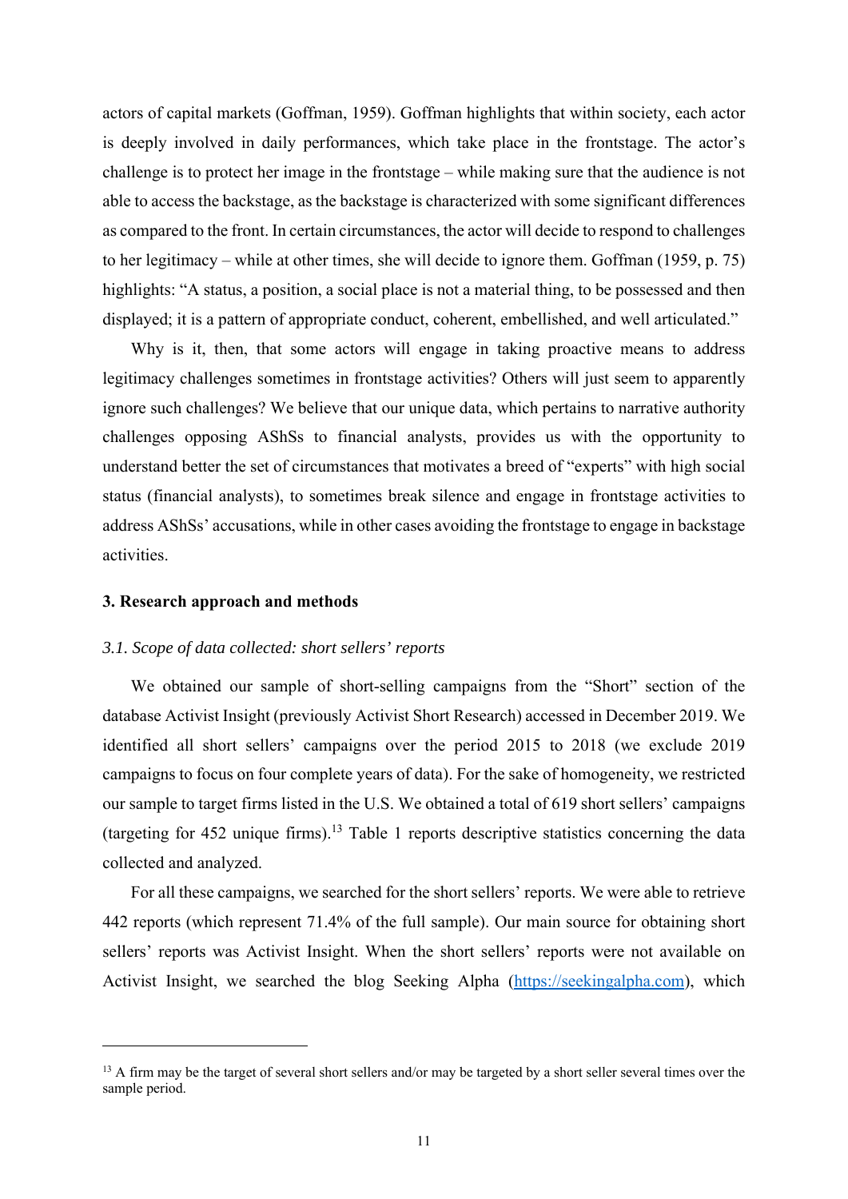actors of capital markets (Goffman, 1959). Goffman highlights that within society, each actor is deeply involved in daily performances, which take place in the frontstage. The actor's challenge is to protect her image in the frontstage – while making sure that the audience is not able to access the backstage, as the backstage is characterized with some significant differences as compared to the front. In certain circumstances, the actor will decide to respond to challenges to her legitimacy – while at other times, she will decide to ignore them. Goffman (1959, p. 75) highlights: "A status, a position, a social place is not a material thing, to be possessed and then displayed; it is a pattern of appropriate conduct, coherent, embellished, and well articulated."

Why is it, then, that some actors will engage in taking proactive means to address legitimacy challenges sometimes in frontstage activities? Others will just seem to apparently ignore such challenges? We believe that our unique data, which pertains to narrative authority challenges opposing AShSs to financial analysts, provides us with the opportunity to understand better the set of circumstances that motivates a breed of "experts" with high social status (financial analysts), to sometimes break silence and engage in frontstage activities to address AShSs' accusations, while in other cases avoiding the frontstage to engage in backstage activities.

## 3. Research approach and methods

### *3.1. Scope of data collected: short sellers' reports*

We obtained our sample of short-selling campaigns from the "Short" section of the database Activist Insight (previously Activist Short Research) accessed in December 2019. We identified all short sellers' campaigns over the period 2015 to 2018 (we exclude 2019 campaigns to focus on four complete years of data). For the sake of homogeneity, we restricted our sample to target firms listed in the U.S. We obtained a total of 619 short sellers' campaigns (targeting for 452 unique firms).[13] Table 1 reports descriptive statistics concerning the data collected and analyzed.

For all these campaigns, we searched for the short sellers' reports. We were able to retrieve 442 reports (which represent 71.4% of the full sample). Our main source for obtaining short sellers' reports was Activist Insight. When the short sellers' reports were not available on Activist Insight, we searched the blog Seeking Alpha (https://seekingalpha.com), which

[13] A firm may be the target of several short sellers and/or may be targeted by a short seller several times over the sample period.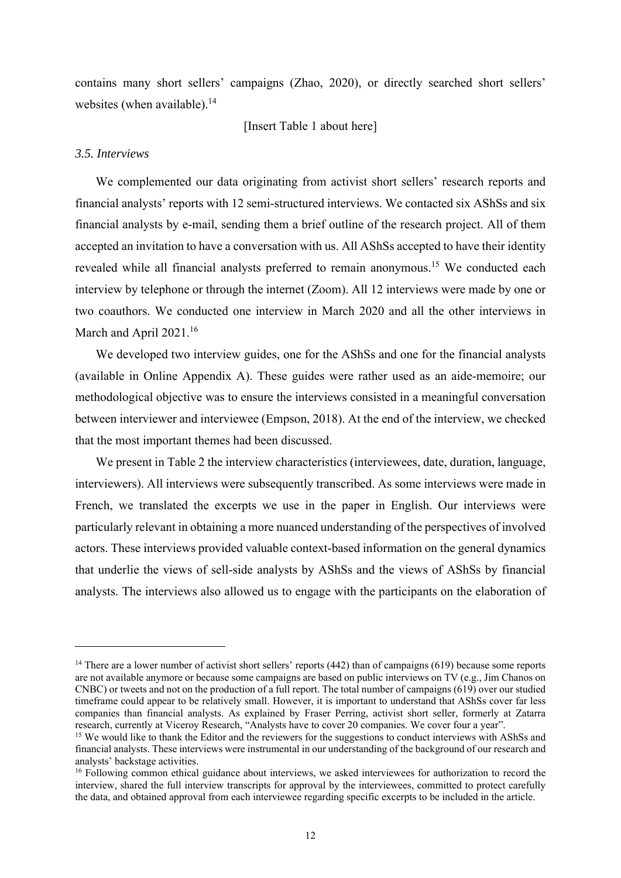contains many short sellers' campaigns (Zhao, 2020), or directly searched short sellers' websites (when available).[14]

[Insert Table 1 about here]

### *3.5. Interviews*

We complemented our data originating from activist short sellers' research reports and financial analysts' reports with 12 semi-structured interviews. We contacted six AShSs and six financial analysts by e-mail, sending them a brief outline of the research project. All of them accepted an invitation to have a conversation with us. All AShSs accepted to have their identity revealed while all financial analysts preferred to remain anonymous.[15] We conducted each interview by telephone or through the internet (Zoom). All 12 interviews were made by one or two coauthors. We conducted one interview in March 2020 and all the other interviews in March and April 2021.[16]

We developed two interview guides, one for the AShSs and one for the financial analysts (available in Online Appendix A). These guides were rather used as an aide-memoire; our methodological objective was to ensure the interviews consisted in a meaningful conversation between interviewer and interviewee (Empson, 2018). At the end of the interview, we checked that the most important themes had been discussed.

We present in Table 2 the interview characteristics (interviewees, date, duration, language, interviewers). All interviews were subsequently transcribed. As some interviews were made in French, we translated the excerpts we use in the paper in English. Our interviews were particularly relevant in obtaining a more nuanced understanding of the perspectives of involved actors. These interviews provided valuable context-based information on the general dynamics that underlie the views of sell-side analysts by AShSs and the views of AShSs by financial analysts. The interviews also allowed us to engage with the participants on the elaboration of

---

[14] There are a lower number of activist short sellers' reports (442) than of campaigns (619) because some reports are not available anymore or because some campaigns are based on public interviews on TV (e.g., Jim Chanos on CNBC) or tweets and not on the production of a full report. The total number of campaigns (619) over our studied timeframe could appear to be relatively small. However, it is important to understand that AShSs cover far less companies than financial analysts. As explained by Fraser Perring, activist short seller, formerly at Zatarra research, currently at Viceroy Research, "Analysts have to cover 20 companies. We cover four a year".

[15] We would like to thank the Editor and the reviewers for the suggestions to conduct interviews with AShSs and financial analysts. These interviews were instrumental in our understanding of the background of our research and analysts' backstage activities.

[16] Following common ethical guidance about interviews, we asked interviewees for authorization to record the interview, shared the full interview transcripts for approval by the interviewees, committed to protect carefully the data, and obtained approval from each interviewee regarding specific excerpts to be included in the article.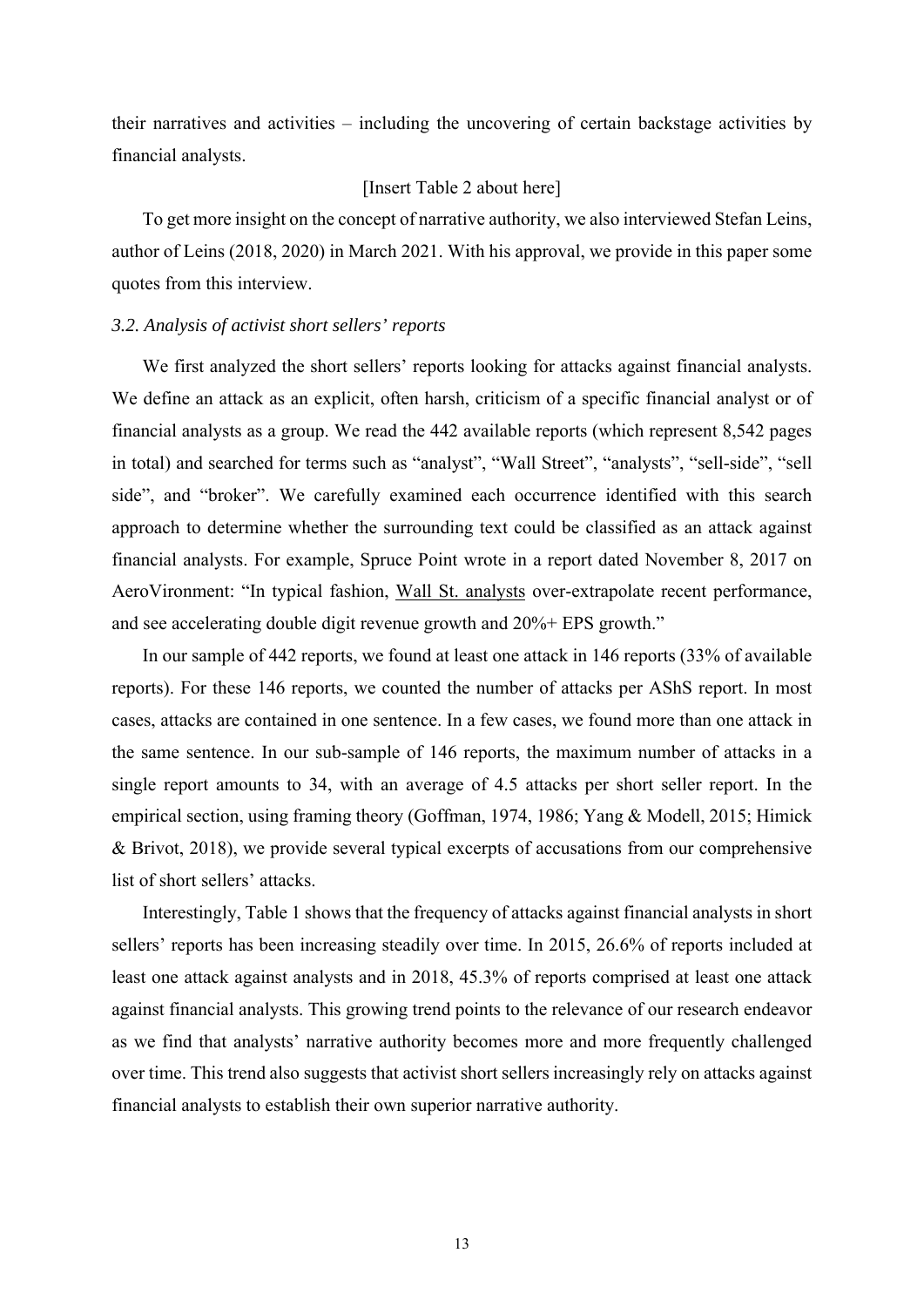their narratives and activities – including the uncovering of certain backstage activities by financial analysts.

[Insert Table 2 about here]

To get more insight on the concept of narrative authority, we also interviewed Stefan Leins, author of Leins (2018, 2020) in March 2021. With his approval, we provide in this paper some quotes from this interview.

### *3.2. Analysis of activist short sellers' reports*

We first analyzed the short sellers' reports looking for attacks against financial analysts. We define an attack as an explicit, often harsh, criticism of a specific financial analyst or of financial analysts as a group. We read the 442 available reports (which represent 8,542 pages in total) and searched for terms such as "analyst", "Wall Street", "analysts", "sell-side", "sell side", and "broker". We carefully examined each occurrence identified with this search approach to determine whether the surrounding text could be classified as an attack against financial analysts. For example, Spruce Point wrote in a report dated November 8, 2017 on AeroVironment: "In typical fashion, <u>Wall St. analysts</u> over-extrapolate recent performance, and see accelerating double digit revenue growth and 20%+ EPS growth."

In our sample of 442 reports, we found at least one attack in 146 reports (33% of available reports). For these 146 reports, we counted the number of attacks per AShS report. In most cases, attacks are contained in one sentence. In a few cases, we found more than one attack in the same sentence. In our sub-sample of 146 reports, the maximum number of attacks in a single report amounts to 34, with an average of 4.5 attacks per short seller report. In the empirical section, using framing theory (Goffman, 1974, 1986; Yang & Modell, 2015; Himick & Brivot, 2018), we provide several typical excerpts of accusations from our comprehensive list of short sellers' attacks.

Interestingly, Table 1 shows that the frequency of attacks against financial analysts in short sellers' reports has been increasing steadily over time. In 2015, 26.6% of reports included at least one attack against analysts and in 2018, 45.3% of reports comprised at least one attack against financial analysts. This growing trend points to the relevance of our research endeavor as we find that analysts' narrative authority becomes more and more frequently challenged over time. This trend also suggests that activist short sellers increasingly rely on attacks against financial analysts to establish their own superior narrative authority.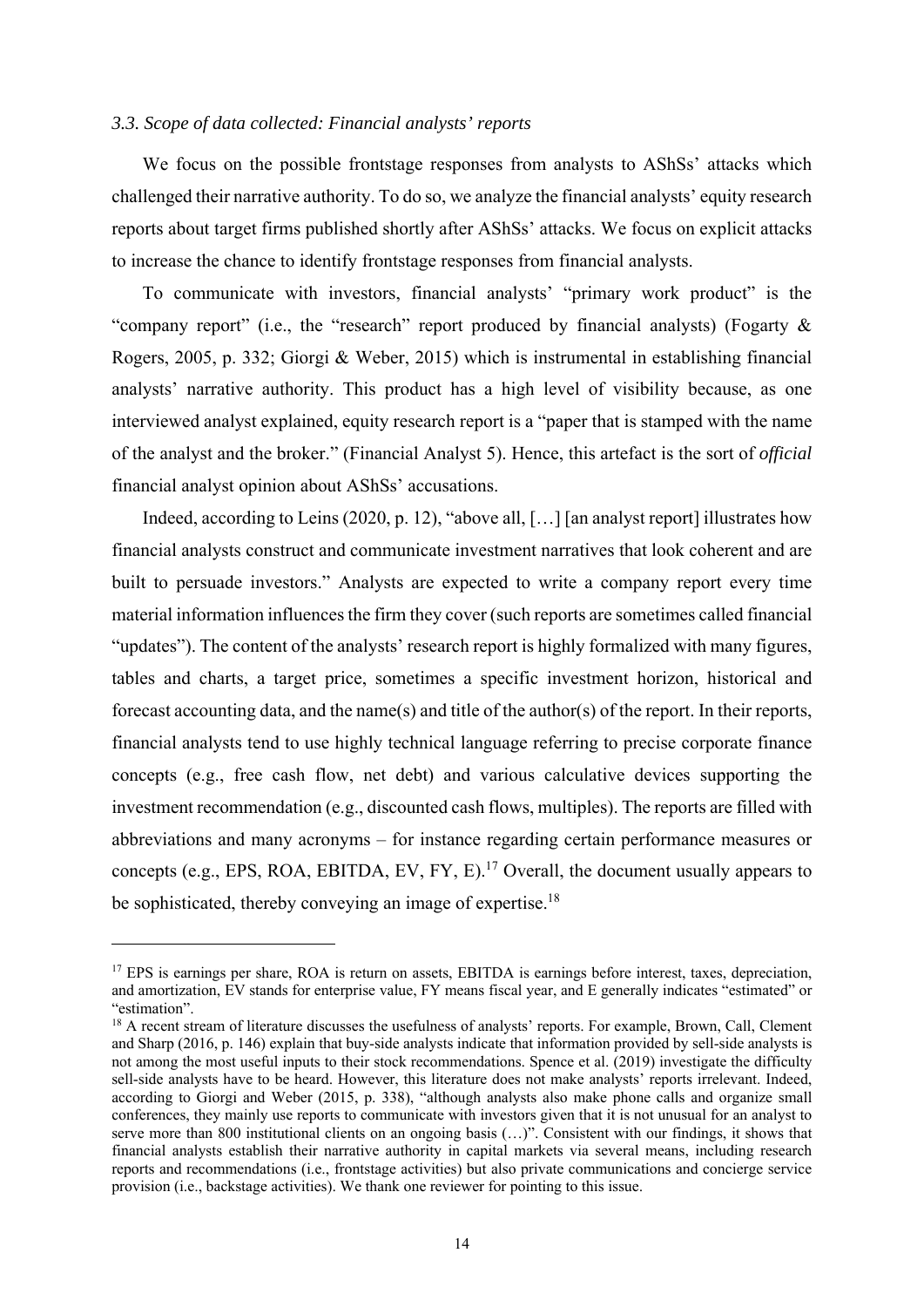### *3.3. Scope of data collected: Financial analysts' reports*

We focus on the possible frontstage responses from analysts to AShSs' attacks which challenged their narrative authority. To do so, we analyze the financial analysts' equity research reports about target firms published shortly after AShSs' attacks. We focus on explicit attacks to increase the chance to identify frontstage responses from financial analysts.

To communicate with investors, financial analysts' "primary work product" is the "company report" (i.e., the "research" report produced by financial analysts) (Fogarty & Rogers, 2005, p. 332; Giorgi & Weber, 2015) which is instrumental in establishing financial analysts' narrative authority. This product has a high level of visibility because, as one interviewed analyst explained, equity research report is a "paper that is stamped with the name of the analyst and the broker." (Financial Analyst 5). Hence, this artefact is the sort of *official* financial analyst opinion about AShSs' accusations.

Indeed, according to Leins (2020, p. 12), "above all, […] [an analyst report] illustrates how financial analysts construct and communicate investment narratives that look coherent and are built to persuade investors." Analysts are expected to write a company report every time material information influences the firm they cover (such reports are sometimes called financial "updates"). The content of the analysts' research report is highly formalized with many figures, tables and charts, a target price, sometimes a specific investment horizon, historical and forecast accounting data, and the name(s) and title of the author(s) of the report. In their reports, financial analysts tend to use highly technical language referring to precise corporate finance concepts (e.g., free cash flow, net debt) and various calculative devices supporting the investment recommendation (e.g., discounted cash flows, multiples). The reports are filled with abbreviations and many acronyms – for instance regarding certain performance measures or concepts (e.g., EPS, ROA, EBITDA, EV, FY, E).[17] Overall, the document usually appears to be sophisticated, thereby conveying an image of expertise.[18]

---

[17] EPS is earnings per share, ROA is return on assets, EBITDA is earnings before interest, taxes, depreciation, and amortization, EV stands for enterprise value, FY means fiscal year, and E generally indicates "estimated" or "estimation".

[18] A recent stream of literature discusses the usefulness of analysts' reports. For example, Brown, Call, Clement and Sharp (2016, p. 146) explain that buy-side analysts indicate that information provided by sell-side analysts is not among the most useful inputs to their stock recommendations. Spence et al. (2019) investigate the difficulty sell-side analysts have to be heard. However, this literature does not make analysts' reports irrelevant. Indeed, according to Giorgi and Weber (2015, p. 338), "although analysts also make phone calls and organize small conferences, they mainly use reports to communicate with investors given that it is not unusual for an analyst to serve more than 800 institutional clients on an ongoing basis (…)". Consistent with our findings, it shows that financial analysts establish their narrative authority in capital markets via several means, including research reports and recommendations (i.e., frontstage activities) but also private communications and concierge service provision (i.e., backstage activities). We thank one reviewer for pointing to this issue.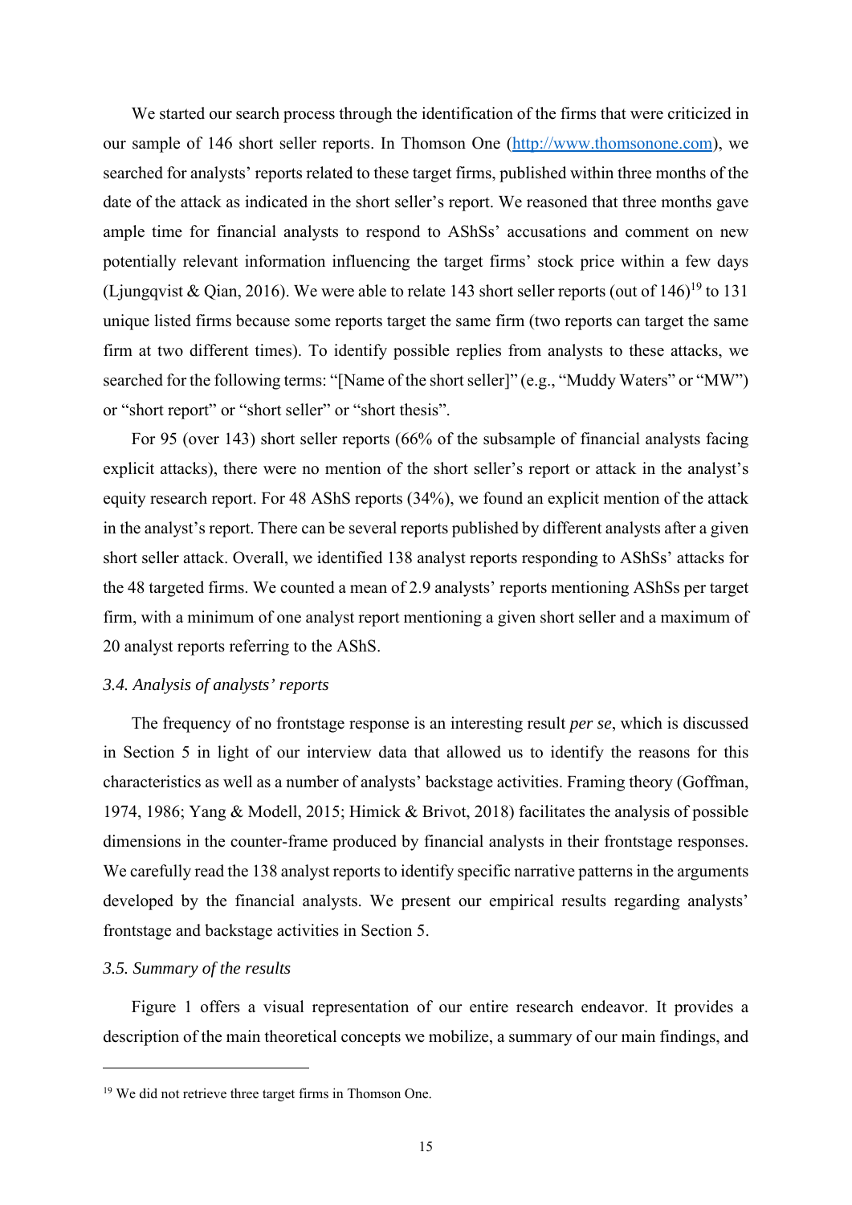We started our search process through the identification of the firms that were criticized in our sample of 146 short seller reports. In Thomson One (http://www.thomsonone.com), we searched for analysts' reports related to these target firms, published within three months of the date of the attack as indicated in the short seller's report. We reasoned that three months gave ample time for financial analysts to respond to AShSs' accusations and comment on new potentially relevant information influencing the target firms' stock price within a few days (Ljungqvist & Qian, 2016). We were able to relate 143 short seller reports (out of 146)[19] to 131 unique listed firms because some reports target the same firm (two reports can target the same firm at two different times). To identify possible replies from analysts to these attacks, we searched for the following terms: "[Name of the short seller]" (e.g., "Muddy Waters" or "MW") or "short report" or "short seller" or "short thesis".

For 95 (over 143) short seller reports (66% of the subsample of financial analysts facing explicit attacks), there were no mention of the short seller's report or attack in the analyst's equity research report. For 48 AShS reports (34%), we found an explicit mention of the attack in the analyst's report. There can be several reports published by different analysts after a given short seller attack. Overall, we identified 138 analyst reports responding to AShSs' attacks for the 48 targeted firms. We counted a mean of 2.9 analysts' reports mentioning AShSs per target firm, with a minimum of one analyst report mentioning a given short seller and a maximum of 20 analyst reports referring to the AShS.

### *3.4. Analysis of analysts' reports*

The frequency of no frontstage response is an interesting result *per se*, which is discussed in Section 5 in light of our interview data that allowed us to identify the reasons for this characteristics as well as a number of analysts' backstage activities. Framing theory (Goffman, 1974, 1986; Yang & Modell, 2015; Himick & Brivot, 2018) facilitates the analysis of possible dimensions in the counter-frame produced by financial analysts in their frontstage responses. We carefully read the 138 analyst reports to identify specific narrative patterns in the arguments developed by the financial analysts. We present our empirical results regarding analysts' frontstage and backstage activities in Section 5.

### *3.5. Summary of the results*

Figure 1 offers a visual representation of our entire research endeavor. It provides a description of the main theoretical concepts we mobilize, a summary of our main findings, and

[19] We did not retrieve three target firms in Thomson One.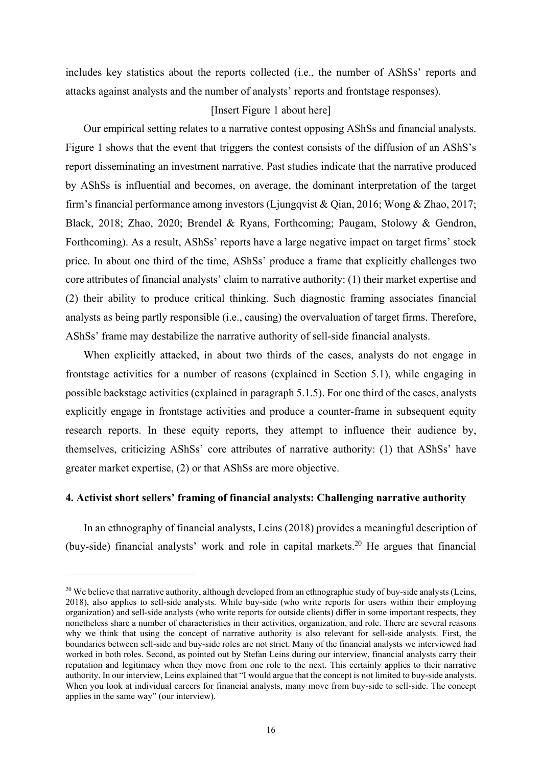includes key statistics about the reports collected (i.e., the number of AShSs' reports and attacks against analysts and the number of analysts' reports and frontstage responses).

[Insert Figure 1 about here]

Our empirical setting relates to a narrative contest opposing AShSs and financial analysts. Figure 1 shows that the event that triggers the contest consists of the diffusion of an AShS's report disseminating an investment narrative. Past studies indicate that the narrative produced by AShSs is influential and becomes, on average, the dominant interpretation of the target firm's financial performance among investors (Ljungqvist & Qian, 2016; Wong & Zhao, 2017; Black, 2018; Zhao, 2020; Brendel & Ryans, Forthcoming; Paugam, Stolowy & Gendron, Forthcoming). As a result, AShSs' reports have a large negative impact on target firms' stock price. In about one third of the time, AShSs' produce a frame that explicitly challenges two core attributes of financial analysts' claim to narrative authority: (1) their market expertise and (2) their ability to produce critical thinking. Such diagnostic framing associates financial analysts as being partly responsible (i.e., causing) the overvaluation of target firms. Therefore, AShSs' frame may destabilize the narrative authority of sell-side financial analysts.

When explicitly attacked, in about two thirds of the cases, analysts do not engage in frontstage activities for a number of reasons (explained in Section 5.1), while engaging in possible backstage activities (explained in paragraph 5.1.5). For one third of the cases, analysts explicitly engage in frontstage activities and produce a counter-frame in subsequent equity research reports. In these equity reports, they attempt to influence their audience by, themselves, criticizing AShSs' core attributes of narrative authority: (1) that AShSs' have greater market expertise, (2) or that AShSs are more objective.

## 4. Activist short sellers' framing of financial analysts: Challenging narrative authority

In an ethnography of financial analysts, Leins (2018) provides a meaningful description of (buy-side) financial analysts' work and role in capital markets.[20] He argues that financial

---

[20] We believe that narrative authority, although developed from an ethnographic study of buy-side analysts (Leins, 2018), also applies to sell-side analysts. While buy-side (who write reports for users within their employing organization) and sell-side analysts (who write reports for outside clients) differ in some important respects, they nonetheless share a number of characteristics in their activities, organization, and role. There are several reasons why we think that using the concept of narrative authority is also relevant for sell-side analysts. First, the boundaries between sell-side and buy-side roles are not strict. Many of the financial analysts we interviewed had worked in both roles. Second, as pointed out by Stefan Leins during our interview, financial analysts carry their reputation and legitimacy when they move from one role to the next. This certainly applies to their narrative authority. In our interview, Leins explained that "I would argue that the concept is not limited to buy-side analysts. When you look at individual careers for financial analysts, many move from buy-side to sell-side. The concept applies in the same way" (our interview).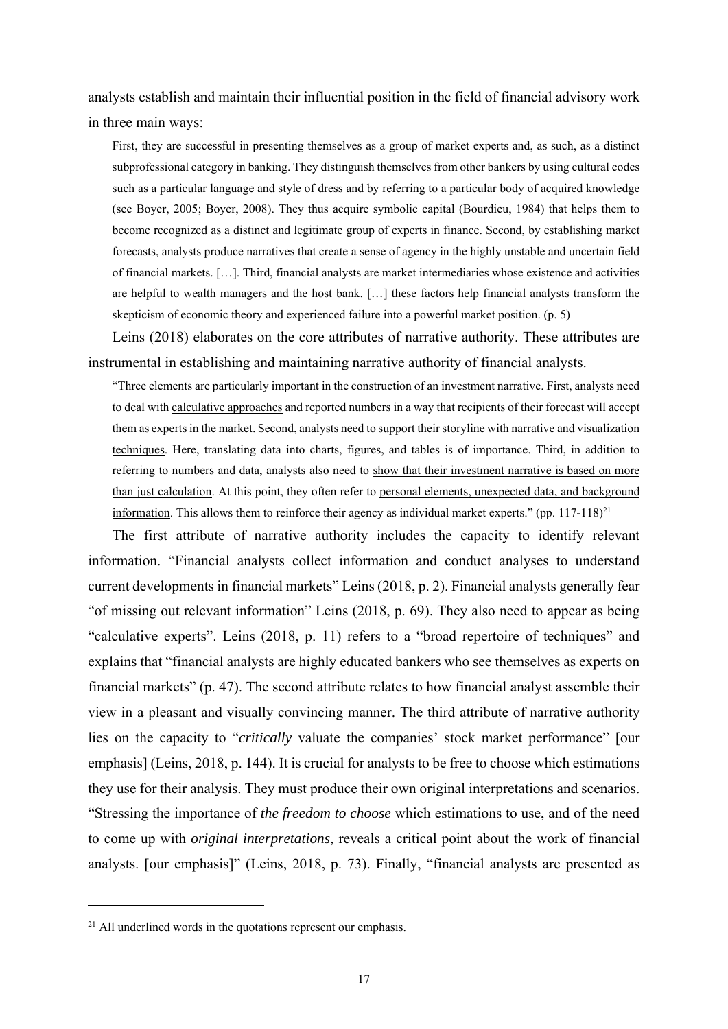analysts establish and maintain their influential position in the field of financial advisory work in three main ways:

> First, they are successful in presenting themselves as a group of market experts and, as such, as a distinct subprofessional category in banking. They distinguish themselves from other bankers by using cultural codes such as a particular language and style of dress and by referring to a particular body of acquired knowledge (see Boyer, 2005; Boyer, 2008). They thus acquire symbolic capital (Bourdieu, 1984) that helps them to become recognized as a distinct and legitimate group of experts in finance. Second, by establishing market forecasts, analysts produce narratives that create a sense of agency in the highly unstable and uncertain field of financial markets. […]. Third, financial analysts are market intermediaries whose existence and activities are helpful to wealth managers and the host bank. […] these factors help financial analysts transform the skepticism of economic theory and experienced failure into a powerful market position. (p. 5)

Leins (2018) elaborates on the core attributes of narrative authority. These attributes are instrumental in establishing and maintaining narrative authority of financial analysts.

> "Three elements are particularly important in the construction of an investment narrative. First, analysts need to deal with <u>calculative approaches</u> and reported numbers in a way that recipients of their forecast will accept them as experts in the market. Second, analysts need to <u>support their storyline with narrative and visualization techniques</u>. Here, translating data into charts, figures, and tables is of importance. Third, in addition to referring to numbers and data, analysts also need to <u>show that their investment narrative is based on more than just calculation</u>. At this point, they often refer to <u>personal elements, unexpected data, and background information</u>. This allows them to reinforce their agency as individual market experts." (pp. 117-118)[21]

The first attribute of narrative authority includes the capacity to identify relevant information. "Financial analysts collect information and conduct analyses to understand current developments in financial markets" Leins (2018, p. 2). Financial analysts generally fear "of missing out relevant information" Leins (2018, p. 69). They also need to appear as being "calculative experts". Leins (2018, p. 11) refers to a "broad repertoire of techniques" and explains that "financial analysts are highly educated bankers who see themselves as experts on financial markets" (p. 47). The second attribute relates to how financial analyst assemble their view in a pleasant and visually convincing manner. The third attribute of narrative authority lies on the capacity to "*critically* valuate the companies' stock market performance" [our emphasis] (Leins, 2018, p. 144). It is crucial for analysts to be free to choose which estimations they use for their analysis. They must produce their own original interpretations and scenarios. "Stressing the importance of *the freedom to choose* which estimations to use, and of the need to come up with *original interpretations*, reveals a critical point about the work of financial analysts. [our emphasis]" (Leins, 2018, p. 73). Finally, "financial analysts are presented as

[21] All underlined words in the quotations represent our emphasis.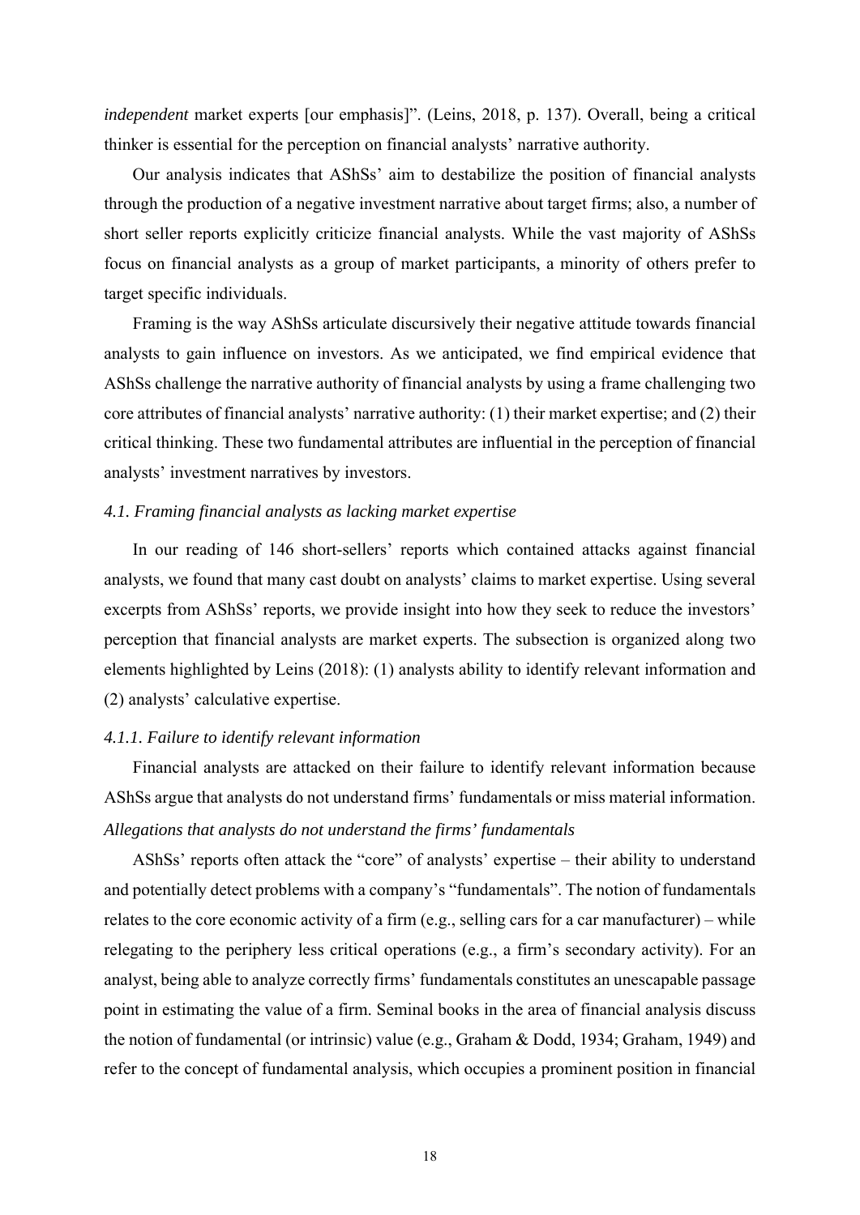*independent* market experts [our emphasis]". (Leins, 2018, p. 137). Overall, being a critical thinker is essential for the perception on financial analysts' narrative authority.

Our analysis indicates that AShSs' aim to destabilize the position of financial analysts through the production of a negative investment narrative about target firms; also, a number of short seller reports explicitly criticize financial analysts. While the vast majority of AShSs focus on financial analysts as a group of market participants, a minority of others prefer to target specific individuals.

Framing is the way AShSs articulate discursively their negative attitude towards financial analysts to gain influence on investors. As we anticipated, we find empirical evidence that AShSs challenge the narrative authority of financial analysts by using a frame challenging two core attributes of financial analysts' narrative authority: (1) their market expertise; and (2) their critical thinking. These two fundamental attributes are influential in the perception of financial analysts' investment narratives by investors.

### *4.1. Framing financial analysts as lacking market expertise*

In our reading of 146 short-sellers' reports which contained attacks against financial analysts, we found that many cast doubt on analysts' claims to market expertise. Using several excerpts from AShSs' reports, we provide insight into how they seek to reduce the investors' perception that financial analysts are market experts. The subsection is organized along two elements highlighted by Leins (2018): (1) analysts ability to identify relevant information and (2) analysts' calculative expertise.

#### *4.1.1. Failure to identify relevant information*

Financial analysts are attacked on their failure to identify relevant information because AShSs argue that analysts do not understand firms' fundamentals or miss material information.

*Allegations that analysts do not understand the firms' fundamentals*

AShSs' reports often attack the "core" of analysts' expertise – their ability to understand and potentially detect problems with a company's "fundamentals". The notion of fundamentals relates to the core economic activity of a firm (e.g., selling cars for a car manufacturer) – while relegating to the periphery less critical operations (e.g., a firm's secondary activity). For an analyst, being able to analyze correctly firms' fundamentals constitutes an unescapable passage point in estimating the value of a firm. Seminal books in the area of financial analysis discuss the notion of fundamental (or intrinsic) value (e.g., Graham & Dodd, 1934; Graham, 1949) and refer to the concept of fundamental analysis, which occupies a prominent position in financial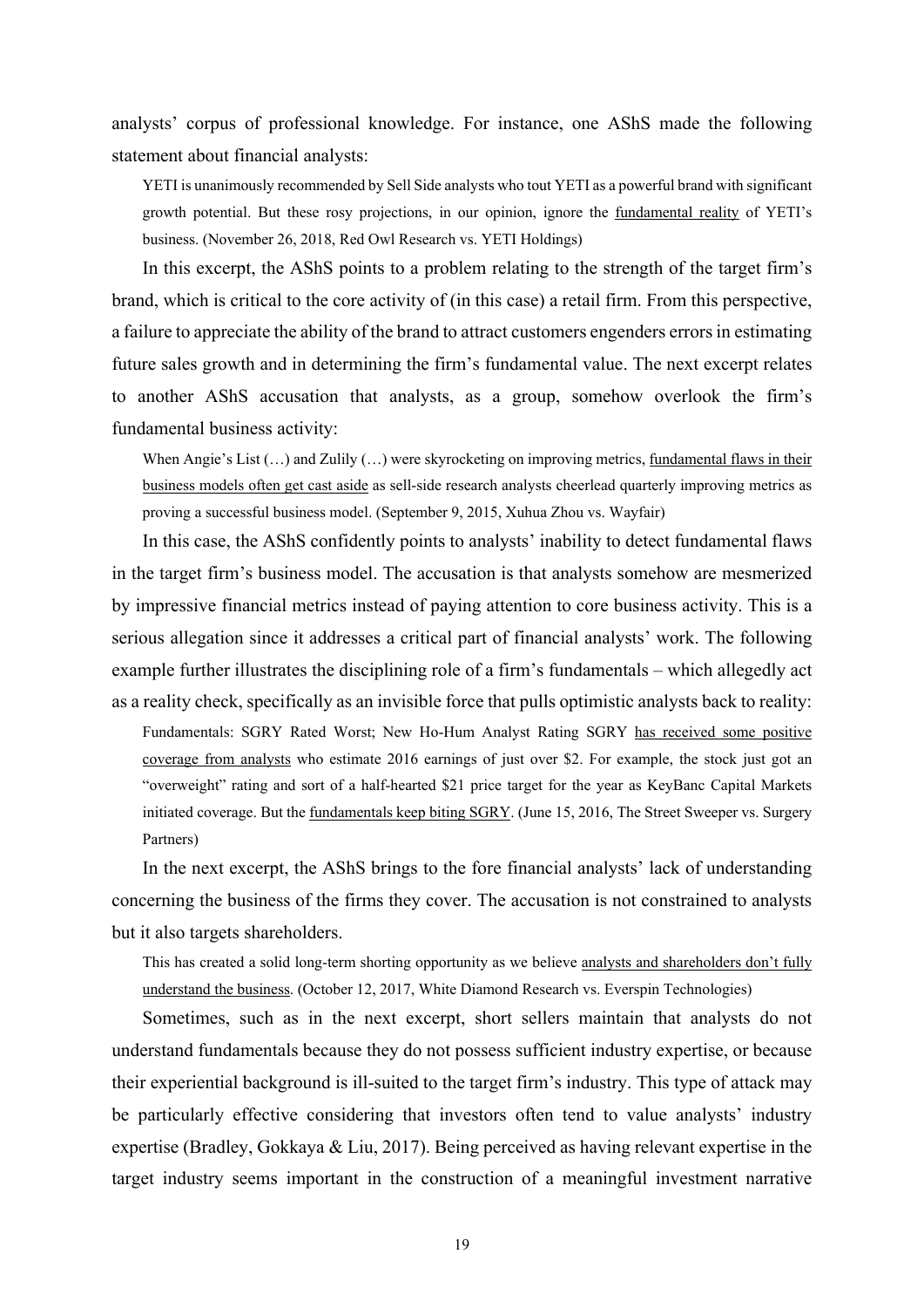analysts' corpus of professional knowledge. For instance, one AShS made the following statement about financial analysts:

> YETI is unanimously recommended by Sell Side analysts who tout YETI as a powerful brand with significant growth potential. But these rosy projections, in our opinion, ignore the <u>fundamental reality</u> of YETI's business. (November 26, 2018, Red Owl Research vs. YETI Holdings)

In this excerpt, the AShS points to a problem relating to the strength of the target firm's brand, which is critical to the core activity of (in this case) a retail firm. From this perspective, a failure to appreciate the ability of the brand to attract customers engenders errors in estimating future sales growth and in determining the firm's fundamental value. The next excerpt relates to another AShS accusation that analysts, as a group, somehow overlook the firm's fundamental business activity:

> When Angie's List (…) and Zulily (…) were skyrocketing on improving metrics, <u>fundamental flaws in their business models often get cast aside</u> as sell-side research analysts cheerlead quarterly improving metrics as proving a successful business model. (September 9, 2015, Xuhua Zhou vs. Wayfair)

In this case, the AShS confidently points to analysts' inability to detect fundamental flaws in the target firm's business model. The accusation is that analysts somehow are mesmerized by impressive financial metrics instead of paying attention to core business activity. This is a serious allegation since it addresses a critical part of financial analysts' work. The following example further illustrates the disciplining role of a firm's fundamentals – which allegedly act as a reality check, specifically as an invisible force that pulls optimistic analysts back to reality:

> Fundamentals: SGRY Rated Worst; New Ho-Hum Analyst Rating SGRY <u>has received some positive coverage from analysts</u> who estimate 2016 earnings of just over $2. For example, the stock just got an "overweight" rating and sort of a half-hearted $21 price target for the year as KeyBanc Capital Markets initiated coverage. But the <u>fundamentals keep biting SGRY</u>. (June 15, 2016, The Street Sweeper vs. Surgery Partners)

In the next excerpt, the AShS brings to the fore financial analysts' lack of understanding concerning the business of the firms they cover. The accusation is not constrained to analysts but it also targets shareholders.

> This has created a solid long-term shorting opportunity as we believe <u>analysts and shareholders don't fully understand the business</u>. (October 12, 2017, White Diamond Research vs. Everspin Technologies)

Sometimes, such as in the next excerpt, short sellers maintain that analysts do not understand fundamentals because they do not possess sufficient industry expertise, or because their experiential background is ill-suited to the target firm's industry. This type of attack may be particularly effective considering that investors often tend to value analysts' industry expertise (Bradley, Gokkaya & Liu, 2017). Being perceived as having relevant expertise in the target industry seems important in the construction of a meaningful investment narrative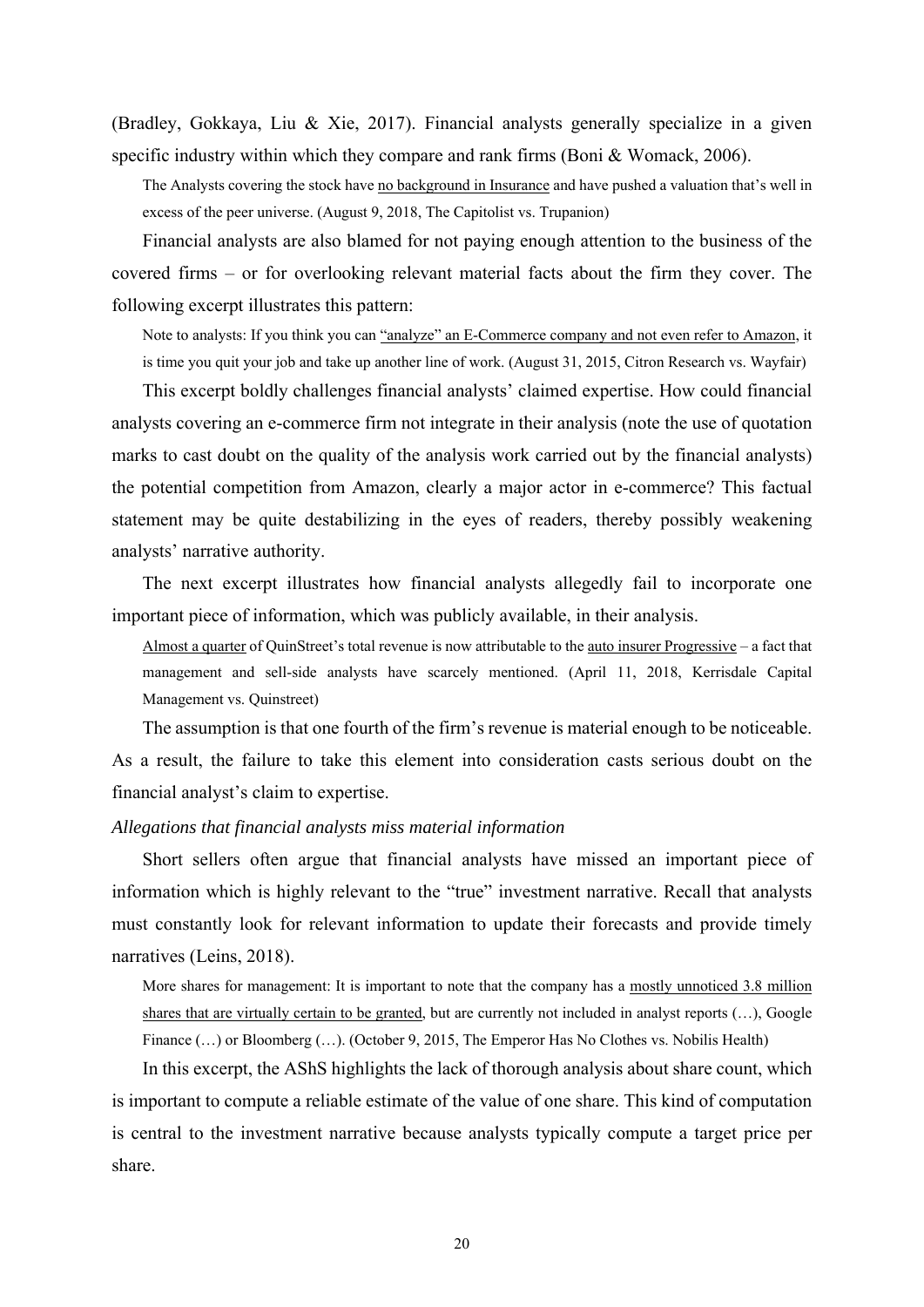(Bradley, Gokkaya, Liu & Xie, 2017). Financial analysts generally specialize in a given specific industry within which they compare and rank firms (Boni & Womack, 2006).

> The Analysts covering the stock have no background in Insurance and have pushed a valuation that's well in excess of the peer universe. (August 9, 2018, The Capitolist vs. Trupanion)

Financial analysts are also blamed for not paying enough attention to the business of the covered firms – or for overlooking relevant material facts about the firm they cover. The following excerpt illustrates this pattern:

> Note to analysts: If you think you can "analyze" an E-Commerce company and not even refer to Amazon, it is time you quit your job and take up another line of work. (August 31, 2015, Citron Research vs. Wayfair)

This excerpt boldly challenges financial analysts' claimed expertise. How could financial analysts covering an e-commerce firm not integrate in their analysis (note the use of quotation marks to cast doubt on the quality of the analysis work carried out by the financial analysts) the potential competition from Amazon, clearly a major actor in e-commerce? This factual statement may be quite destabilizing in the eyes of readers, thereby possibly weakening analysts' narrative authority.

The next excerpt illustrates how financial analysts allegedly fail to incorporate one important piece of information, which was publicly available, in their analysis.

> Almost a quarter of QuinStreet's total revenue is now attributable to the auto insurer Progressive – a fact that management and sell-side analysts have scarcely mentioned. (April 11, 2018, Kerrisdale Capital Management vs. Quinstreet)

The assumption is that one fourth of the firm's revenue is material enough to be noticeable. As a result, the failure to take this element into consideration casts serious doubt on the financial analyst's claim to expertise.

*Allegations that financial analysts miss material information*

Short sellers often argue that financial analysts have missed an important piece of information which is highly relevant to the "true" investment narrative. Recall that analysts must constantly look for relevant information to update their forecasts and provide timely narratives (Leins, 2018).

> More shares for management: It is important to note that the company has a mostly unnoticed 3.8 million shares that are virtually certain to be granted, but are currently not included in analyst reports (…), Google Finance (…) or Bloomberg (…). (October 9, 2015, The Emperor Has No Clothes vs. Nobilis Health)

In this excerpt, the AShS highlights the lack of thorough analysis about share count, which is important to compute a reliable estimate of the value of one share. This kind of computation is central to the investment narrative because analysts typically compute a target price per share.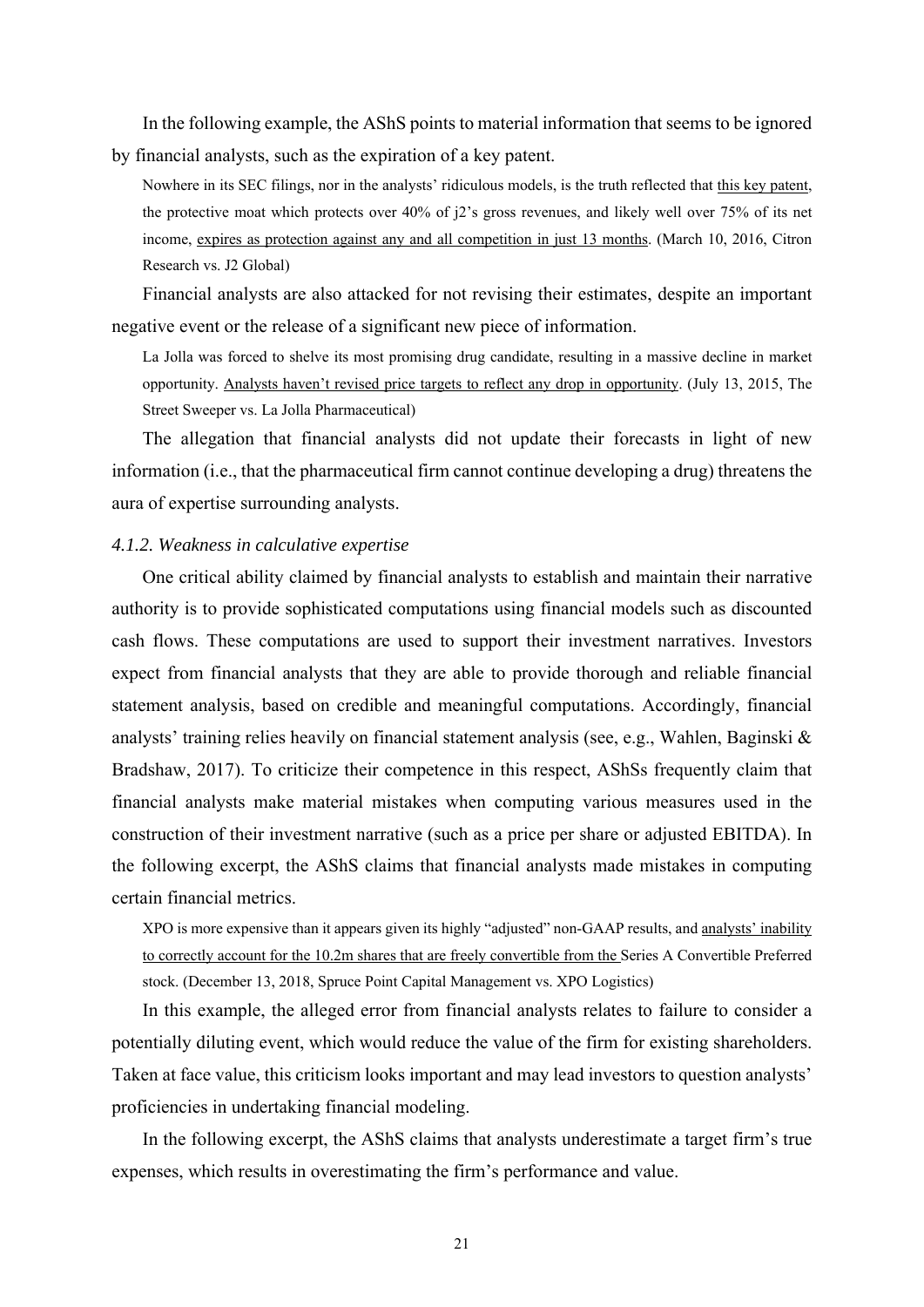In the following example, the AShS points to material information that seems to be ignored by financial analysts, such as the expiration of a key patent.

> Nowhere in its SEC filings, nor in the analysts' ridiculous models, is the truth reflected that <u>this key patent</u>, the protective moat which protects over 40% of j2's gross revenues, and likely well over 75% of its net income, <u>expires as protection against any and all competition in just 13 months</u>. (March 10, 2016, Citron Research vs. J2 Global)

Financial analysts are also attacked for not revising their estimates, despite an important negative event or the release of a significant new piece of information.

> La Jolla was forced to shelve its most promising drug candidate, resulting in a massive decline in market opportunity. <u>Analysts haven't revised price targets to reflect any drop in opportunity</u>. (July 13, 2015, The Street Sweeper vs. La Jolla Pharmaceutical)

The allegation that financial analysts did not update their forecasts in light of new information (i.e., that the pharmaceutical firm cannot continue developing a drug) threatens the aura of expertise surrounding analysts.

#### *4.1.2. Weakness in calculative expertise*

One critical ability claimed by financial analysts to establish and maintain their narrative authority is to provide sophisticated computations using financial models such as discounted cash flows. These computations are used to support their investment narratives. Investors expect from financial analysts that they are able to provide thorough and reliable financial statement analysis, based on credible and meaningful computations. Accordingly, financial analysts' training relies heavily on financial statement analysis (see, e.g., Wahlen, Baginski & Bradshaw, 2017). To criticize their competence in this respect, AShSs frequently claim that financial analysts make material mistakes when computing various measures used in the construction of their investment narrative (such as a price per share or adjusted EBITDA). In the following excerpt, the AShS claims that financial analysts made mistakes in computing certain financial metrics.

> XPO is more expensive than it appears given its highly "adjusted" non-GAAP results, and <u>analysts' inability to correctly account for the 10.2m shares that are freely convertible from the</u> Series A Convertible Preferred stock. (December 13, 2018, Spruce Point Capital Management vs. XPO Logistics)

In this example, the alleged error from financial analysts relates to failure to consider a potentially diluting event, which would reduce the value of the firm for existing shareholders. Taken at face value, this criticism looks important and may lead investors to question analysts' proficiencies in undertaking financial modeling.

In the following excerpt, the AShS claims that analysts underestimate a target firm's true expenses, which results in overestimating the firm's performance and value.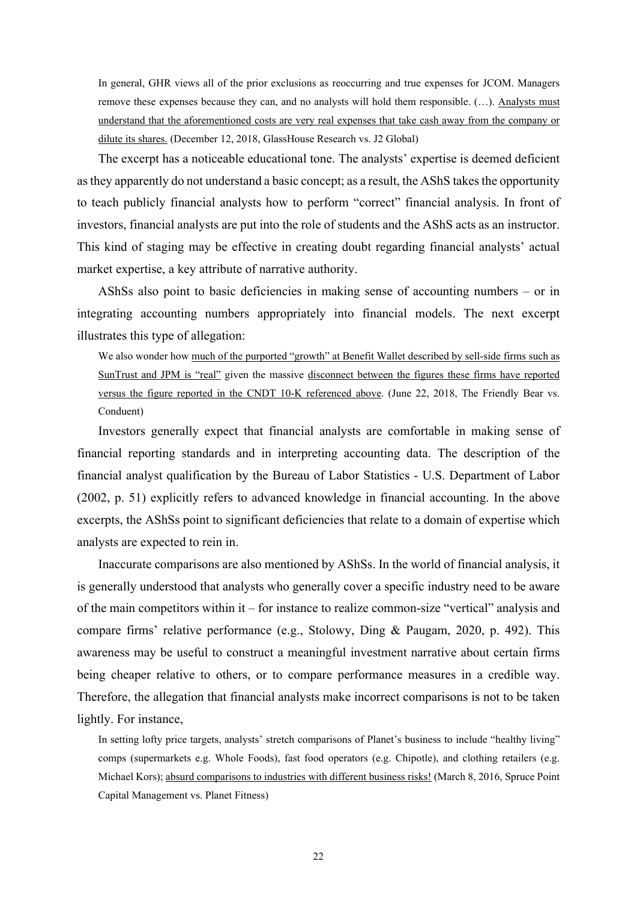> In general, GHR views all of the prior exclusions as reoccurring and true expenses for JCOM. Managers remove these expenses because they can, and no analysts will hold them responsible. (…). <u>Analysts must understand that the aforementioned costs are very real expenses that take cash away from the company or dilute its shares.</u> (December 12, 2018, GlassHouse Research vs. J2 Global)

The excerpt has a noticeable educational tone. The analysts' expertise is deemed deficient as they apparently do not understand a basic concept; as a result, the AShS takes the opportunity to teach publicly financial analysts how to perform "correct" financial analysis. In front of investors, financial analysts are put into the role of students and the AShS acts as an instructor. This kind of staging may be effective in creating doubt regarding financial analysts' actual market expertise, a key attribute of narrative authority.

AShSs also point to basic deficiencies in making sense of accounting numbers – or in integrating accounting numbers appropriately into financial models. The next excerpt illustrates this type of allegation:

> We also wonder how <u>much of the purported "growth" at Benefit Wallet described by sell-side firms such as SunTrust and JPM is "real"</u> given the massive <u>disconnect between the figures these firms have reported versus the figure reported in the CNDT 10-K referenced above</u>. (June 22, 2018, The Friendly Bear vs. Conduent)

Investors generally expect that financial analysts are comfortable in making sense of financial reporting standards and in interpreting accounting data. The description of the financial analyst qualification by the Bureau of Labor Statistics - U.S. Department of Labor (2002, p. 51) explicitly refers to advanced knowledge in financial accounting. In the above excerpts, the AShSs point to significant deficiencies that relate to a domain of expertise which analysts are expected to rein in.

Inaccurate comparisons are also mentioned by AShSs. In the world of financial analysis, it is generally understood that analysts who generally cover a specific industry need to be aware of the main competitors within it – for instance to realize common-size "vertical" analysis and compare firms' relative performance (e.g., Stolowy, Ding & Paugam, 2020, p. 492). This awareness may be useful to construct a meaningful investment narrative about certain firms being cheaper relative to others, or to compare performance measures in a credible way. Therefore, the allegation that financial analysts make incorrect comparisons is not to be taken lightly. For instance,

> In setting lofty price targets, analysts' stretch comparisons of Planet's business to include "healthy living" comps (supermarkets e.g. Whole Foods), fast food operators (e.g. Chipotle), and clothing retailers (e.g. Michael Kors); <u>absurd comparisons to industries with different business risks!</u> (March 8, 2016, Spruce Point Capital Management vs. Planet Fitness)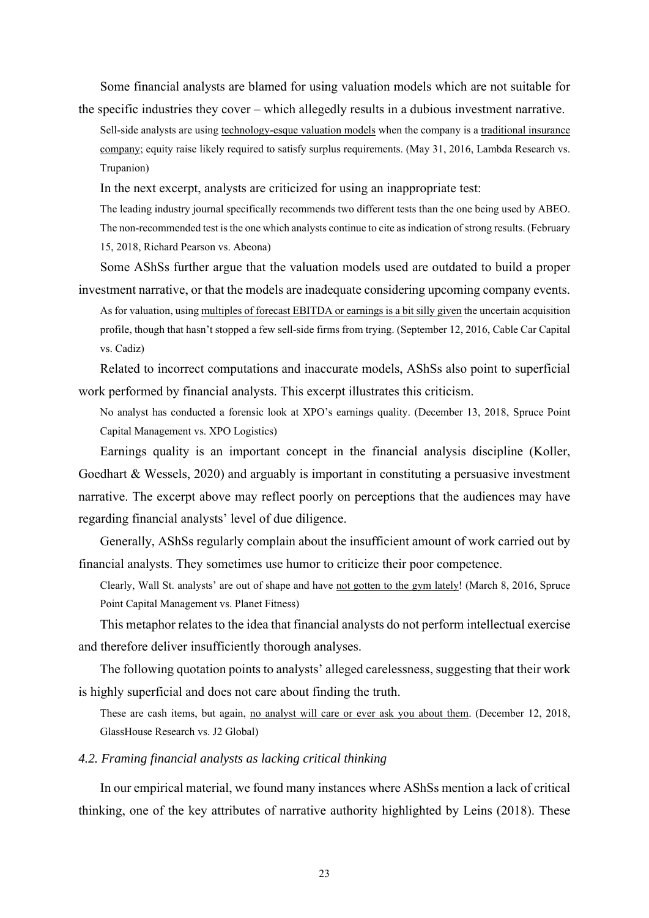Some financial analysts are blamed for using valuation models which are not suitable for the specific industries they cover – which allegedly results in a dubious investment narrative.

> Sell-side analysts are using <u>technology-esque valuation models</u> when the company is a <u>traditional insurance company</u>; equity raise likely required to satisfy surplus requirements. (May 31, 2016, Lambda Research vs. Trupanion)

In the next excerpt, analysts are criticized for using an inappropriate test:

> The leading industry journal specifically recommends two different tests than the one being used by ABEO. The non-recommended test is the one which analysts continue to cite as indication of strong results. (February 15, 2018, Richard Pearson vs. Abeona)

Some AShSs further argue that the valuation models used are outdated to build a proper investment narrative, or that the models are inadequate considering upcoming company events.

> As for valuation, using <u>multiples of forecast EBITDA or earnings is a bit silly given</u> the uncertain acquisition profile, though that hasn't stopped a few sell-side firms from trying. (September 12, 2016, Cable Car Capital vs. Cadiz)

Related to incorrect computations and inaccurate models, AShSs also point to superficial work performed by financial analysts. This excerpt illustrates this criticism.

> No analyst has conducted a forensic look at XPO's earnings quality. (December 13, 2018, Spruce Point Capital Management vs. XPO Logistics)

Earnings quality is an important concept in the financial analysis discipline (Koller, Goedhart & Wessels, 2020) and arguably is important in constituting a persuasive investment narrative. The excerpt above may reflect poorly on perceptions that the audiences may have regarding financial analysts' level of due diligence.

Generally, AShSs regularly complain about the insufficient amount of work carried out by financial analysts. They sometimes use humor to criticize their poor competence.

> Clearly, Wall St. analysts' are out of shape and have <u>not gotten to the gym lately</u>! (March 8, 2016, Spruce Point Capital Management vs. Planet Fitness)

This metaphor relates to the idea that financial analysts do not perform intellectual exercise and therefore deliver insufficiently thorough analyses.

The following quotation points to analysts' alleged carelessness, suggesting that their work is highly superficial and does not care about finding the truth.

> These are cash items, but again, <u>no analyst will care or ever ask you about them</u>. (December 12, 2018, GlassHouse Research vs. J2 Global)

### *4.2. Framing financial analysts as lacking critical thinking*

In our empirical material, we found many instances where AShSs mention a lack of critical thinking, one of the key attributes of narrative authority highlighted by Leins (2018). These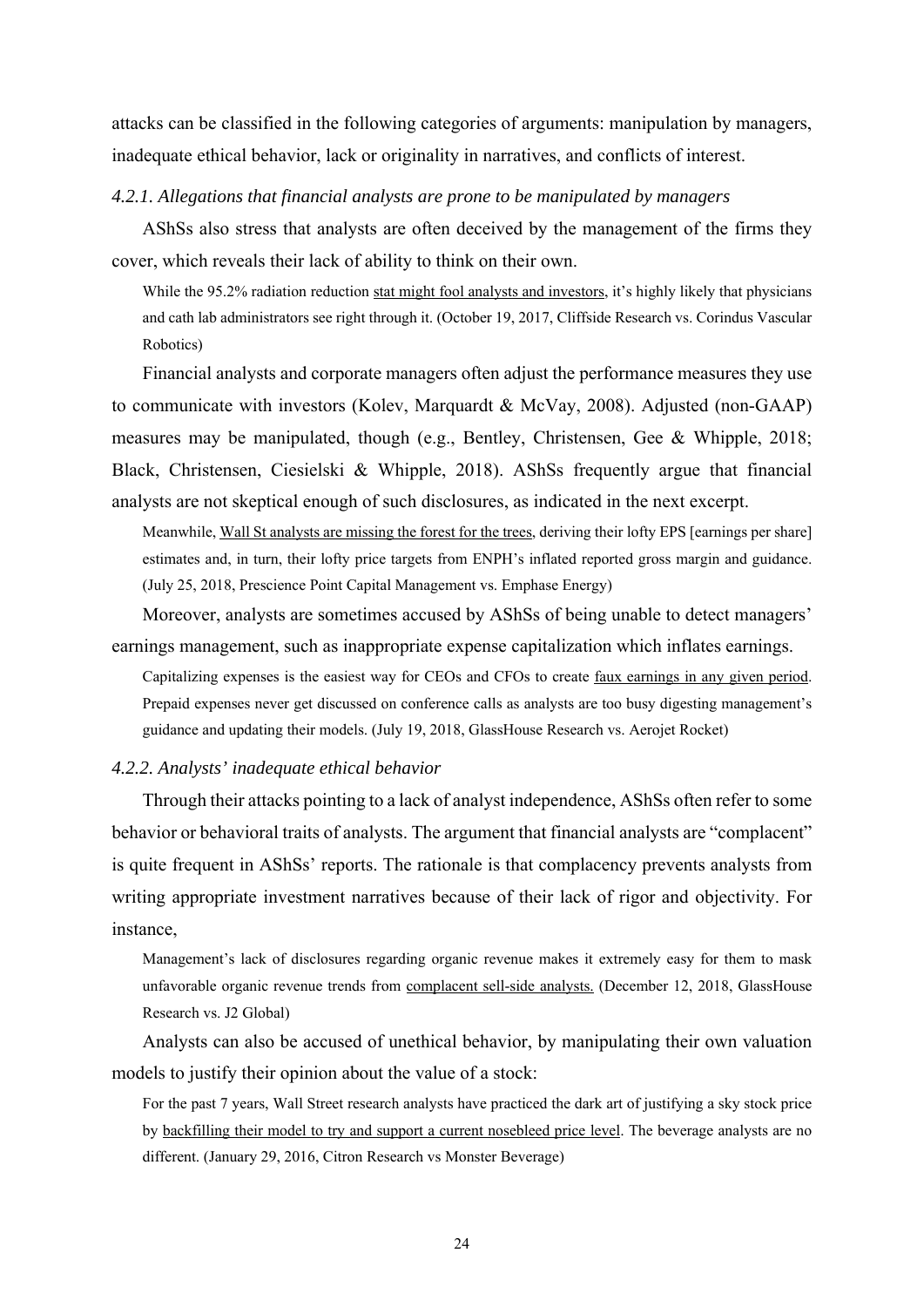attacks can be classified in the following categories of arguments: manipulation by managers, inadequate ethical behavior, lack or originality in narratives, and conflicts of interest.

#### *4.2.1. Allegations that financial analysts are prone to be manipulated by managers*

AShSs also stress that analysts are often deceived by the management of the firms they cover, which reveals their lack of ability to think on their own.

> While the 95.2% radiation reduction stat might fool analysts and investors, it's highly likely that physicians and cath lab administrators see right through it. (October 19, 2017, Cliffside Research vs. Corindus Vascular Robotics)

Financial analysts and corporate managers often adjust the performance measures they use to communicate with investors (Kolev, Marquardt & McVay, 2008). Adjusted (non-GAAP) measures may be manipulated, though (e.g., Bentley, Christensen, Gee & Whipple, 2018; Black, Christensen, Ciesielski & Whipple, 2018). AShSs frequently argue that financial analysts are not skeptical enough of such disclosures, as indicated in the next excerpt.

> Meanwhile, Wall St analysts are missing the forest for the trees, deriving their lofty EPS [earnings per share] estimates and, in turn, their lofty price targets from ENPH's inflated reported gross margin and guidance. (July 25, 2018, Prescience Point Capital Management vs. Emphase Energy)

Moreover, analysts are sometimes accused by AShSs of being unable to detect managers' earnings management, such as inappropriate expense capitalization which inflates earnings.

> Capitalizing expenses is the easiest way for CEOs and CFOs to create faux earnings in any given period. Prepaid expenses never get discussed on conference calls as analysts are too busy digesting management's guidance and updating their models. (July 19, 2018, GlassHouse Research vs. Aerojet Rocket)

#### *4.2.2. Analysts' inadequate ethical behavior*

Through their attacks pointing to a lack of analyst independence, AShSs often refer to some behavior or behavioral traits of analysts. The argument that financial analysts are "complacent" is quite frequent in AShSs' reports. The rationale is that complacency prevents analysts from writing appropriate investment narratives because of their lack of rigor and objectivity. For instance,

> Management's lack of disclosures regarding organic revenue makes it extremely easy for them to mask unfavorable organic revenue trends from complacent sell-side analysts. (December 12, 2018, GlassHouse Research vs. J2 Global)

Analysts can also be accused of unethical behavior, by manipulating their own valuation models to justify their opinion about the value of a stock:

> For the past 7 years, Wall Street research analysts have practiced the dark art of justifying a sky stock price by backfilling their model to try and support a current nosebleed price level. The beverage analysts are no different. (January 29, 2016, Citron Research vs Monster Beverage)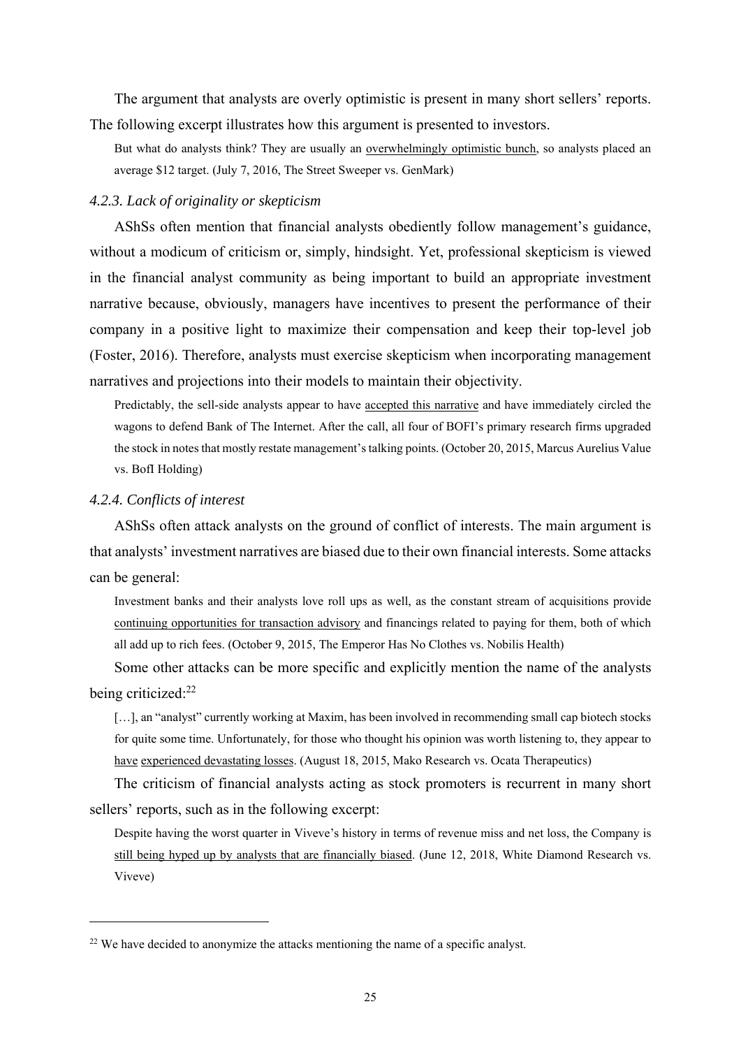The argument that analysts are overly optimistic is present in many short sellers' reports. The following excerpt illustrates how this argument is presented to investors.

> But what do analysts think? They are usually an <u>overwhelmingly optimistic bunch</u>, so analysts placed an average $12 target. (July 7, 2016, The Street Sweeper vs. GenMark)

### *4.2.3. Lack of originality or skepticism*

AShSs often mention that financial analysts obediently follow management's guidance, without a modicum of criticism or, simply, hindsight. Yet, professional skepticism is viewed in the financial analyst community as being important to build an appropriate investment narrative because, obviously, managers have incentives to present the performance of their company in a positive light to maximize their compensation and keep their top-level job (Foster, 2016). Therefore, analysts must exercise skepticism when incorporating management narratives and projections into their models to maintain their objectivity.

> Predictably, the sell-side analysts appear to have <u>accepted this narrative</u> and have immediately circled the wagons to defend Bank of The Internet. After the call, all four of BOFI's primary research firms upgraded the stock in notes that mostly restate management's talking points. (October 20, 2015, Marcus Aurelius Value vs. BofI Holding)

### *4.2.4. Conflicts of interest*

AShSs often attack analysts on the ground of conflict of interests. The main argument is that analysts' investment narratives are biased due to their own financial interests. Some attacks can be general:

> Investment banks and their analysts love roll ups as well, as the constant stream of acquisitions provide <u>continuing opportunities for transaction advisory</u> and financings related to paying for them, both of which all add up to rich fees. (October 9, 2015, The Emperor Has No Clothes vs. Nobilis Health)

Some other attacks can be more specific and explicitly mention the name of the analysts being criticized:[22]

> […], an "analyst" currently working at Maxim, has been involved in recommending small cap biotech stocks for quite some time. Unfortunately, for those who thought his opinion was worth listening to, they appear to <u>have experienced devastating losses</u>. (August 18, 2015, Mako Research vs. Ocata Therapeutics)

The criticism of financial analysts acting as stock promoters is recurrent in many short sellers' reports, such as in the following excerpt:

> Despite having the worst quarter in Viveve's history in terms of revenue miss and net loss, the Company is <u>still being hyped up by analysts that are financially biased</u>. (June 12, 2018, White Diamond Research vs. Viveve)

---

[22] We have decided to anonymize the attacks mentioning the name of a specific analyst.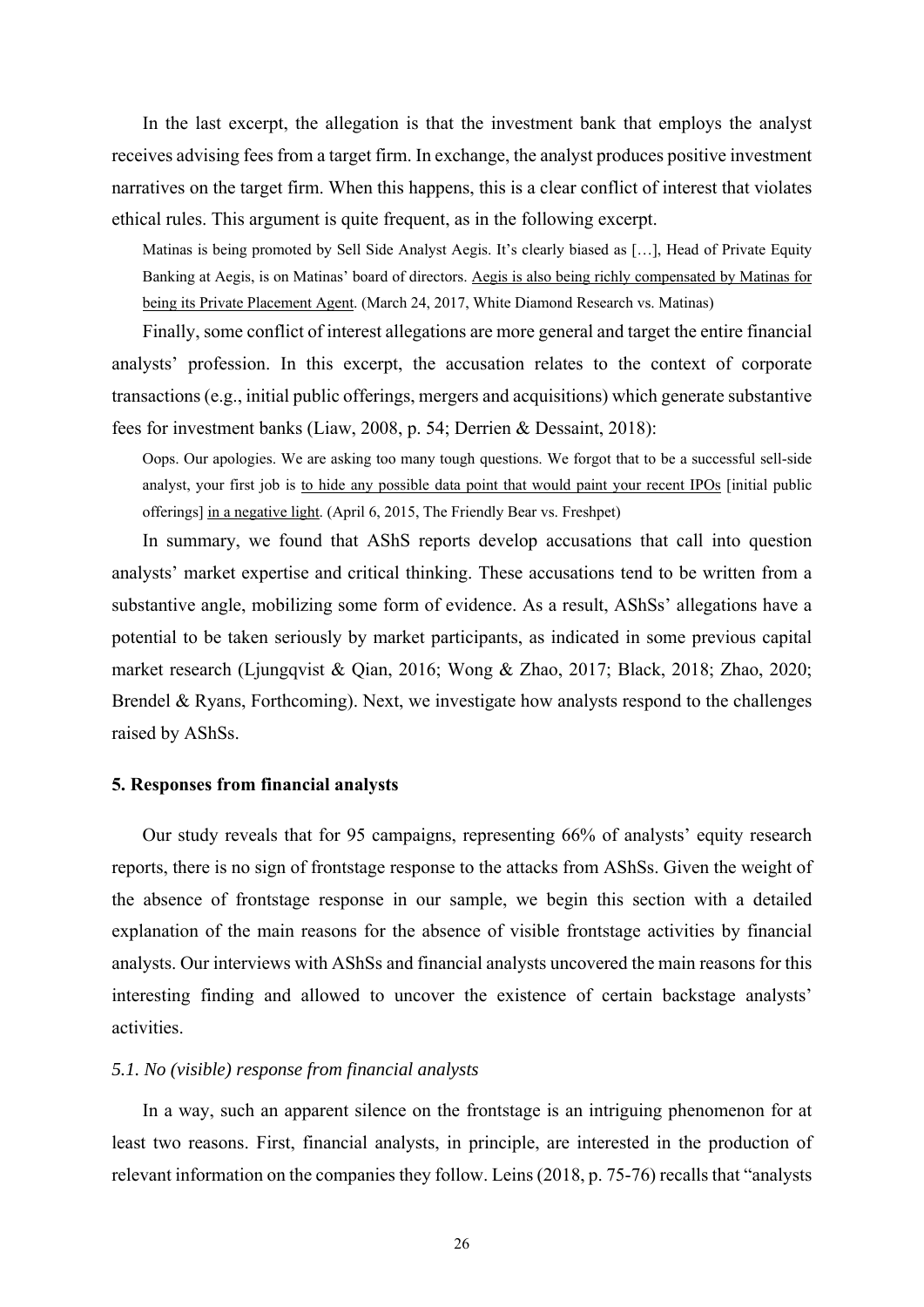In the last excerpt, the allegation is that the investment bank that employs the analyst receives advising fees from a target firm. In exchange, the analyst produces positive investment narratives on the target firm. When this happens, this is a clear conflict of interest that violates ethical rules. This argument is quite frequent, as in the following excerpt.

> Matinas is being promoted by Sell Side Analyst Aegis. It's clearly biased as […], Head of Private Equity Banking at Aegis, is on Matinas' board of directors. <u>Aegis is also being richly compensated by Matinas for being its Private Placement Agent</u>. (March 24, 2017, White Diamond Research vs. Matinas)

Finally, some conflict of interest allegations are more general and target the entire financial analysts' profession. In this excerpt, the accusation relates to the context of corporate transactions (e.g., initial public offerings, mergers and acquisitions) which generate substantive fees for investment banks (Liaw, 2008, p. 54; Derrien & Dessaint, 2018):

> Oops. Our apologies. We are asking too many tough questions. We forgot that to be a successful sell-side analyst, your first job is <u>to hide any possible data point that would paint your recent IPOs</u> [initial public offerings] <u>in a negative light</u>. (April 6, 2015, The Friendly Bear vs. Freshpet)

In summary, we found that AShS reports develop accusations that call into question analysts' market expertise and critical thinking. These accusations tend to be written from a substantive angle, mobilizing some form of evidence. As a result, AShSs' allegations have a potential to be taken seriously by market participants, as indicated in some previous capital market research (Ljungqvist & Qian, 2016; Wong & Zhao, 2017; Black, 2018; Zhao, 2020; Brendel & Ryans, Forthcoming). Next, we investigate how analysts respond to the challenges raised by AShSs.

## 5. Responses from financial analysts

Our study reveals that for 95 campaigns, representing 66% of analysts' equity research reports, there is no sign of frontstage response to the attacks from AShSs. Given the weight of the absence of frontstage response in our sample, we begin this section with a detailed explanation of the main reasons for the absence of visible frontstage activities by financial analysts. Our interviews with AShSs and financial analysts uncovered the main reasons for this interesting finding and allowed to uncover the existence of certain backstage analysts' activities.

### *5.1. No (visible) response from financial analysts*

In a way, such an apparent silence on the frontstage is an intriguing phenomenon for at least two reasons. First, financial analysts, in principle, are interested in the production of relevant information on the companies they follow. Leins (2018, p. 75-76) recalls that "analysts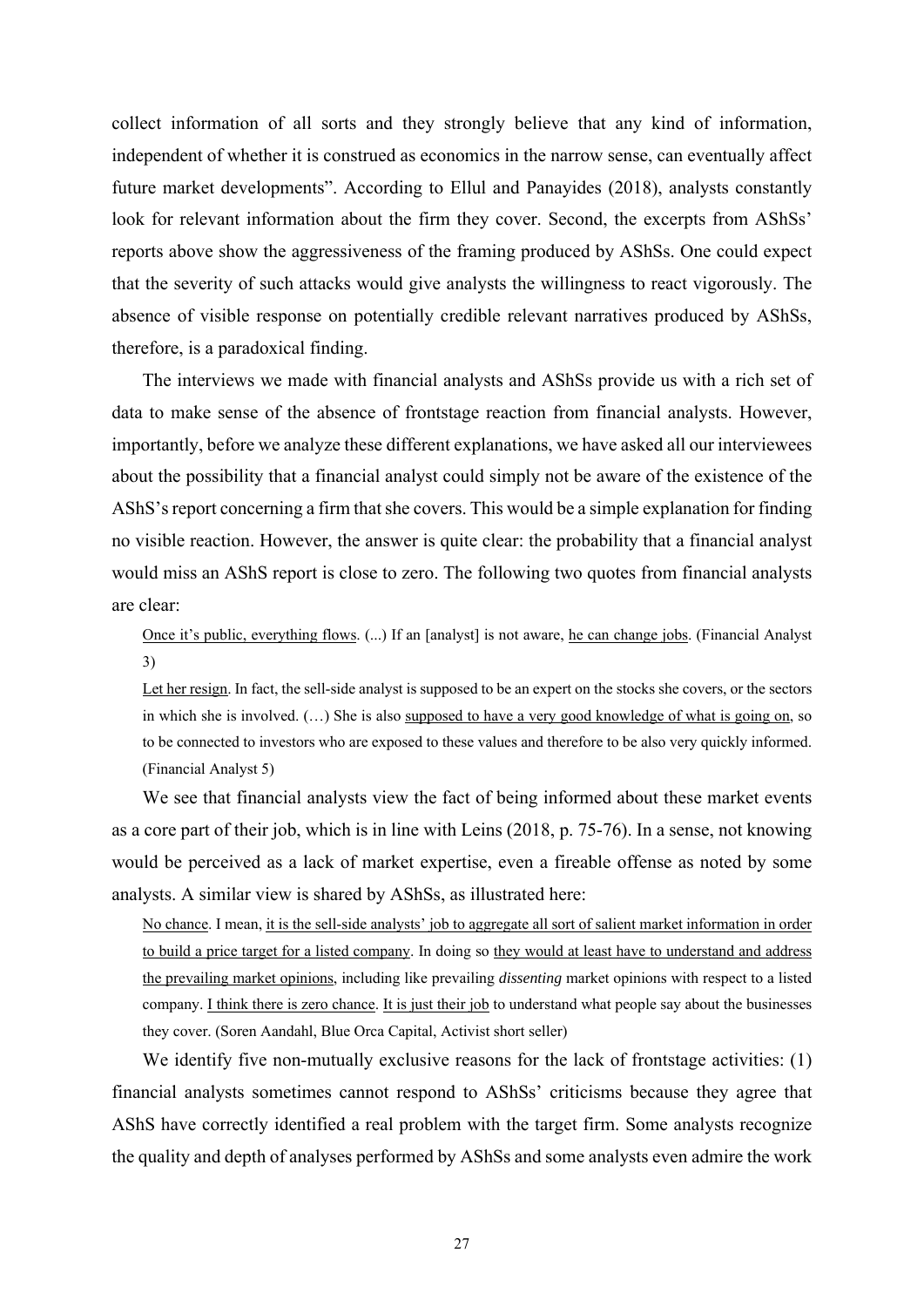collect information of all sorts and they strongly believe that any kind of information, independent of whether it is construed as economics in the narrow sense, can eventually affect future market developments". According to Ellul and Panayides (2018), analysts constantly look for relevant information about the firm they cover. Second, the excerpts from AShSs' reports above show the aggressiveness of the framing produced by AShSs. One could expect that the severity of such attacks would give analysts the willingness to react vigorously. The absence of visible response on potentially credible relevant narratives produced by AShSs, therefore, is a paradoxical finding.

The interviews we made with financial analysts and AShSs provide us with a rich set of data to make sense of the absence of frontstage reaction from financial analysts. However, importantly, before we analyze these different explanations, we have asked all our interviewees about the possibility that a financial analyst could simply not be aware of the existence of the AShS's report concerning a firm that she covers. This would be a simple explanation for finding no visible reaction. However, the answer is quite clear: the probability that a financial analyst would miss an AShS report is close to zero. The following two quotes from financial analysts are clear:

> <u>Once it's public, everything flows</u>. (...) If an [analyst] is not aware, <u>he can change jobs</u>. (Financial Analyst 3)
>
> <u>Let her resign</u>. In fact, the sell-side analyst is supposed to be an expert on the stocks she covers, or the sectors in which she is involved. (…) She is also <u>supposed to have a very good knowledge of what is going on</u>, so to be connected to investors who are exposed to these values and therefore to be also very quickly informed. (Financial Analyst 5)

We see that financial analysts view the fact of being informed about these market events as a core part of their job, which is in line with Leins (2018, p. 75-76). In a sense, not knowing would be perceived as a lack of market expertise, even a fireable offense as noted by some analysts. A similar view is shared by AShSs, as illustrated here:

> <u>No chance</u>. I mean, <u>it is the sell-side analysts' job to aggregate all sort of salient market information in order to build a price target for a listed company</u>. In doing so <u>they would at least have to understand and address the prevailing market opinions</u>, including like prevailing *dissenting* market opinions with respect to a listed company. <u>I think there is zero chance</u>. <u>It is just their job</u> to understand what people say about the businesses they cover. (Soren Aandahl, Blue Orca Capital, Activist short seller)

We identify five non-mutually exclusive reasons for the lack of frontstage activities: (1) financial analysts sometimes cannot respond to AShSs' criticisms because they agree that AShS have correctly identified a real problem with the target firm. Some analysts recognize the quality and depth of analyses performed by AShSs and some analysts even admire the work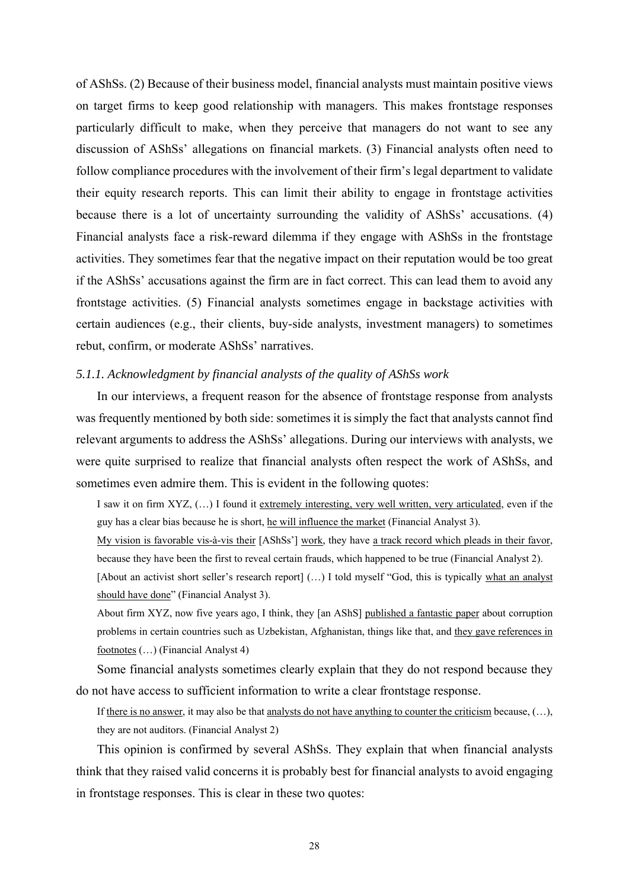of AShSs. (2) Because of their business model, financial analysts must maintain positive views on target firms to keep good relationship with managers. This makes frontstage responses particularly difficult to make, when they perceive that managers do not want to see any discussion of AShSs' allegations on financial markets. (3) Financial analysts often need to follow compliance procedures with the involvement of their firm's legal department to validate their equity research reports. This can limit their ability to engage in frontstage activities because there is a lot of uncertainty surrounding the validity of AShSs' accusations. (4) Financial analysts face a risk-reward dilemma if they engage with AShSs in the frontstage activities. They sometimes fear that the negative impact on their reputation would be too great if the AShSs' accusations against the firm are in fact correct. This can lead them to avoid any frontstage activities. (5) Financial analysts sometimes engage in backstage activities with certain audiences (e.g., their clients, buy-side analysts, investment managers) to sometimes rebut, confirm, or moderate AShSs' narratives.

#### *5.1.1. Acknowledgment by financial analysts of the quality of AShSs work*

In our interviews, a frequent reason for the absence of frontstage response from analysts was frequently mentioned by both side: sometimes it is simply the fact that analysts cannot find relevant arguments to address the AShSs' allegations. During our interviews with analysts, we were quite surprised to realize that financial analysts often respect the work of AShSs, and sometimes even admire them. This is evident in the following quotes:

> I saw it on firm XYZ, (…) I found it <u>extremely interesting, very well written, very articulated</u>, even if the guy has a clear bias because he is short, <u>he will influence the market</u> (Financial Analyst 3).
>
> <u>My vision is favorable vis-à-vis their</u> [AShSs'] <u>work</u>, they have <u>a track record which pleads in their favor</u>, because they have been the first to reveal certain frauds, which happened to be true (Financial Analyst 2).
>
> [About an activist short seller's research report] (…) I told myself "God, this is typically <u>what an analyst should have done</u>" (Financial Analyst 3).
>
> About firm XYZ, now five years ago, I think, they [an AShS] <u>published a fantastic paper</u> about corruption problems in certain countries such as Uzbekistan, Afghanistan, things like that, and <u>they gave references in footnotes</u> (…) (Financial Analyst 4)

Some financial analysts sometimes clearly explain that they do not respond because they do not have access to sufficient information to write a clear frontstage response.

> If <u>there is no answer</u>, it may also be that <u>analysts do not have anything to counter the criticism</u> because, (…), they are not auditors. (Financial Analyst 2)

This opinion is confirmed by several AShSs. They explain that when financial analysts think that they raised valid concerns it is probably best for financial analysts to avoid engaging in frontstage responses. This is clear in these two quotes: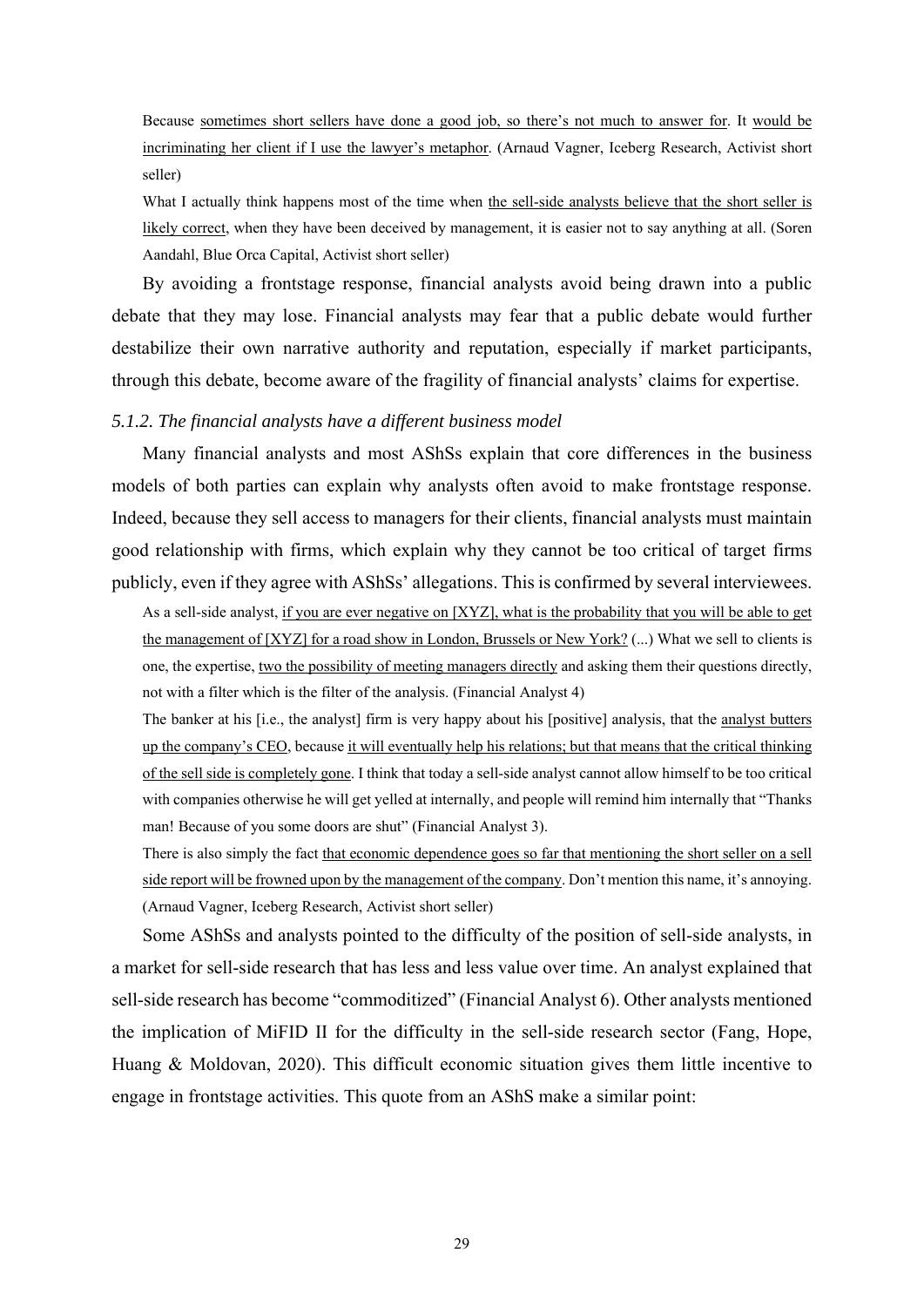Because <u>sometimes short sellers have done a good job, so there's not much to answer for</u>. It <u>would be incriminating her client if I use the lawyer's metaphor</u>. (Arnaud Vagner, Iceberg Research, Activist short seller)

What I actually think happens most of the time when <u>the sell-side analysts believe that the short seller is likely correct</u>, when they have been deceived by management, it is easier not to say anything at all. (Soren Aandahl, Blue Orca Capital, Activist short seller)

By avoiding a frontstage response, financial analysts avoid being drawn into a public debate that they may lose. Financial analysts may fear that a public debate would further destabilize their own narrative authority and reputation, especially if market participants, through this debate, become aware of the fragility of financial analysts' claims for expertise.

### *5.1.2. The financial analysts have a different business model*

Many financial analysts and most AShSs explain that core differences in the business models of both parties can explain why analysts often avoid to make frontstage response. Indeed, because they sell access to managers for their clients, financial analysts must maintain good relationship with firms, which explain why they cannot be too critical of target firms publicly, even if they agree with AShSs' allegations. This is confirmed by several interviewees.

As a sell-side analyst, <u>if you are ever negative on [XYZ], what is the probability that you will be able to get the management of [XYZ] for a road show in London, Brussels or New York?</u> (...) What we sell to clients is one, the expertise, <u>two the possibility of meeting managers directly</u> and asking them their questions directly, not with a filter which is the filter of the analysis. (Financial Analyst 4)

The banker at his [i.e., the analyst] firm is very happy about his [positive] analysis, that the <u>analyst butters up the company's CEO</u>, because <u>it will eventually help his relations; but that means that the critical thinking of the sell side is completely gone</u>. I think that today a sell-side analyst cannot allow himself to be too critical with companies otherwise he will get yelled at internally, and people will remind him internally that "Thanks man! Because of you some doors are shut" (Financial Analyst 3).

There is also simply the fact <u>that economic dependence goes so far that mentioning the short seller on a sell side report will be frowned upon by the management of the company</u>. Don't mention this name, it's annoying. (Arnaud Vagner, Iceberg Research, Activist short seller)

Some AShSs and analysts pointed to the difficulty of the position of sell-side analysts, in a market for sell-side research that has less and less value over time. An analyst explained that sell-side research has become "commoditized" (Financial Analyst 6). Other analysts mentioned the implication of MiFID II for the difficulty in the sell-side research sector (Fang, Hope, Huang & Moldovan, 2020). This difficult economic situation gives them little incentive to engage in frontstage activities. This quote from an AShS make a similar point: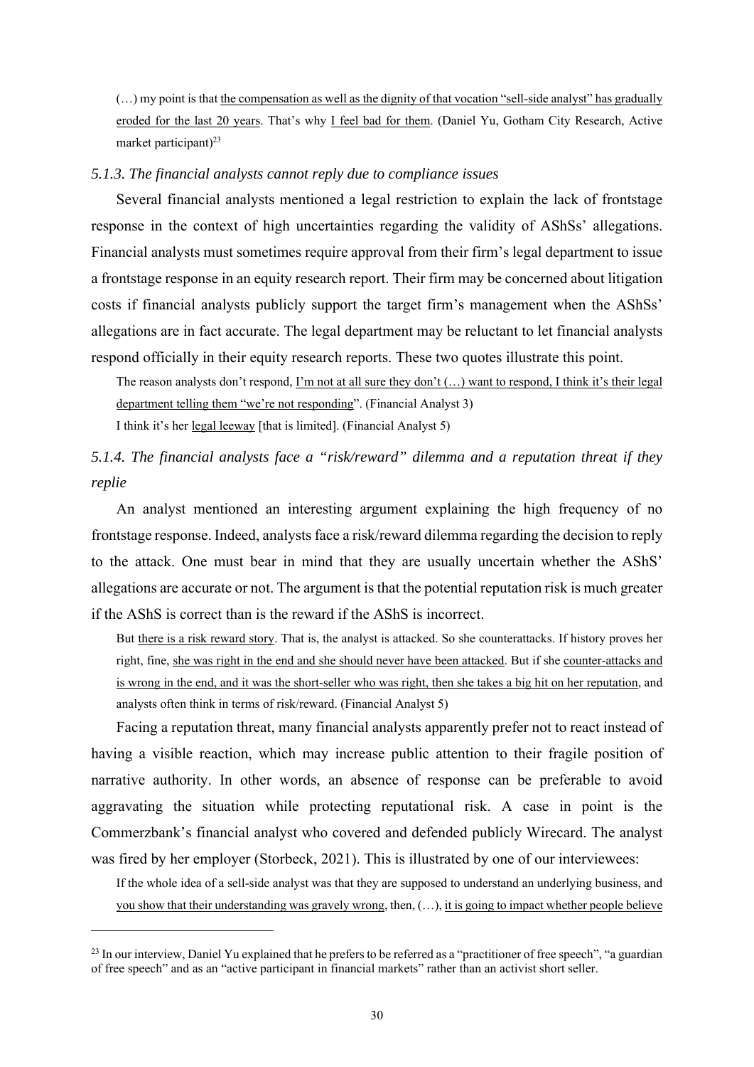(…) my point is that the compensation as well as the dignity of that vocation "sell-side analyst" has gradually eroded for the last 20 years. That's why I feel bad for them. (Daniel Yu, Gotham City Research, Active market participant)[23]

### *5.1.3. The financial analysts cannot reply due to compliance issues*

Several financial analysts mentioned a legal restriction to explain the lack of frontstage response in the context of high uncertainties regarding the validity of AShSs' allegations. Financial analysts must sometimes require approval from their firm's legal department to issue a frontstage response in an equity research report. Their firm may be concerned about litigation costs if financial analysts publicly support the target firm's management when the AShSs' allegations are in fact accurate. The legal department may be reluctant to let financial analysts respond officially in their equity research reports. These two quotes illustrate this point.

> The reason analysts don't respond, I'm not at all sure they don't (…) want to respond, I think it's their legal department telling them "we're not responding". (Financial Analyst 3)
>
> I think it's her legal leeway [that is limited]. (Financial Analyst 5)

### *5.1.4. The financial analysts face a "risk/reward" dilemma and a reputation threat if they replie*

An analyst mentioned an interesting argument explaining the high frequency of no frontstage response. Indeed, analysts face a risk/reward dilemma regarding the decision to reply to the attack. One must bear in mind that they are usually uncertain whether the AShS' allegations are accurate or not. The argument is that the potential reputation risk is much greater if the AShS is correct than is the reward if the AShS is incorrect.

> But there is a risk reward story. That is, the analyst is attacked. So she counterattacks. If history proves her right, fine, she was right in the end and she should never have been attacked. But if she counter-attacks and is wrong in the end, and it was the short-seller who was right, then she takes a big hit on her reputation, and analysts often think in terms of risk/reward. (Financial Analyst 5)

Facing a reputation threat, many financial analysts apparently prefer not to react instead of having a visible reaction, which may increase public attention to their fragile position of narrative authority. In other words, an absence of response can be preferable to avoid aggravating the situation while protecting reputational risk. A case in point is the Commerzbank's financial analyst who covered and defended publicly Wirecard. The analyst was fired by her employer (Storbeck, 2021). This is illustrated by one of our interviewees:

> If the whole idea of a sell-side analyst was that they are supposed to understand an underlying business, and you show that their understanding was gravely wrong, then, (…), it is going to impact whether people believe

[23] In our interview, Daniel Yu explained that he prefers to be referred as a "practitioner of free speech", "a guardian of free speech" and as an "active participant in financial markets" rather than an activist short seller.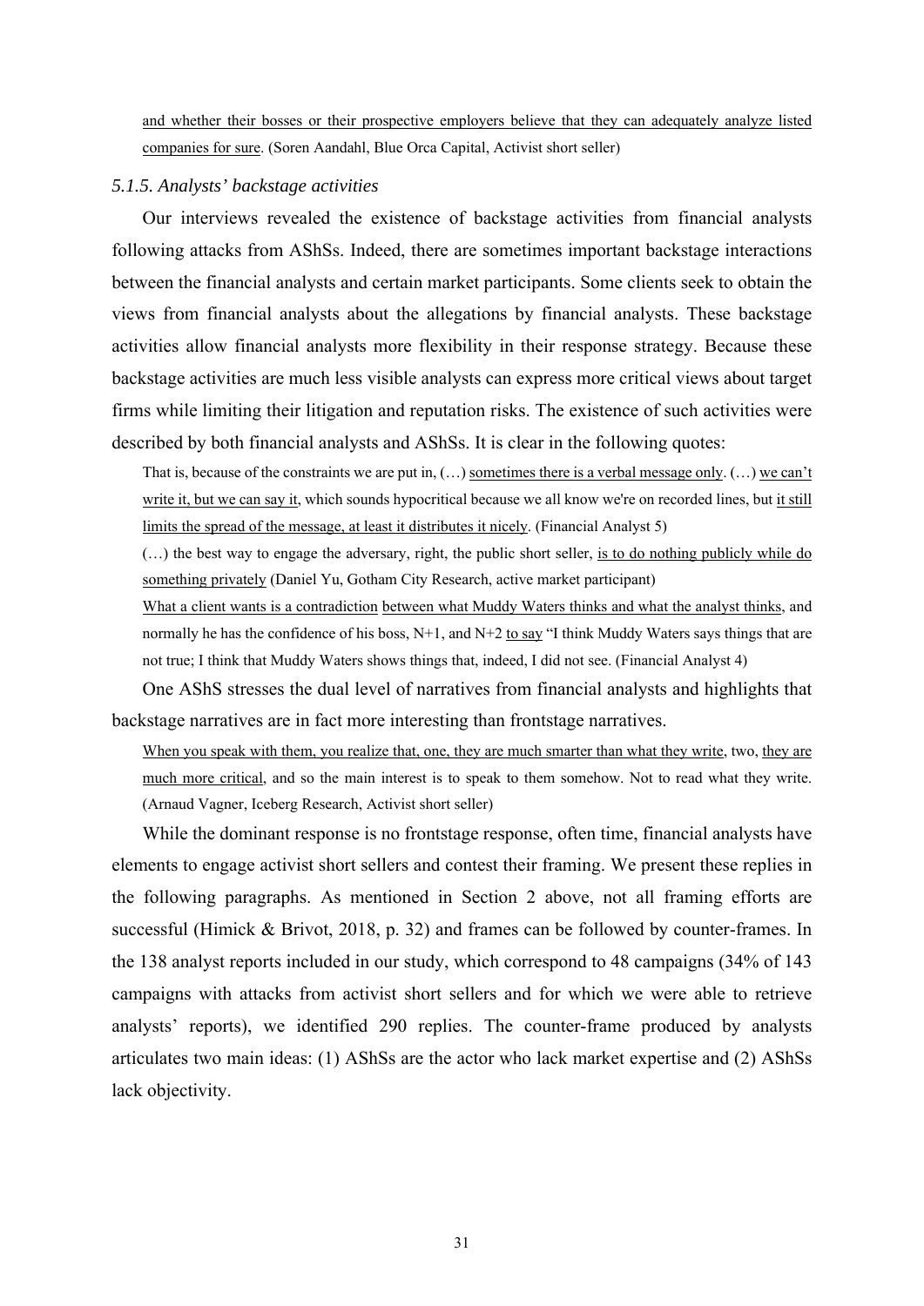and whether their bosses or their prospective employers believe that they can adequately analyze listed companies for sure. (Soren Aandahl, Blue Orca Capital, Activist short seller)

### *5.1.5. Analysts' backstage activities*

Our interviews revealed the existence of backstage activities from financial analysts following attacks from AShSs. Indeed, there are sometimes important backstage interactions between the financial analysts and certain market participants. Some clients seek to obtain the views from financial analysts about the allegations by financial analysts. These backstage activities allow financial analysts more flexibility in their response strategy. Because these backstage activities are much less visible analysts can express more critical views about target firms while limiting their litigation and reputation risks. The existence of such activities were described by both financial analysts and AShSs. It is clear in the following quotes:

> That is, because of the constraints we are put in, (…) sometimes there is a verbal message only. (…) we can't write it, but we can say it, which sounds hypocritical because we all know we're on recorded lines, but it still limits the spread of the message, at least it distributes it nicely. (Financial Analyst 5)
>
> (…) the best way to engage the adversary, right, the public short seller, is to do nothing publicly while do something privately (Daniel Yu, Gotham City Research, active market participant)
>
> What a client wants is a contradiction between what Muddy Waters thinks and what the analyst thinks, and normally he has the confidence of his boss, N+1, and N+2 to say "I think Muddy Waters says things that are not true; I think that Muddy Waters shows things that, indeed, I did not see. (Financial Analyst 4)

One AShS stresses the dual level of narratives from financial analysts and highlights that backstage narratives are in fact more interesting than frontstage narratives.

> When you speak with them, you realize that, one, they are much smarter than what they write, two, they are much more critical, and so the main interest is to speak to them somehow. Not to read what they write. (Arnaud Vagner, Iceberg Research, Activist short seller)

While the dominant response is no frontstage response, often time, financial analysts have elements to engage activist short sellers and contest their framing. We present these replies in the following paragraphs. As mentioned in Section 2 above, not all framing efforts are successful (Himick & Brivot, 2018, p. 32) and frames can be followed by counter-frames. In the 138 analyst reports included in our study, which correspond to 48 campaigns (34% of 143 campaigns with attacks from activist short sellers and for which we were able to retrieve analysts' reports), we identified 290 replies. The counter-frame produced by analysts articulates two main ideas: (1) AShSs are the actor who lack market expertise and (2) AShSs lack objectivity.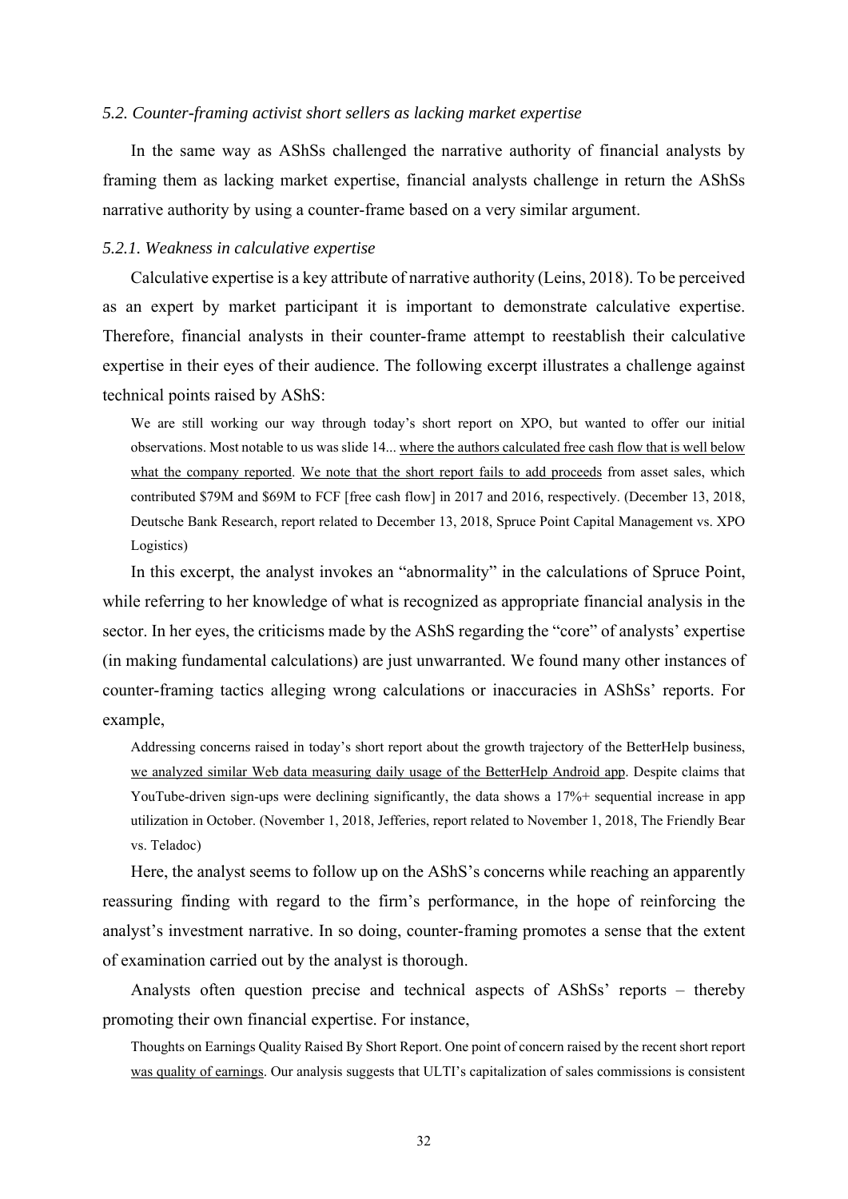### *5.2. Counter-framing activist short sellers as lacking market expertise*

In the same way as AShSs challenged the narrative authority of financial analysts by framing them as lacking market expertise, financial analysts challenge in return the AShSs narrative authority by using a counter-frame based on a very similar argument.

#### *5.2.1. Weakness in calculative expertise*

Calculative expertise is a key attribute of narrative authority (Leins, 2018). To be perceived as an expert by market participant it is important to demonstrate calculative expertise. Therefore, financial analysts in their counter-frame attempt to reestablish their calculative expertise in their eyes of their audience. The following excerpt illustrates a challenge against technical points raised by AShS:

> We are still working our way through today's short report on XPO, but wanted to offer our initial observations. Most notable to us was slide 14... <u>where the authors calculated free cash flow that is well below what the company reported</u>. <u>We note that the short report fails to add proceeds</u> from asset sales, which contributed $79M and $69M to FCF [free cash flow] in 2017 and 2016, respectively. (December 13, 2018, Deutsche Bank Research, report related to December 13, 2018, Spruce Point Capital Management vs. XPO Logistics)

In this excerpt, the analyst invokes an "abnormality" in the calculations of Spruce Point, while referring to her knowledge of what is recognized as appropriate financial analysis in the sector. In her eyes, the criticisms made by the AShS regarding the "core" of analysts' expertise (in making fundamental calculations) are just unwarranted. We found many other instances of counter-framing tactics alleging wrong calculations or inaccuracies in AShSs' reports. For example,

> Addressing concerns raised in today's short report about the growth trajectory of the BetterHelp business, <u>we analyzed similar Web data measuring daily usage of the BetterHelp Android app</u>. Despite claims that YouTube-driven sign-ups were declining significantly, the data shows a 17%+ sequential increase in app utilization in October. (November 1, 2018, Jefferies, report related to November 1, 2018, The Friendly Bear vs. Teladoc)

Here, the analyst seems to follow up on the AShS's concerns while reaching an apparently reassuring finding with regard to the firm's performance, in the hope of reinforcing the analyst's investment narrative. In so doing, counter-framing promotes a sense that the extent of examination carried out by the analyst is thorough.

Analysts often question precise and technical aspects of AShSs' reports – thereby promoting their own financial expertise. For instance,

> Thoughts on Earnings Quality Raised By Short Report. One point of concern raised by the recent short report <u>was quality of earnings</u>. Our analysis suggests that ULTI's capitalization of sales commissions is consistent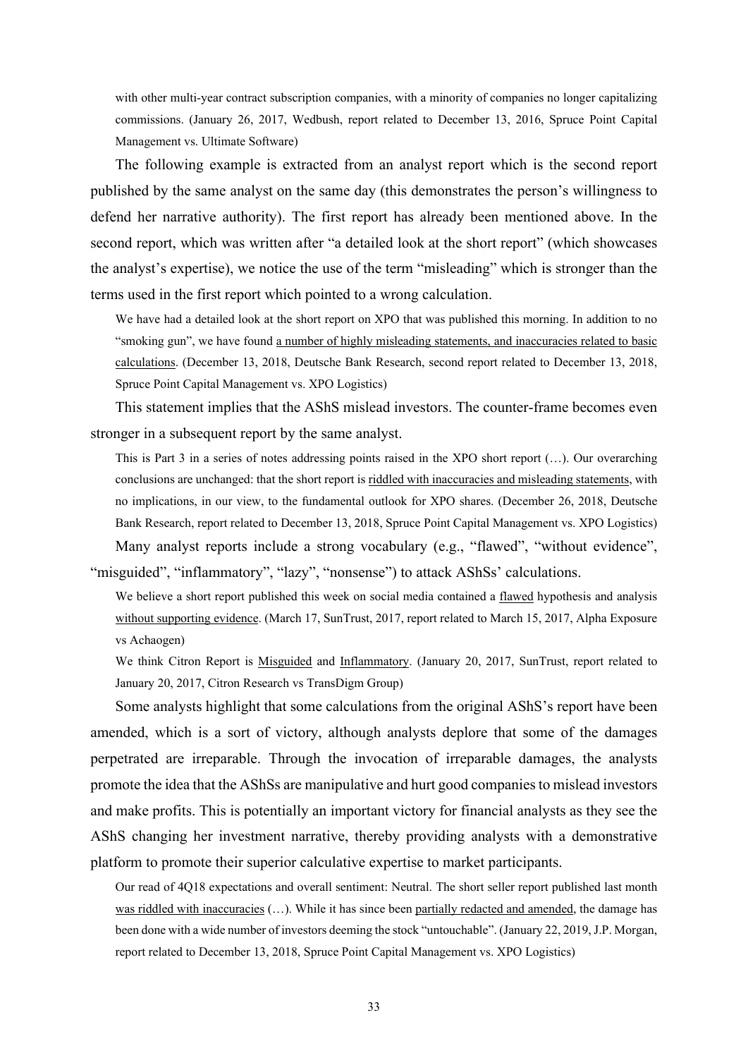with other multi-year contract subscription companies, with a minority of companies no longer capitalizing commissions. (January 26, 2017, Wedbush, report related to December 13, 2016, Spruce Point Capital Management vs. Ultimate Software)

The following example is extracted from an analyst report which is the second report published by the same analyst on the same day (this demonstrates the person's willingness to defend her narrative authority). The first report has already been mentioned above. In the second report, which was written after "a detailed look at the short report" (which showcases the analyst's expertise), we notice the use of the term "misleading" which is stronger than the terms used in the first report which pointed to a wrong calculation.

> We have had a detailed look at the short report on XPO that was published this morning. In addition to no "smoking gun", we have found <u>a number of highly misleading statements, and inaccuracies related to basic calculations</u>. (December 13, 2018, Deutsche Bank Research, second report related to December 13, 2018, Spruce Point Capital Management vs. XPO Logistics)

This statement implies that the AShS mislead investors. The counter-frame becomes even stronger in a subsequent report by the same analyst.

> This is Part 3 in a series of notes addressing points raised in the XPO short report (…). Our overarching conclusions are unchanged: that the short report is <u>riddled with inaccuracies and misleading statements</u>, with no implications, in our view, to the fundamental outlook for XPO shares. (December 26, 2018, Deutsche Bank Research, report related to December 13, 2018, Spruce Point Capital Management vs. XPO Logistics)

Many analyst reports include a strong vocabulary (e.g., "flawed", "without evidence", "misguided", "inflammatory", "lazy", "nonsense") to attack AShSs' calculations.

> We believe a short report published this week on social media contained a <u>flawed</u> hypothesis and analysis <u>without supporting evidence</u>. (March 17, SunTrust, 2017, report related to March 15, 2017, Alpha Exposure vs Achaogen)

> We think Citron Report is <u>Misguided</u> and <u>Inflammatory</u>. (January 20, 2017, SunTrust, report related to January 20, 2017, Citron Research vs TransDigm Group)

Some analysts highlight that some calculations from the original AShS's report have been amended, which is a sort of victory, although analysts deplore that some of the damages perpetrated are irreparable. Through the invocation of irreparable damages, the analysts promote the idea that the AShSs are manipulative and hurt good companies to mislead investors and make profits. This is potentially an important victory for financial analysts as they see the AShS changing her investment narrative, thereby providing analysts with a demonstrative platform to promote their superior calculative expertise to market participants.

> Our read of 4Q18 expectations and overall sentiment: Neutral. The short seller report published last month <u>was riddled with inaccuracies</u> (…). While it has since been <u>partially redacted and amended</u>, the damage has been done with a wide number of investors deeming the stock "untouchable". (January 22, 2019, J.P. Morgan, report related to December 13, 2018, Spruce Point Capital Management vs. XPO Logistics)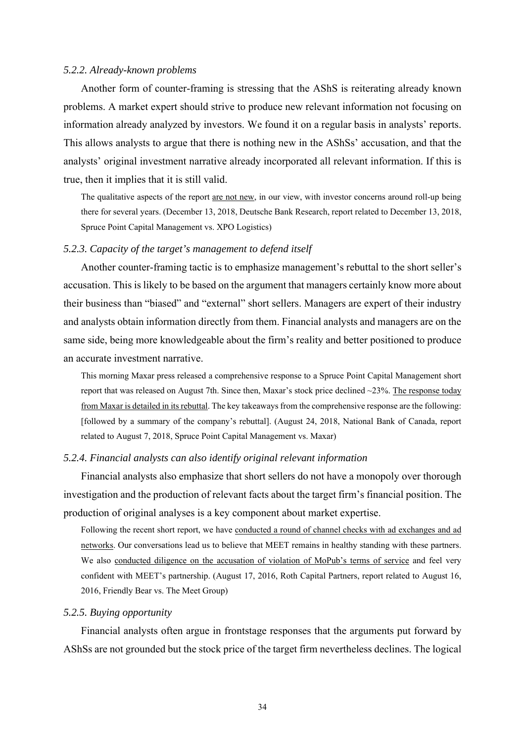#### *5.2.2. Already-known problems*

Another form of counter-framing is stressing that the AShS is reiterating already known problems. A market expert should strive to produce new relevant information not focusing on information already analyzed by investors. We found it on a regular basis in analysts' reports. This allows analysts to argue that there is nothing new in the AShSs' accusation, and that the analysts' original investment narrative already incorporated all relevant information. If this is true, then it implies that it is still valid.

> The qualitative aspects of the report <u>are not new</u>, in our view, with investor concerns around roll-up being there for several years. (December 13, 2018, Deutsche Bank Research, report related to December 13, 2018, Spruce Point Capital Management vs. XPO Logistics)

#### *5.2.3. Capacity of the target's management to defend itself*

Another counter-framing tactic is to emphasize management's rebuttal to the short seller's accusation. This is likely to be based on the argument that managers certainly know more about their business than "biased" and "external" short sellers. Managers are expert of their industry and analysts obtain information directly from them. Financial analysts and managers are on the same side, being more knowledgeable about the firm's reality and better positioned to produce an accurate investment narrative.

> This morning Maxar press released a comprehensive response to a Spruce Point Capital Management short report that was released on August 7th. Since then, Maxar's stock price declined ~23%. <u>The response today from Maxar is detailed in its rebuttal</u>. The key takeaways from the comprehensive response are the following: [followed by a summary of the company's rebuttal]. (August 24, 2018, National Bank of Canada, report related to August 7, 2018, Spruce Point Capital Management vs. Maxar)

#### *5.2.4. Financial analysts can also identify original relevant information*

Financial analysts also emphasize that short sellers do not have a monopoly over thorough investigation and the production of relevant facts about the target firm's financial position. The production of original analyses is a key component about market expertise.

> Following the recent short report, we have <u>conducted a round of channel checks with ad exchanges and ad networks</u>. Our conversations lead us to believe that MEET remains in healthy standing with these partners. We also <u>conducted diligence on the accusation of violation of MoPub's terms of service</u> and feel very confident with MEET's partnership. (August 17, 2016, Roth Capital Partners, report related to August 16, 2016, Friendly Bear vs. The Meet Group)

#### *5.2.5. Buying opportunity*

Financial analysts often argue in frontstage responses that the arguments put forward by AShSs are not grounded but the stock price of the target firm nevertheless declines. The logical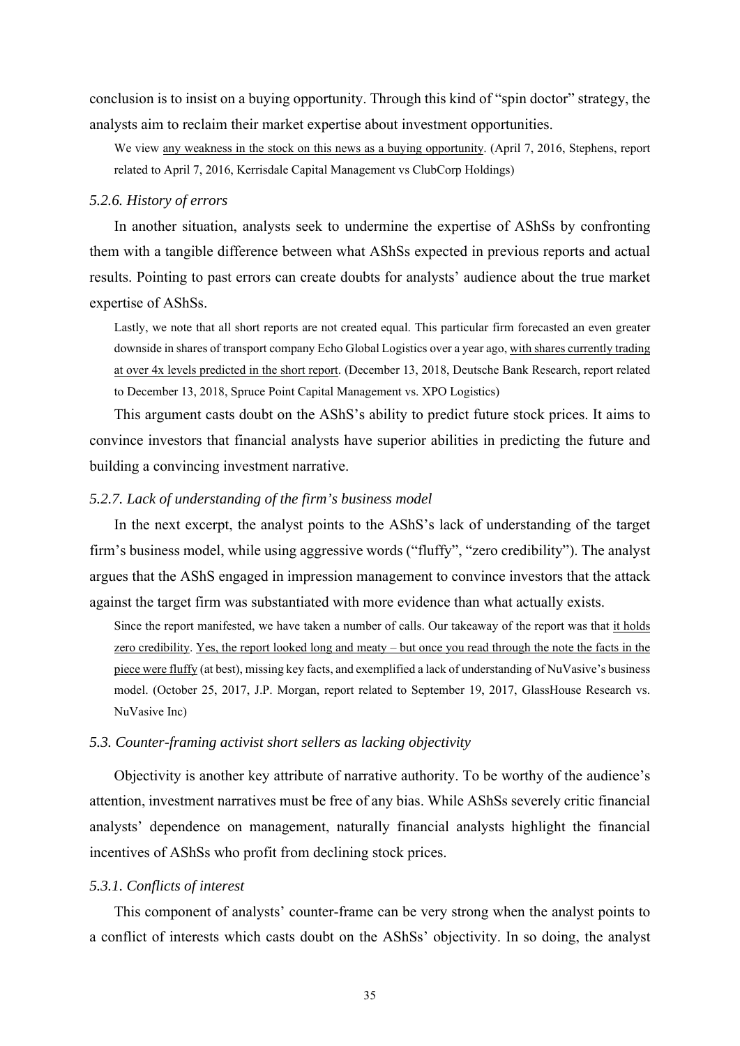conclusion is to insist on a buying opportunity. Through this kind of "spin doctor" strategy, the analysts aim to reclaim their market expertise about investment opportunities.

> We view <u>any weakness in the stock on this news as a buying opportunity</u>. (April 7, 2016, Stephens, report related to April 7, 2016, Kerrisdale Capital Management vs ClubCorp Holdings)

#### *5.2.6. History of errors*

In another situation, analysts seek to undermine the expertise of AShSs by confronting them with a tangible difference between what AShSs expected in previous reports and actual results. Pointing to past errors can create doubts for analysts' audience about the true market expertise of AShSs.

> Lastly, we note that all short reports are not created equal. This particular firm forecasted an even greater downside in shares of transport company Echo Global Logistics over a year ago, <u>with shares currently trading at over 4x levels predicted in the short report</u>. (December 13, 2018, Deutsche Bank Research, report related to December 13, 2018, Spruce Point Capital Management vs. XPO Logistics)

This argument casts doubt on the AShS's ability to predict future stock prices. It aims to convince investors that financial analysts have superior abilities in predicting the future and building a convincing investment narrative.

#### *5.2.7. Lack of understanding of the firm's business model*

In the next excerpt, the analyst points to the AShS's lack of understanding of the target firm's business model, while using aggressive words ("fluffy", "zero credibility"). The analyst argues that the AShS engaged in impression management to convince investors that the attack against the target firm was substantiated with more evidence than what actually exists.

> Since the report manifested, we have taken a number of calls. Our takeaway of the report was that <u>it holds zero credibility</u>. <u>Yes, the report looked long and meaty – but once you read through the note the facts in the piece were fluffy</u> (at best), missing key facts, and exemplified a lack of understanding of NuVasive's business model. (October 25, 2017, J.P. Morgan, report related to September 19, 2017, GlassHouse Research vs. NuVasive Inc)

### *5.3. Counter-framing activist short sellers as lacking objectivity*

Objectivity is another key attribute of narrative authority. To be worthy of the audience's attention, investment narratives must be free of any bias. While AShSs severely critic financial analysts' dependence on management, naturally financial analysts highlight the financial incentives of AShSs who profit from declining stock prices.

#### *5.3.1. Conflicts of interest*

This component of analysts' counter-frame can be very strong when the analyst points to a conflict of interests which casts doubt on the AShSs' objectivity. In so doing, the analyst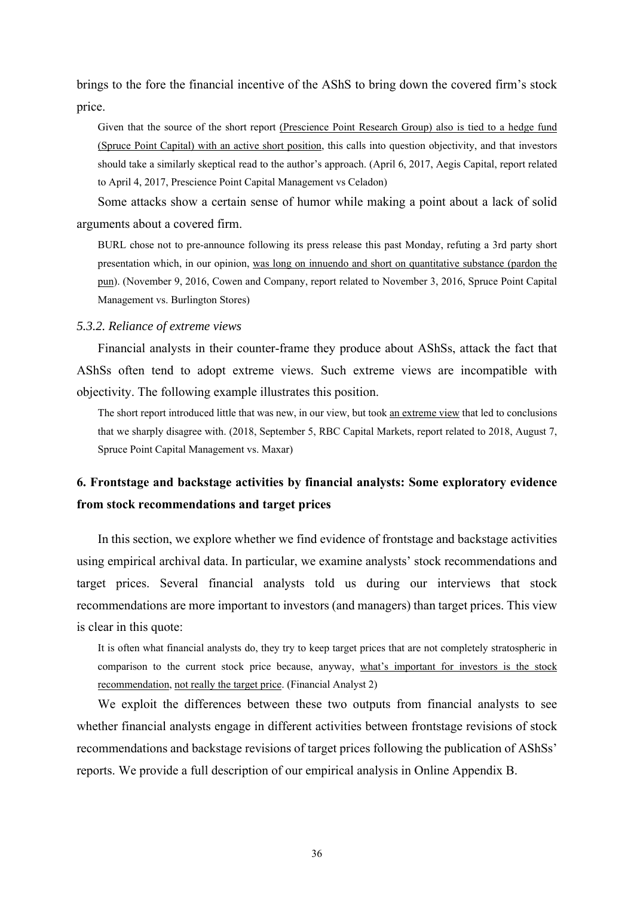brings to the fore the financial incentive of the AShS to bring down the covered firm's stock price.

> Given that the source of the short report <u>(Prescience Point Research Group) also is tied to a hedge fund (Spruce Point Capital) with an active short position</u>, this calls into question objectivity, and that investors should take a similarly skeptical read to the author's approach. (April 6, 2017, Aegis Capital, report related to April 4, 2017, Prescience Point Capital Management vs Celadon)

Some attacks show a certain sense of humor while making a point about a lack of solid arguments about a covered firm.

> BURL chose not to pre-announce following its press release this past Monday, refuting a 3rd party short presentation which, in our opinion, <u>was long on innuendo and short on quantitative substance (pardon the pun)</u>. (November 9, 2016, Cowen and Company, report related to November 3, 2016, Spruce Point Capital Management vs. Burlington Stores)

### *5.3.2. Reliance of extreme views*

Financial analysts in their counter-frame they produce about AShSs, attack the fact that AShSs often tend to adopt extreme views. Such extreme views are incompatible with objectivity. The following example illustrates this position.

> The short report introduced little that was new, in our view, but took <u>an extreme view</u> that led to conclusions that we sharply disagree with. (2018, September 5, RBC Capital Markets, report related to 2018, August 7, Spruce Point Capital Management vs. Maxar)

## 6. Frontstage and backstage activities by financial analysts: Some exploratory evidence from stock recommendations and target prices

In this section, we explore whether we find evidence of frontstage and backstage activities using empirical archival data. In particular, we examine analysts' stock recommendations and target prices. Several financial analysts told us during our interviews that stock recommendations are more important to investors (and managers) than target prices. This view is clear in this quote:

> It is often what financial analysts do, they try to keep target prices that are not completely stratospheric in comparison to the current stock price because, anyway, <u>what's important for investors is the stock recommendation</u>, <u>not really the target price</u>. (Financial Analyst 2)

We exploit the differences between these two outputs from financial analysts to see whether financial analysts engage in different activities between frontstage revisions of stock recommendations and backstage revisions of target prices following the publication of AShSs' reports. We provide a full description of our empirical analysis in Online Appendix B.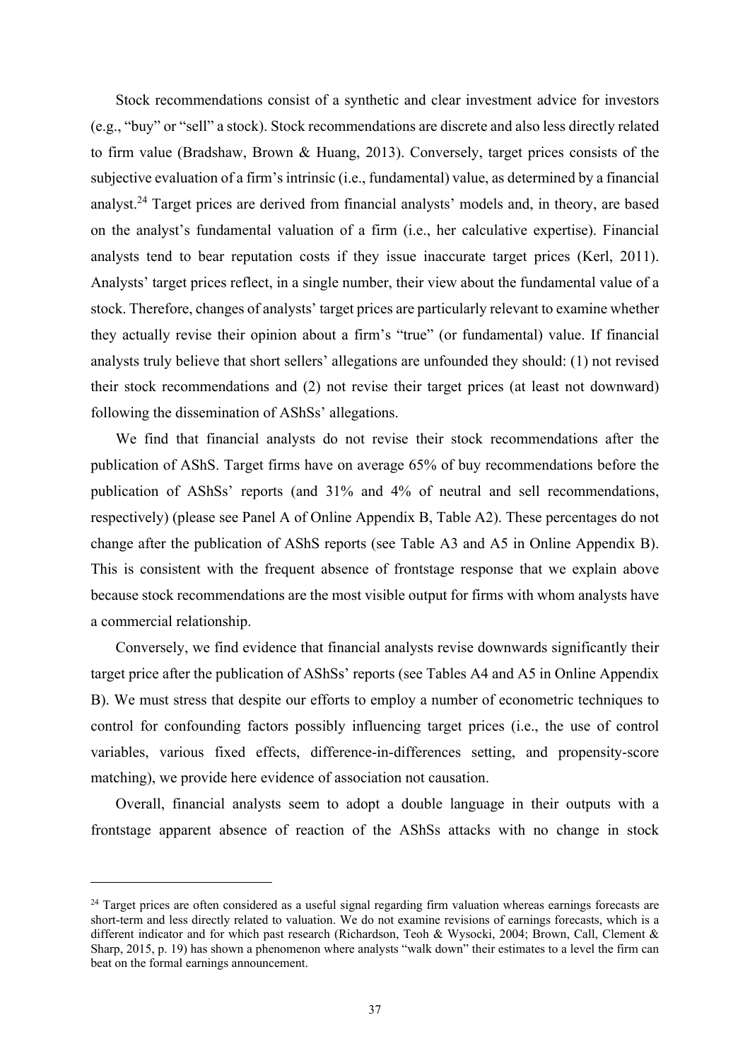Stock recommendations consist of a synthetic and clear investment advice for investors (e.g., "buy" or "sell" a stock). Stock recommendations are discrete and also less directly related to firm value (Bradshaw, Brown & Huang, 2013). Conversely, target prices consists of the subjective evaluation of a firm's intrinsic (i.e., fundamental) value, as determined by a financial analyst.[24] Target prices are derived from financial analysts' models and, in theory, are based on the analyst's fundamental valuation of a firm (i.e., her calculative expertise). Financial analysts tend to bear reputation costs if they issue inaccurate target prices (Kerl, 2011). Analysts' target prices reflect, in a single number, their view about the fundamental value of a stock. Therefore, changes of analysts' target prices are particularly relevant to examine whether they actually revise their opinion about a firm's "true" (or fundamental) value. If financial analysts truly believe that short sellers' allegations are unfounded they should: (1) not revised their stock recommendations and (2) not revise their target prices (at least not downward) following the dissemination of AShSs' allegations.

We find that financial analysts do not revise their stock recommendations after the publication of AShS. Target firms have on average 65% of buy recommendations before the publication of AShSs' reports (and 31% and 4% of neutral and sell recommendations, respectively) (please see Panel A of Online Appendix B, Table A2). These percentages do not change after the publication of AShS reports (see Table A3 and A5 in Online Appendix B). This is consistent with the frequent absence of frontstage response that we explain above because stock recommendations are the most visible output for firms with whom analysts have a commercial relationship.

Conversely, we find evidence that financial analysts revise downwards significantly their target price after the publication of AShSs' reports (see Tables A4 and A5 in Online Appendix B). We must stress that despite our efforts to employ a number of econometric techniques to control for confounding factors possibly influencing target prices (i.e., the use of control variables, various fixed effects, difference-in-differences setting, and propensity-score matching), we provide here evidence of association not causation.

Overall, financial analysts seem to adopt a double language in their outputs with a frontstage apparent absence of reaction of the AShSs attacks with no change in stock

---

[24] Target prices are often considered as a useful signal regarding firm valuation whereas earnings forecasts are short-term and less directly related to valuation. We do not examine revisions of earnings forecasts, which is a different indicator and for which past research (Richardson, Teoh & Wysocki, 2004; Brown, Call, Clement & Sharp, 2015, p. 19) has shown a phenomenon where analysts "walk down" their estimates to a level the firm can beat on the formal earnings announcement.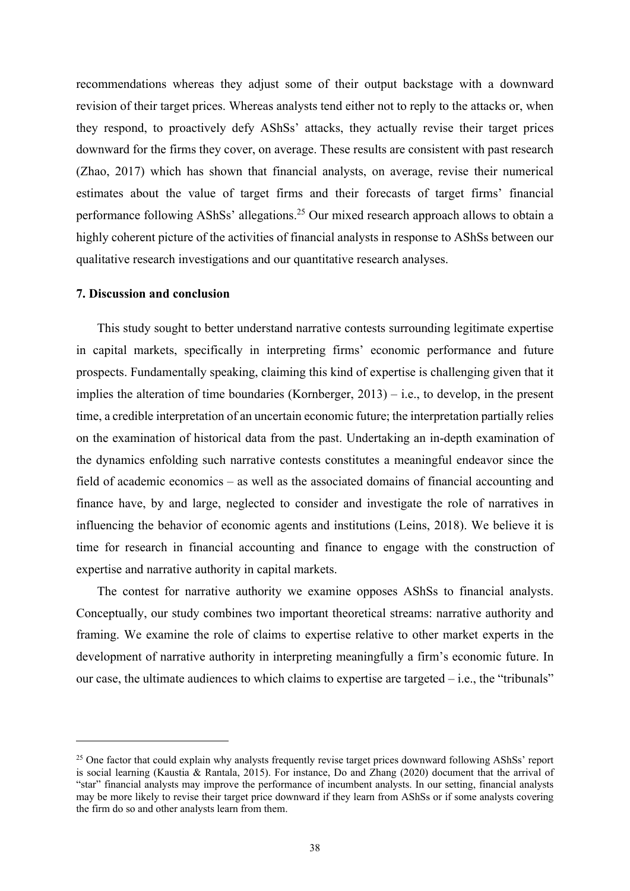recommendations whereas they adjust some of their output backstage with a downward revision of their target prices. Whereas analysts tend either not to reply to the attacks or, when they respond, to proactively defy AShSs' attacks, they actually revise their target prices downward for the firms they cover, on average. These results are consistent with past research (Zhao, 2017) which has shown that financial analysts, on average, revise their numerical estimates about the value of target firms and their forecasts of target firms' financial performance following AShSs' allegations.[25] Our mixed research approach allows to obtain a highly coherent picture of the activities of financial analysts in response to AShSs between our qualitative research investigations and our quantitative research analyses.

## 7. Discussion and conclusion

This study sought to better understand narrative contests surrounding legitimate expertise in capital markets, specifically in interpreting firms' economic performance and future prospects. Fundamentally speaking, claiming this kind of expertise is challenging given that it implies the alteration of time boundaries (Kornberger, 2013) – i.e., to develop, in the present time, a credible interpretation of an uncertain economic future; the interpretation partially relies on the examination of historical data from the past. Undertaking an in-depth examination of the dynamics enfolding such narrative contests constitutes a meaningful endeavor since the field of academic economics – as well as the associated domains of financial accounting and finance have, by and large, neglected to consider and investigate the role of narratives in influencing the behavior of economic agents and institutions (Leins, 2018). We believe it is time for research in financial accounting and finance to engage with the construction of expertise and narrative authority in capital markets.

The contest for narrative authority we examine opposes AShSs to financial analysts. Conceptually, our study combines two important theoretical streams: narrative authority and framing. We examine the role of claims to expertise relative to other market experts in the development of narrative authority in interpreting meaningfully a firm's economic future. In our case, the ultimate audiences to which claims to expertise are targeted – i.e., the "tribunals"

[25] One factor that could explain why analysts frequently revise target prices downward following AShSs' report is social learning (Kaustia & Rantala, 2015). For instance, Do and Zhang (2020) document that the arrival of "star" financial analysts may improve the performance of incumbent analysts. In our setting, financial analysts may be more likely to revise their target price downward if they learn from AShSs or if some analysts covering the firm do so and other analysts learn from them.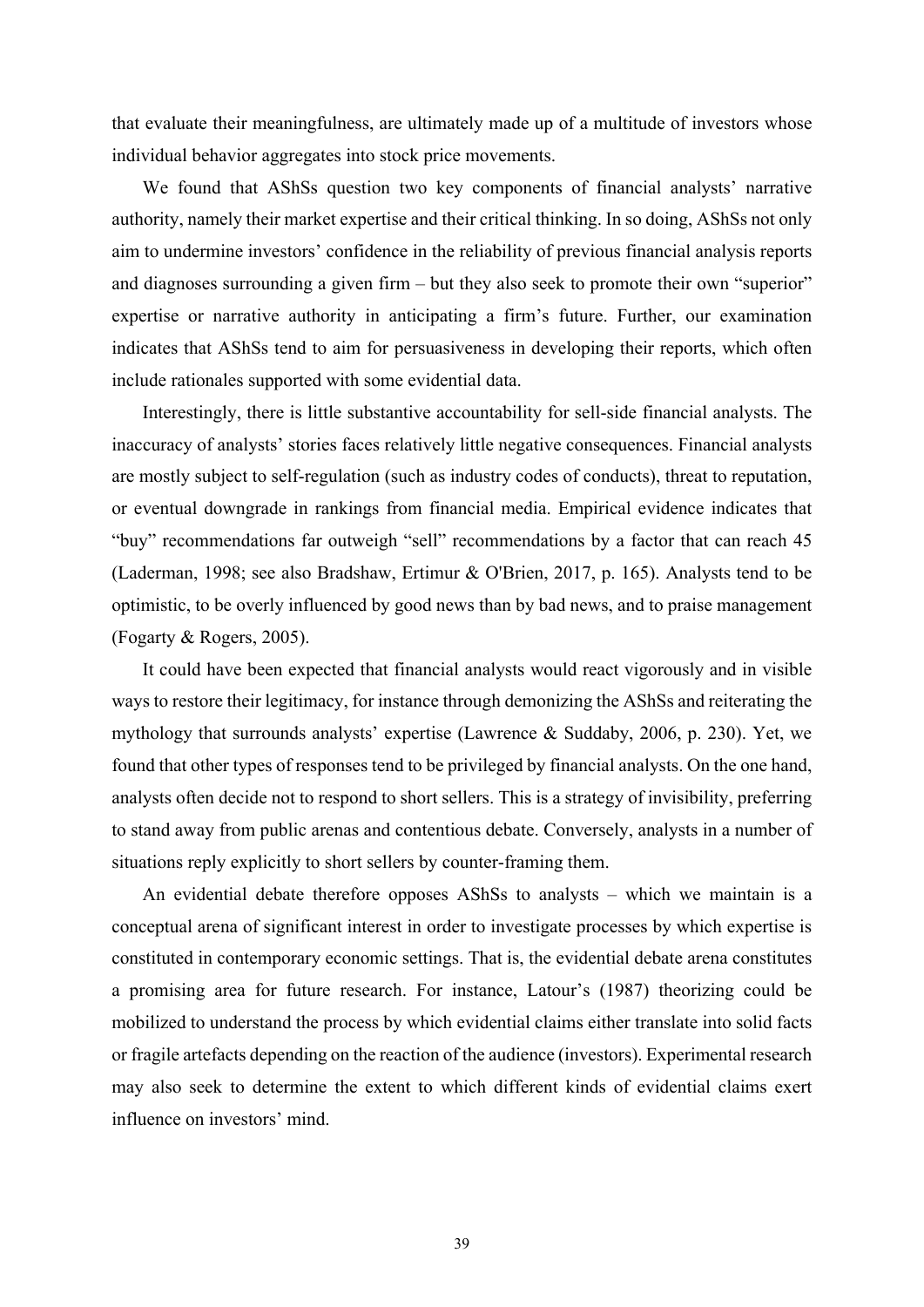that evaluate their meaningfulness, are ultimately made up of a multitude of investors whose individual behavior aggregates into stock price movements.

We found that AShSs question two key components of financial analysts' narrative authority, namely their market expertise and their critical thinking. In so doing, AShSs not only aim to undermine investors' confidence in the reliability of previous financial analysis reports and diagnoses surrounding a given firm – but they also seek to promote their own "superior" expertise or narrative authority in anticipating a firm's future. Further, our examination indicates that AShSs tend to aim for persuasiveness in developing their reports, which often include rationales supported with some evidential data.

Interestingly, there is little substantive accountability for sell-side financial analysts. The inaccuracy of analysts' stories faces relatively little negative consequences. Financial analysts are mostly subject to self-regulation (such as industry codes of conducts), threat to reputation, or eventual downgrade in rankings from financial media. Empirical evidence indicates that "buy" recommendations far outweigh "sell" recommendations by a factor that can reach 45 (Laderman, 1998; see also Bradshaw, Ertimur & O'Brien, 2017, p. 165). Analysts tend to be optimistic, to be overly influenced by good news than by bad news, and to praise management (Fogarty & Rogers, 2005).

It could have been expected that financial analysts would react vigorously and in visible ways to restore their legitimacy, for instance through demonizing the AShSs and reiterating the mythology that surrounds analysts' expertise (Lawrence & Suddaby, 2006, p. 230). Yet, we found that other types of responses tend to be privileged by financial analysts. On the one hand, analysts often decide not to respond to short sellers. This is a strategy of invisibility, preferring to stand away from public arenas and contentious debate. Conversely, analysts in a number of situations reply explicitly to short sellers by counter-framing them.

An evidential debate therefore opposes AShSs to analysts – which we maintain is a conceptual arena of significant interest in order to investigate processes by which expertise is constituted in contemporary economic settings. That is, the evidential debate arena constitutes a promising area for future research. For instance, Latour's (1987) theorizing could be mobilized to understand the process by which evidential claims either translate into solid facts or fragile artefacts depending on the reaction of the audience (investors). Experimental research may also seek to determine the extent to which different kinds of evidential claims exert influence on investors' mind.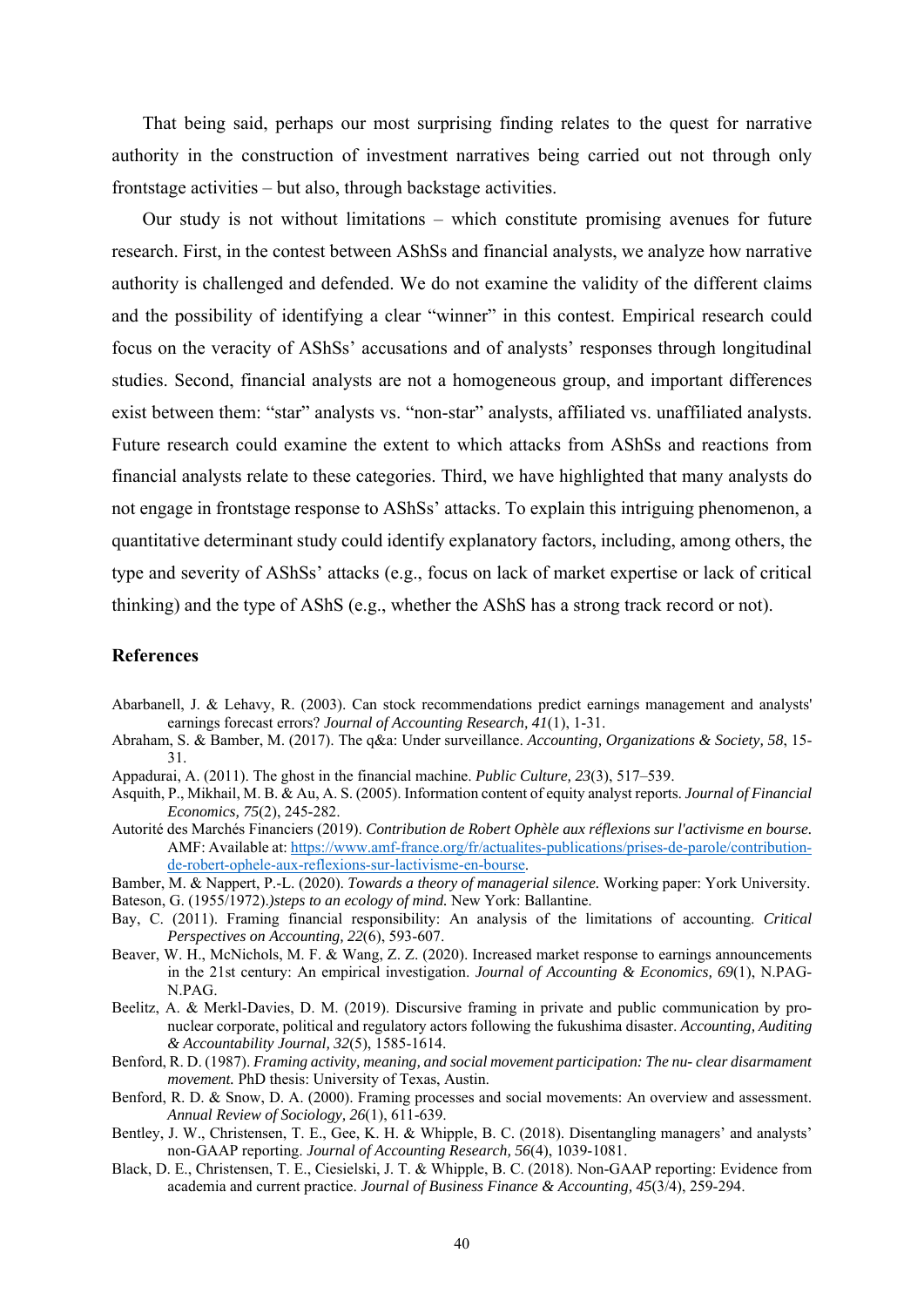That being said, perhaps our most surprising finding relates to the quest for narrative authority in the construction of investment narratives being carried out not through only frontstage activities – but also, through backstage activities.

Our study is not without limitations – which constitute promising avenues for future research. First, in the contest between AShSs and financial analysts, we analyze how narrative authority is challenged and defended. We do not examine the validity of the different claims and the possibility of identifying a clear "winner" in this contest. Empirical research could focus on the veracity of AShSs' accusations and of analysts' responses through longitudinal studies. Second, financial analysts are not a homogeneous group, and important differences exist between them: "star" analysts vs. "non-star" analysts, affiliated vs. unaffiliated analysts. Future research could examine the extent to which attacks from AShSs and reactions from financial analysts relate to these categories. Third, we have highlighted that many analysts do not engage in frontstage response to AShSs' attacks. To explain this intriguing phenomenon, a quantitative determinant study could identify explanatory factors, including, among others, the type and severity of AShSs' attacks (e.g., focus on lack of market expertise or lack of critical thinking) and the type of AShS (e.g., whether the AShS has a strong track record or not).

## References

Abarbanell, J. & Lehavy, R. (2003). Can stock recommendations predict earnings management and analysts' earnings forecast errors? *Journal of Accounting Research, 41*(1), 1-31.

Abraham, S. & Bamber, M. (2017). The q&a: Under surveillance. *Accounting, Organizations & Society, 58*, 15-31.

Appadurai, A. (2011). The ghost in the financial machine. *Public Culture, 23*(3), 517–539.

Asquith, P., Mikhail, M. B. & Au, A. S. (2005). Information content of equity analyst reports. *Journal of Financial Economics, 75*(2), 245-282.

Autorité des Marchés Financiers (2019). *Contribution de Robert Ophèle aux réflexions sur l'activisme en bourse.* AMF: Available at: https://www.amf-france.org/fr/actualites-publications/prises-de-parole/contribution-de-robert-ophele-aux-reflexions-sur-lactivisme-en-bourse.

Bamber, M. & Nappert, P.-L. (2020). *Towards a theory of managerial silence.* Working paper: York University.

Bateson, G. (1955/1972).*)steps to an ecology of mind.* New York: Ballantine.

Bay, C. (2011). Framing financial responsibility: An analysis of the limitations of accounting. *Critical Perspectives on Accounting, 22*(6), 593-607.

Beaver, W. H., McNichols, M. F. & Wang, Z. Z. (2020). Increased market response to earnings announcements in the 21st century: An empirical investigation. *Journal of Accounting & Economics, 69*(1), N.PAG-N.PAG.

Beelitz, A. & Merkl-Davies, D. M. (2019). Discursive framing in private and public communication by pro-nuclear corporate, political and regulatory actors following the fukushima disaster. *Accounting, Auditing & Accountability Journal, 32*(5), 1585-1614.

Benford, R. D. (1987). *Framing activity, meaning, and social movement participation: The nu- clear disarmament movement.* PhD thesis: University of Texas, Austin.

Benford, R. D. & Snow, D. A. (2000). Framing processes and social movements: An overview and assessment. *Annual Review of Sociology, 26*(1), 611-639.

Bentley, J. W., Christensen, T. E., Gee, K. H. & Whipple, B. C. (2018). Disentangling managers' and analysts' non-GAAP reporting. *Journal of Accounting Research, 56*(4), 1039-1081.

Black, D. E., Christensen, T. E., Ciesielski, J. T. & Whipple, B. C. (2018). Non-GAAP reporting: Evidence from academia and current practice. *Journal of Business Finance & Accounting, 45*(3/4), 259-294.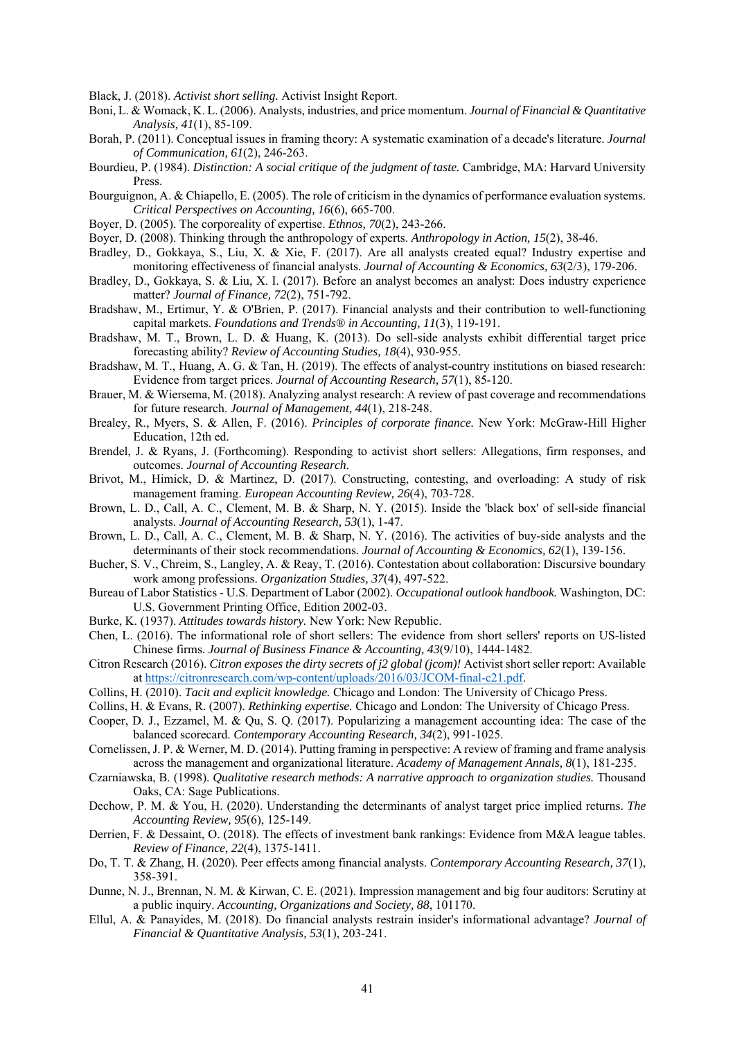Black, J. (2018). *Activist short selling.* Activist Insight Report.

Boni, L. & Womack, K. L. (2006). Analysts, industries, and price momentum. *Journal of Financial & Quantitative Analysis, 41*(1), 85-109.

Borah, P. (2011). Conceptual issues in framing theory: A systematic examination of a decade's literature. *Journal of Communication, 61*(2), 246-263.

Bourdieu, P. (1984). *Distinction: A social critique of the judgment of taste.* Cambridge, MA: Harvard University Press.

Bourguignon, A. & Chiapello, E. (2005). The role of criticism in the dynamics of performance evaluation systems. *Critical Perspectives on Accounting, 16*(6), 665-700.

Boyer, D. (2005). The corporeality of expertise. *Ethnos, 70*(2), 243-266.

Boyer, D. (2008). Thinking through the anthropology of experts. *Anthropology in Action, 15*(2), 38-46.

Bradley, D., Gokkaya, S., Liu, X. & Xie, F. (2017). Are all analysts created equal? Industry expertise and monitoring effectiveness of financial analysts. *Journal of Accounting & Economics, 63*(2/3), 179-206.

Bradley, D., Gokkaya, S. & Liu, X. I. (2017). Before an analyst becomes an analyst: Does industry experience matter? *Journal of Finance, 72*(2), 751-792.

Bradshaw, M., Ertimur, Y. & O'Brien, P. (2017). Financial analysts and their contribution to well-functioning capital markets. *Foundations and Trends® in Accounting, 11*(3), 119-191.

Bradshaw, M. T., Brown, L. D. & Huang, K. (2013). Do sell-side analysts exhibit differential target price forecasting ability? *Review of Accounting Studies, 18*(4), 930-955.

Bradshaw, M. T., Huang, A. G. & Tan, H. (2019). The effects of analyst-country institutions on biased research: Evidence from target prices. *Journal of Accounting Research, 57*(1), 85-120.

Brauer, M. & Wiersema, M. (2018). Analyzing analyst research: A review of past coverage and recommendations for future research. *Journal of Management, 44*(1), 218-248.

Brealey, R., Myers, S. & Allen, F. (2016). *Principles of corporate finance.* New York: McGraw-Hill Higher Education, 12th ed.

Brendel, J. & Ryans, J. (Forthcoming). Responding to activist short sellers: Allegations, firm responses, and outcomes. *Journal of Accounting Research*.

Brivot, M., Himick, D. & Martinez, D. (2017). Constructing, contesting, and overloading: A study of risk management framing. *European Accounting Review, 26*(4), 703-728.

Brown, L. D., Call, A. C., Clement, M. B. & Sharp, N. Y. (2015). Inside the 'black box' of sell-side financial analysts. *Journal of Accounting Research, 53*(1), 1-47.

Brown, L. D., Call, A. C., Clement, M. B. & Sharp, N. Y. (2016). The activities of buy-side analysts and the determinants of their stock recommendations. *Journal of Accounting & Economics, 62*(1), 139-156.

Bucher, S. V., Chreim, S., Langley, A. & Reay, T. (2016). Contestation about collaboration: Discursive boundary work among professions. *Organization Studies, 37*(4), 497-522.

Bureau of Labor Statistics - U.S. Department of Labor (2002). *Occupational outlook handbook.* Washington, DC: U.S. Government Printing Office, Edition 2002-03.

Burke, K. (1937). *Attitudes towards history.* New York: New Republic.

Chen, L. (2016). The informational role of short sellers: The evidence from short sellers' reports on US-listed Chinese firms. *Journal of Business Finance & Accounting, 43*(9/10), 1444-1482.

Citron Research (2016). *Citron exposes the dirty secrets of j2 global (jcom)!* Activist short seller report: Available at https://citronresearch.com/wp-content/uploads/2016/03/JCOM-final-c21.pdf.

Collins, H. (2010). *Tacit and explicit knowledge.* Chicago and London: The University of Chicago Press.

Collins, H. & Evans, R. (2007). *Rethinking expertise.* Chicago and London: The University of Chicago Press.

Cooper, D. J., Ezzamel, M. & Qu, S. Q. (2017). Popularizing a management accounting idea: The case of the balanced scorecard. *Contemporary Accounting Research, 34*(2), 991-1025.

Cornelissen, J. P. & Werner, M. D. (2014). Putting framing in perspective: A review of framing and frame analysis across the management and organizational literature. *Academy of Management Annals, 8*(1), 181-235.

Czarniawska, B. (1998). *Qualitative research methods: A narrative approach to organization studies.* Thousand Oaks, CA: Sage Publications.

Dechow, P. M. & You, H. (2020). Understanding the determinants of analyst target price implied returns. *The Accounting Review, 95*(6), 125-149.

Derrien, F. & Dessaint, O. (2018). The effects of investment bank rankings: Evidence from M&A league tables. *Review of Finance, 22*(4), 1375-1411.

Do, T. T. & Zhang, H. (2020). Peer effects among financial analysts. *Contemporary Accounting Research, 37*(1), 358-391.

Dunne, N. J., Brennan, N. M. & Kirwan, C. E. (2021). Impression management and big four auditors: Scrutiny at a public inquiry. *Accounting, Organizations and Society, 88*, 101170.

Ellul, A. & Panayides, M. (2018). Do financial analysts restrain insider's informational advantage? *Journal of Financial & Quantitative Analysis, 53*(1), 203-241.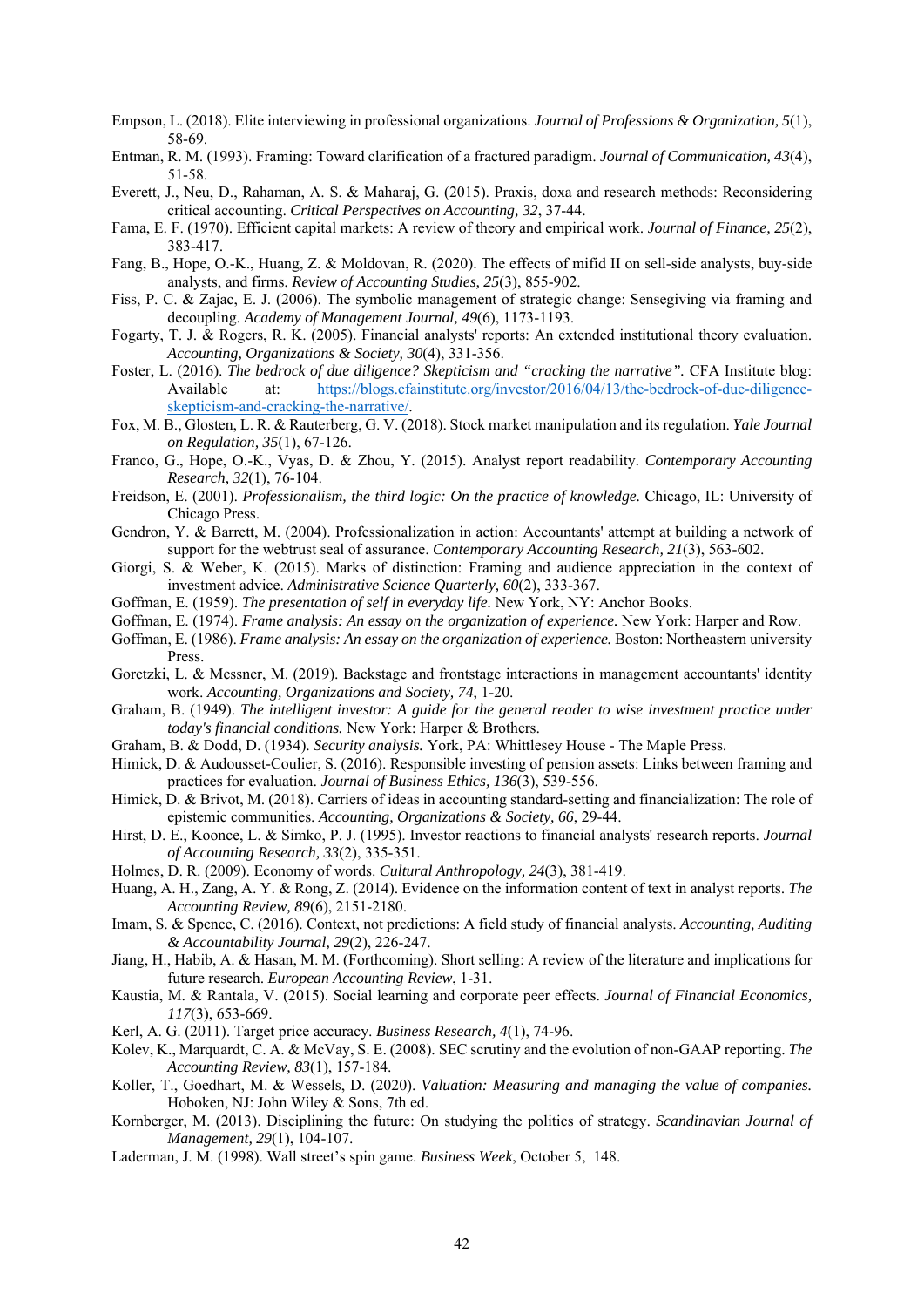Empson, L. (2018). Elite interviewing in professional organizations. *Journal of Professions & Organization, 5*(1), 58-69.

Entman, R. M. (1993). Framing: Toward clarification of a fractured paradigm. *Journal of Communication, 43*(4), 51-58.

Everett, J., Neu, D., Rahaman, A. S. & Maharaj, G. (2015). Praxis, doxa and research methods: Reconsidering critical accounting. *Critical Perspectives on Accounting, 32*, 37-44.

Fama, E. F. (1970). Efficient capital markets: A review of theory and empirical work. *Journal of Finance, 25*(2), 383-417.

Fang, B., Hope, O.-K., Huang, Z. & Moldovan, R. (2020). The effects of mifid II on sell-side analysts, buy-side analysts, and firms. *Review of Accounting Studies, 25*(3), 855-902.

Fiss, P. C. & Zajac, E. J. (2006). The symbolic management of strategic change: Sensegiving via framing and decoupling. *Academy of Management Journal, 49*(6), 1173-1193.

Fogarty, T. J. & Rogers, R. K. (2005). Financial analysts' reports: An extended institutional theory evaluation. *Accounting, Organizations & Society, 30*(4), 331-356.

Foster, L. (2016). *The bedrock of due diligence? Skepticism and "cracking the narrative".* CFA Institute blog: Available at: https://blogs.cfainstitute.org/investor/2016/04/13/the-bedrock-of-due-diligence-skepticism-and-cracking-the-narrative/.

Fox, M. B., Glosten, L. R. & Rauterberg, G. V. (2018). Stock market manipulation and its regulation. *Yale Journal on Regulation, 35*(1), 67-126.

Franco, G., Hope, O.-K., Vyas, D. & Zhou, Y. (2015). Analyst report readability. *Contemporary Accounting Research, 32*(1), 76-104.

Freidson, E. (2001). *Professionalism, the third logic: On the practice of knowledge.* Chicago, IL: University of Chicago Press.

Gendron, Y. & Barrett, M. (2004). Professionalization in action: Accountants' attempt at building a network of support for the webtrust seal of assurance. *Contemporary Accounting Research, 21*(3), 563-602.

Giorgi, S. & Weber, K. (2015). Marks of distinction: Framing and audience appreciation in the context of investment advice. *Administrative Science Quarterly, 60*(2), 333-367.

Goffman, E. (1959). *The presentation of self in everyday life.* New York, NY: Anchor Books.

Goffman, E. (1974). *Frame analysis: An essay on the organization of experience.* New York: Harper and Row.

Goffman, E. (1986). *Frame analysis: An essay on the organization of experience.* Boston: Northeastern university Press.

Goretzki, L. & Messner, M. (2019). Backstage and frontstage interactions in management accountants' identity work. *Accounting, Organizations and Society, 74*, 1-20.

Graham, B. (1949). *The intelligent investor: A guide for the general reader to wise investment practice under today's financial conditions.* New York: Harper & Brothers.

Graham, B. & Dodd, D. (1934). *Security analysis.* York, PA: Whittlesey House - The Maple Press.

Himick, D. & Audousset-Coulier, S. (2016). Responsible investing of pension assets: Links between framing and practices for evaluation. *Journal of Business Ethics, 136*(3), 539-556.

Himick, D. & Brivot, M. (2018). Carriers of ideas in accounting standard-setting and financialization: The role of epistemic communities. *Accounting, Organizations & Society, 66*, 29-44.

Hirst, D. E., Koonce, L. & Simko, P. J. (1995). Investor reactions to financial analysts' research reports. *Journal of Accounting Research, 33*(2), 335-351.

Holmes, D. R. (2009). Economy of words. *Cultural Anthropology, 24*(3), 381-419.

Huang, A. H., Zang, A. Y. & Rong, Z. (2014). Evidence on the information content of text in analyst reports. *The Accounting Review, 89*(6), 2151-2180.

Imam, S. & Spence, C. (2016). Context, not predictions: A field study of financial analysts. *Accounting, Auditing & Accountability Journal, 29*(2), 226-247.

Jiang, H., Habib, A. & Hasan, M. M. (Forthcoming). Short selling: A review of the literature and implications for future research. *European Accounting Review*, 1-31.

Kaustia, M. & Rantala, V. (2015). Social learning and corporate peer effects. *Journal of Financial Economics, 117*(3), 653-669.

Kerl, A. G. (2011). Target price accuracy. *Business Research, 4*(1), 74-96.

Kolev, K., Marquardt, C. A. & McVay, S. E. (2008). SEC scrutiny and the evolution of non-GAAP reporting. *The Accounting Review, 83*(1), 157-184.

Koller, T., Goedhart, M. & Wessels, D. (2020). *Valuation: Measuring and managing the value of companies.* Hoboken, NJ: John Wiley & Sons, 7th ed.

Kornberger, M. (2013). Disciplining the future: On studying the politics of strategy. *Scandinavian Journal of Management, 29*(1), 104-107.

Laderman, J. M. (1998). Wall street's spin game. *Business Week*, October 5, 148.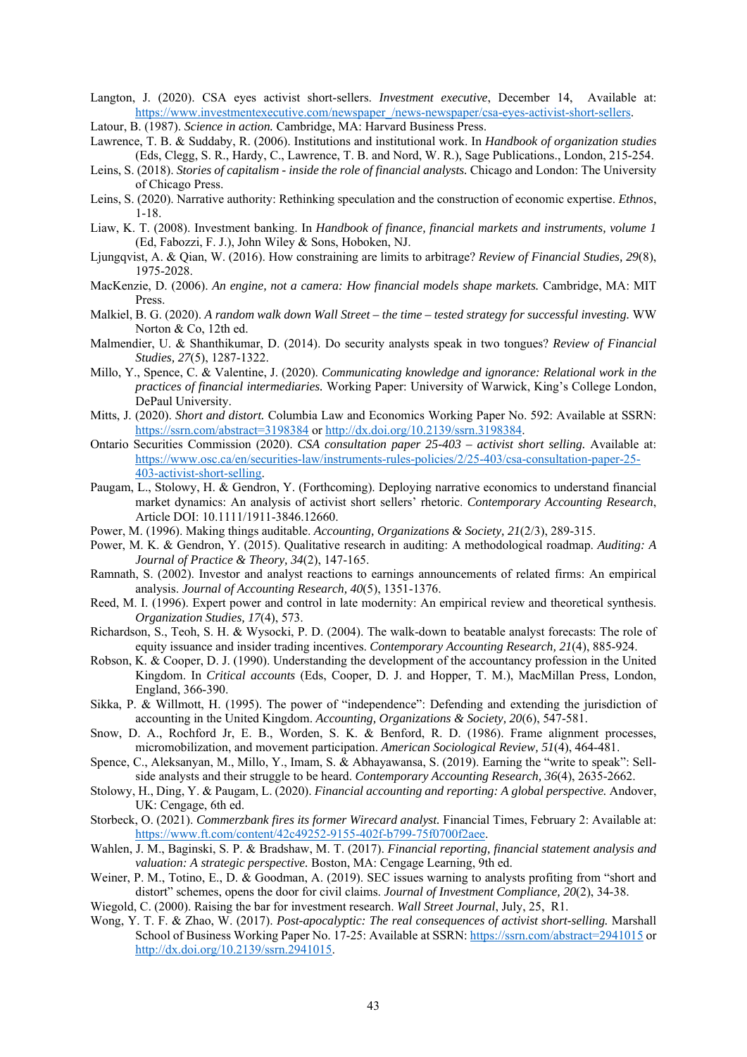Langton, J. (2020). CSA eyes activist short-sellers. *Investment executive*, December 14, Available at: https://www.investmentexecutive.com/newspaper_/news-newspaper/csa-eyes-activist-short-sellers.

Latour, B. (1987). *Science in action.* Cambridge, MA: Harvard Business Press.

Lawrence, T. B. & Suddaby, R. (2006). Institutions and institutional work. In *Handbook of organization studies* (Eds, Clegg, S. R., Hardy, C., Lawrence, T. B. and Nord, W. R.), Sage Publications., London, 215-254.

Leins, S. (2018). *Stories of capitalism - inside the role of financial analysts.* Chicago and London: The University of Chicago Press.

Leins, S. (2020). Narrative authority: Rethinking speculation and the construction of economic expertise. *Ethnos*, 1-18.

Liaw, K. T. (2008). Investment banking. In *Handbook of finance, financial markets and instruments, volume 1* (Ed, Fabozzi, F. J.), John Wiley & Sons, Hoboken, NJ.

Ljungqvist, A. & Qian, W. (2016). How constraining are limits to arbitrage? *Review of Financial Studies, 29*(8), 1975-2028.

MacKenzie, D. (2006). *An engine, not a camera: How financial models shape markets.* Cambridge, MA: MIT Press.

Malkiel, B. G. (2020). *A random walk down Wall Street – the time – tested strategy for successful investing.* WW Norton & Co, 12th ed.

Malmendier, U. & Shanthikumar, D. (2014). Do security analysts speak in two tongues? *Review of Financial Studies, 27*(5), 1287-1322.

Millo, Y., Spence, C. & Valentine, J. (2020). *Communicating knowledge and ignorance: Relational work in the practices of financial intermediaries.* Working Paper: University of Warwick, King's College London, DePaul University.

Mitts, J. (2020). *Short and distort.* Columbia Law and Economics Working Paper No. 592: Available at SSRN: https://ssrn.com/abstract=3198384 or http://dx.doi.org/10.2139/ssrn.3198384.

Ontario Securities Commission (2020). *CSA consultation paper 25-403 – activist short selling.* Available at: https://www.osc.ca/en/securities-law/instruments-rules-policies/2/25-403/csa-consultation-paper-25-403-activist-short-selling.

Paugam, L., Stolowy, H. & Gendron, Y. (Forthcoming). Deploying narrative economics to understand financial market dynamics: An analysis of activist short sellers' rhetoric. *Contemporary Accounting Research*, Article DOI: 10.1111/1911-3846.12660.

Power, M. (1996). Making things auditable. *Accounting, Organizations & Society, 21*(2/3), 289-315.

Power, M. K. & Gendron, Y. (2015). Qualitative research in auditing: A methodological roadmap. *Auditing: A Journal of Practice & Theory, 34*(2), 147-165.

Ramnath, S. (2002). Investor and analyst reactions to earnings announcements of related firms: An empirical analysis. *Journal of Accounting Research, 40*(5), 1351-1376.

Reed, M. I. (1996). Expert power and control in late modernity: An empirical review and theoretical synthesis. *Organization Studies, 17*(4), 573.

Richardson, S., Teoh, S. H. & Wysocki, P. D. (2004). The walk-down to beatable analyst forecasts: The role of equity issuance and insider trading incentives. *Contemporary Accounting Research, 21*(4), 885-924.

Robson, K. & Cooper, D. J. (1990). Understanding the development of the accountancy profession in the United Kingdom. In *Critical accounts* (Eds, Cooper, D. J. and Hopper, T. M.), MacMillan Press, London, England, 366-390.

Sikka, P. & Willmott, H. (1995). The power of "independence": Defending and extending the jurisdiction of accounting in the United Kingdom. *Accounting, Organizations & Society, 20*(6), 547-581.

Snow, D. A., Rochford Jr, E. B., Worden, S. K. & Benford, R. D. (1986). Frame alignment processes, micromobilization, and movement participation. *American Sociological Review, 51*(4), 464-481.

Spence, C., Aleksanyan, M., Millo, Y., Imam, S. & Abhayawansa, S. (2019). Earning the "write to speak": Sell-side analysts and their struggle to be heard. *Contemporary Accounting Research, 36*(4), 2635-2662.

Stolowy, H., Ding, Y. & Paugam, L. (2020). *Financial accounting and reporting: A global perspective.* Andover, UK: Cengage, 6th ed.

Storbeck, O. (2021). *Commerzbank fires its former Wirecard analyst.* Financial Times, February 2: Available at: https://www.ft.com/content/42c49252-9155-402f-b799-75f0700f2aee.

Wahlen, J. M., Baginski, S. P. & Bradshaw, M. T. (2017). *Financial reporting, financial statement analysis and valuation: A strategic perspective.* Boston, MA: Cengage Learning, 9th ed.

Weiner, P. M., Totino, E., D. & Goodman, A. (2019). SEC issues warning to analysts profiting from "short and distort" schemes, opens the door for civil claims. *Journal of Investment Compliance, 20*(2), 34-38.

Wiegold, C. (2000). Raising the bar for investment research. *Wall Street Journal*, July, 25, R1.

Wong, Y. T. F. & Zhao, W. (2017). *Post-apocalyptic: The real consequences of activist short-selling.* Marshall School of Business Working Paper No. 17-25: Available at SSRN: https://ssrn.com/abstract=2941015 or http://dx.doi.org/10.2139/ssrn.2941015.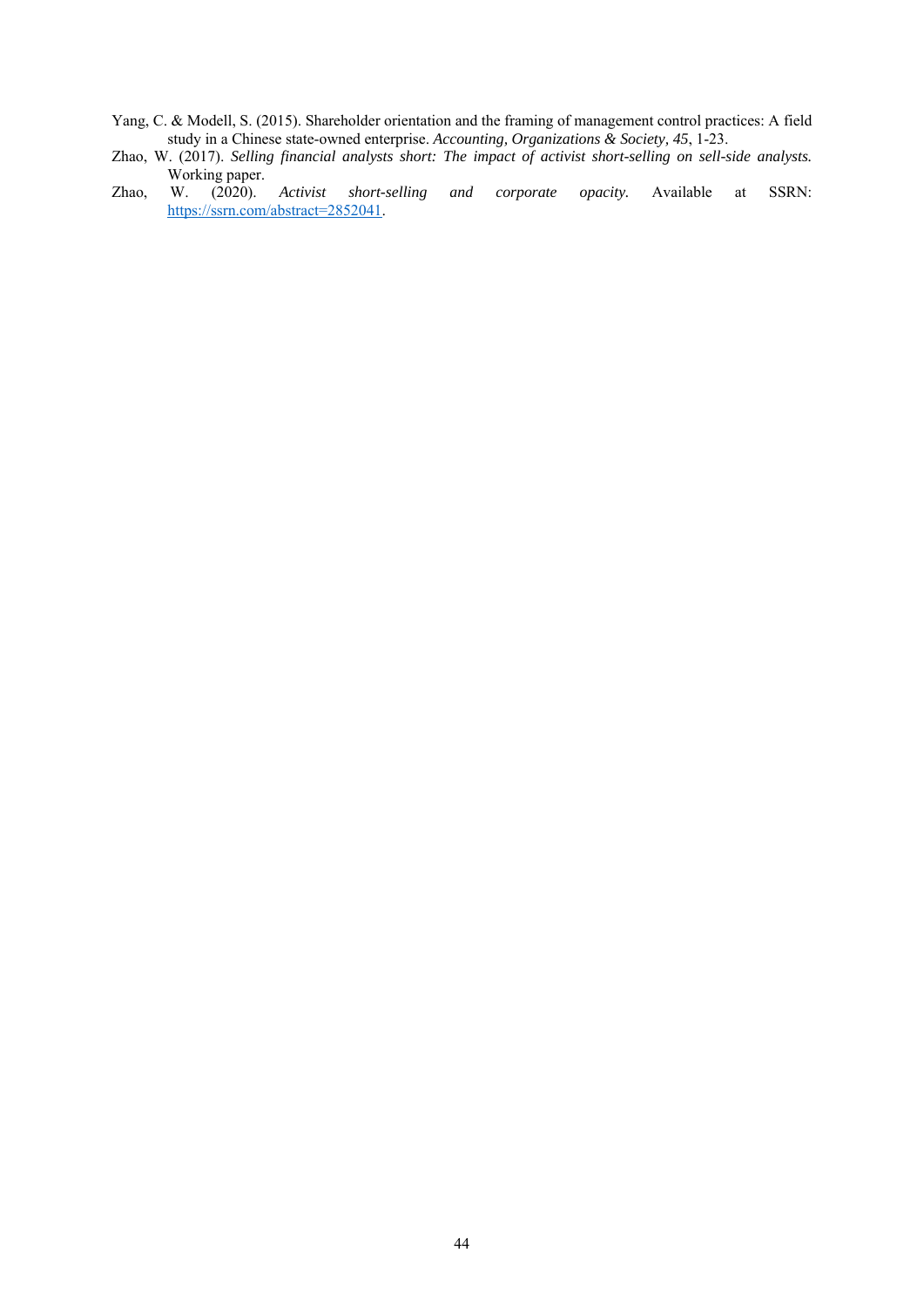Yang, C. & Modell, S. (2015). Shareholder orientation and the framing of management control practices: A field study in a Chinese state-owned enterprise. *Accounting, Organizations & Society, 45*, 1-23.

Zhao, W. (2017). *Selling financial analysts short: The impact of activist short-selling on sell-side analysts.* Working paper.

Zhao, W. (2020). *Activist short-selling and corporate opacity.* Available at SSRN: https://ssrn.com/abstract=2852041.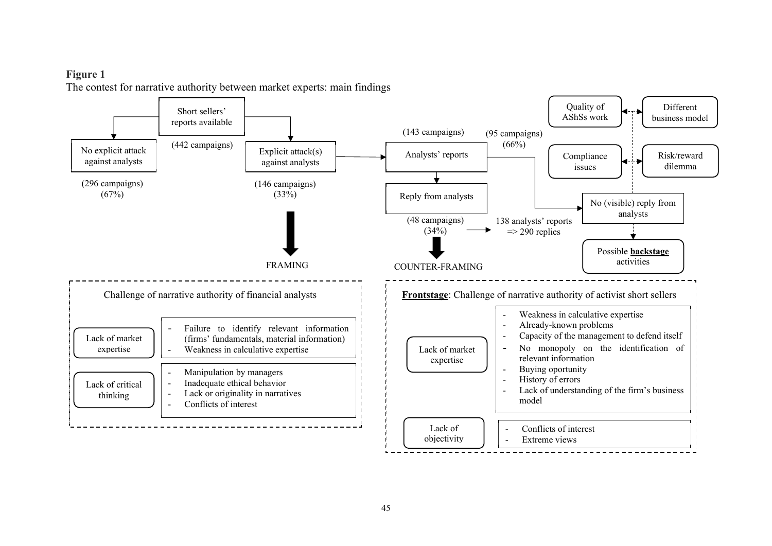**Figure 1**

The contest for narrative authority between market experts: main findings

Short sellers' reports available (442 campaigns)

- No explicit attack against analysts (296 campaigns) (67%)
- Explicit attack(s) against analysts (146 campaigns) (33%)
  - → FRAMING
  - → Analysts' reports (143 campaigns)
    - Reply from analysts (48 campaigns) (34%) → 138 analysts' reports => 290 replies
      - → COUNTER-FRAMING
    - No (visible) reply from analysts (95 campaigns) (66%)
      - Quality of AShSs work ↔ Different business model
      - Compliance issues ↔ Risk/reward dilemma
      - → Possible **backstage** activities

**Challenge of narrative authority of financial analysts**

- Lack of market expertise
  - Failure to identify relevant information (firms' fundamentals, material information)
  - Weakness in calculative expertise
- Lack of critical thinking
  - Manipulation by managers
  - Inadequate ethical behavior
  - Lack or originality in narratives
  - Conflicts of interest

**Frontstage**: Challenge of narrative authority of activist short sellers

- Lack of market expertise
  - Weakness in calculative expertise
  - Already-known problems
  - Capacity of the management to defend itself
  - No monopoly on the identification of relevant information
  - Buying oportunity
  - History of errors
  - Lack of understanding of the firm's business model
- Lack of objectivity
  - Conflicts of interest
  - Extreme views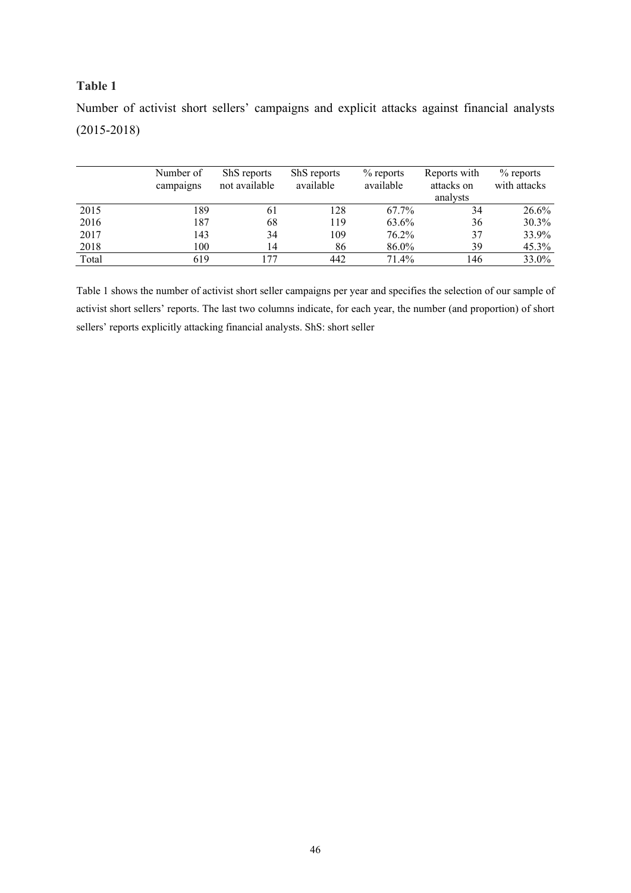**Table 1**

Number of activist short sellers' campaigns and explicit attacks against financial analysts (2015-2018)

| | Number of campaigns | ShS reports not available | ShS reports available | % reports available | Reports with attacks on analysts | % reports with attacks |
|---|---|---|---|---|---|---|
| 2015 | 189 | 61 | 128 | 67.7% | 34 | 26.6% |
| 2016 | 187 | 68 | 119 | 63.6% | 36 | 30.3% |
| 2017 | 143 | 34 | 109 | 76.2% | 37 | 33.9% |
| 2018 | 100 | 14 | 86 | 86.0% | 39 | 45.3% |
| Total | 619 | 177 | 442 | 71.4% | 146 | 33.0% |

Table 1 shows the number of activist short seller campaigns per year and specifies the selection of our sample of activist short sellers' reports. The last two columns indicate, for each year, the number (and proportion) of short sellers' reports explicitly attacking financial analysts. ShS: short seller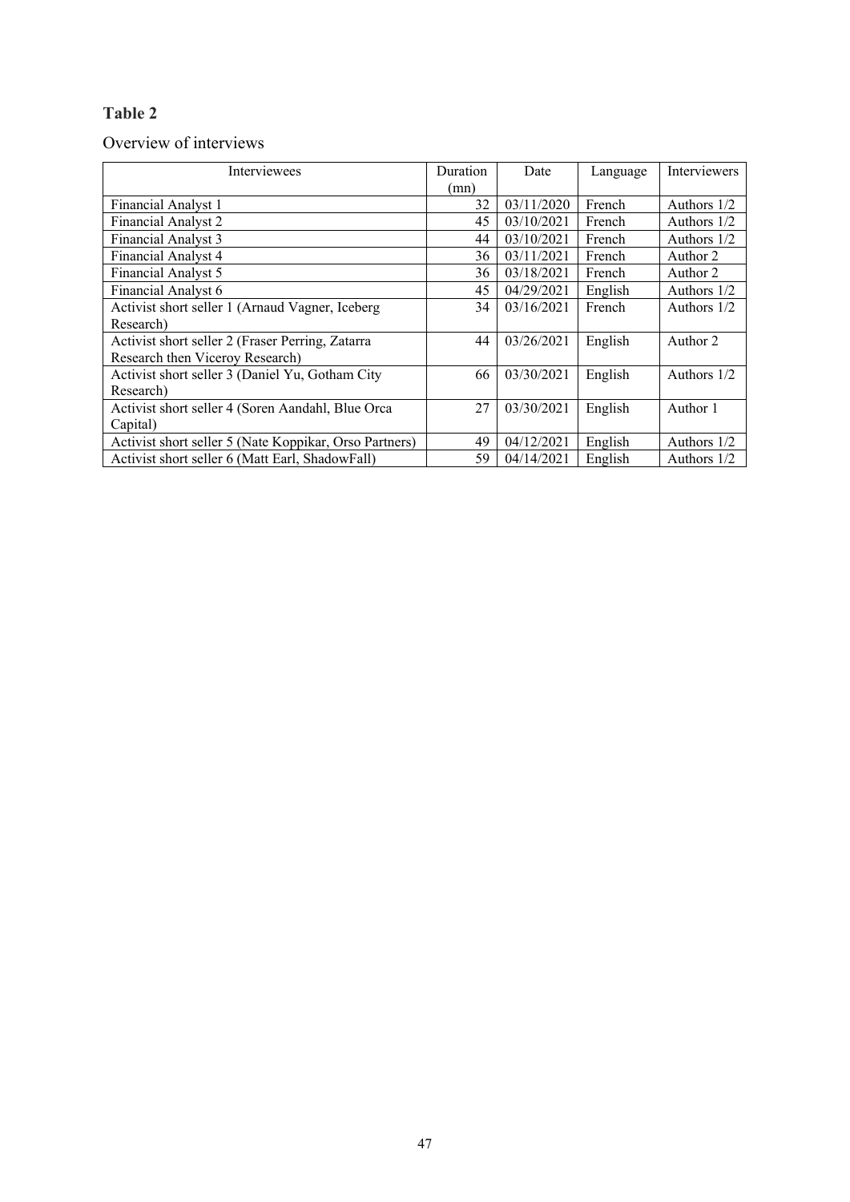**Table 2**

Overview of interviews

| Interviewees | Duration (mn) | Date | Language | Interviewers |
|---|---|---|---|---|
| Financial Analyst 1 | 32 | 03/11/2020 | French | Authors 1/2 |
| Financial Analyst 2 | 45 | 03/10/2021 | French | Authors 1/2 |
| Financial Analyst 3 | 44 | 03/10/2021 | French | Authors 1/2 |
| Financial Analyst 4 | 36 | 03/11/2021 | French | Author 2 |
| Financial Analyst 5 | 36 | 03/18/2021 | French | Author 2 |
| Financial Analyst 6 | 45 | 04/29/2021 | English | Authors 1/2 |
| Activist short seller 1 (Arnaud Vagner, Iceberg Research) | 34 | 03/16/2021 | French | Authors 1/2 |
| Activist short seller 2 (Fraser Perring, Zatarra Research then Viceroy Research) | 44 | 03/26/2021 | English | Author 2 |
| Activist short seller 3 (Daniel Yu, Gotham City Research) | 66 | 03/30/2021 | English | Authors 1/2 |
| Activist short seller 4 (Soren Aandahl, Blue Orca Capital) | 27 | 03/30/2021 | English | Author 1 |
| Activist short seller 5 (Nate Koppikar, Orso Partners) | 49 | 04/12/2021 | English | Authors 1/2 |
| Activist short seller 6 (Matt Earl, ShadowFall) | 59 | 04/14/2021 | English | Authors 1/2 |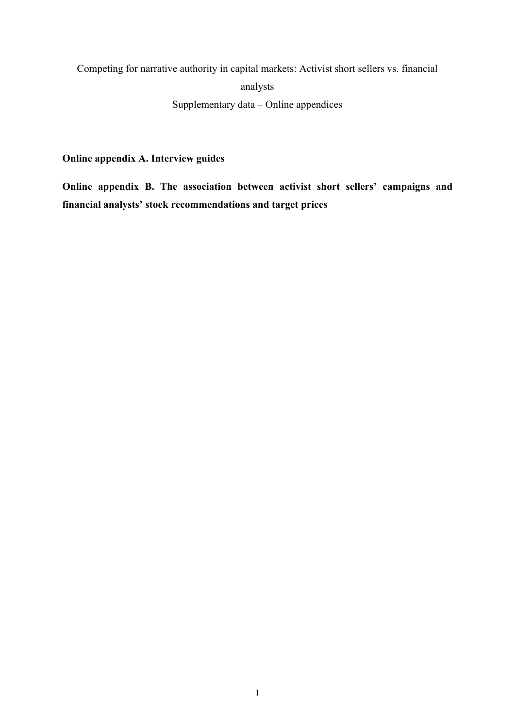Competing for narrative authority in capital markets: Activist short sellers vs. financial analysts

Supplementary data – Online appendices

**Online appendix A. Interview guides**

**Online appendix B. The association between activist short sellers' campaigns and financial analysts' stock recommendations and target prices**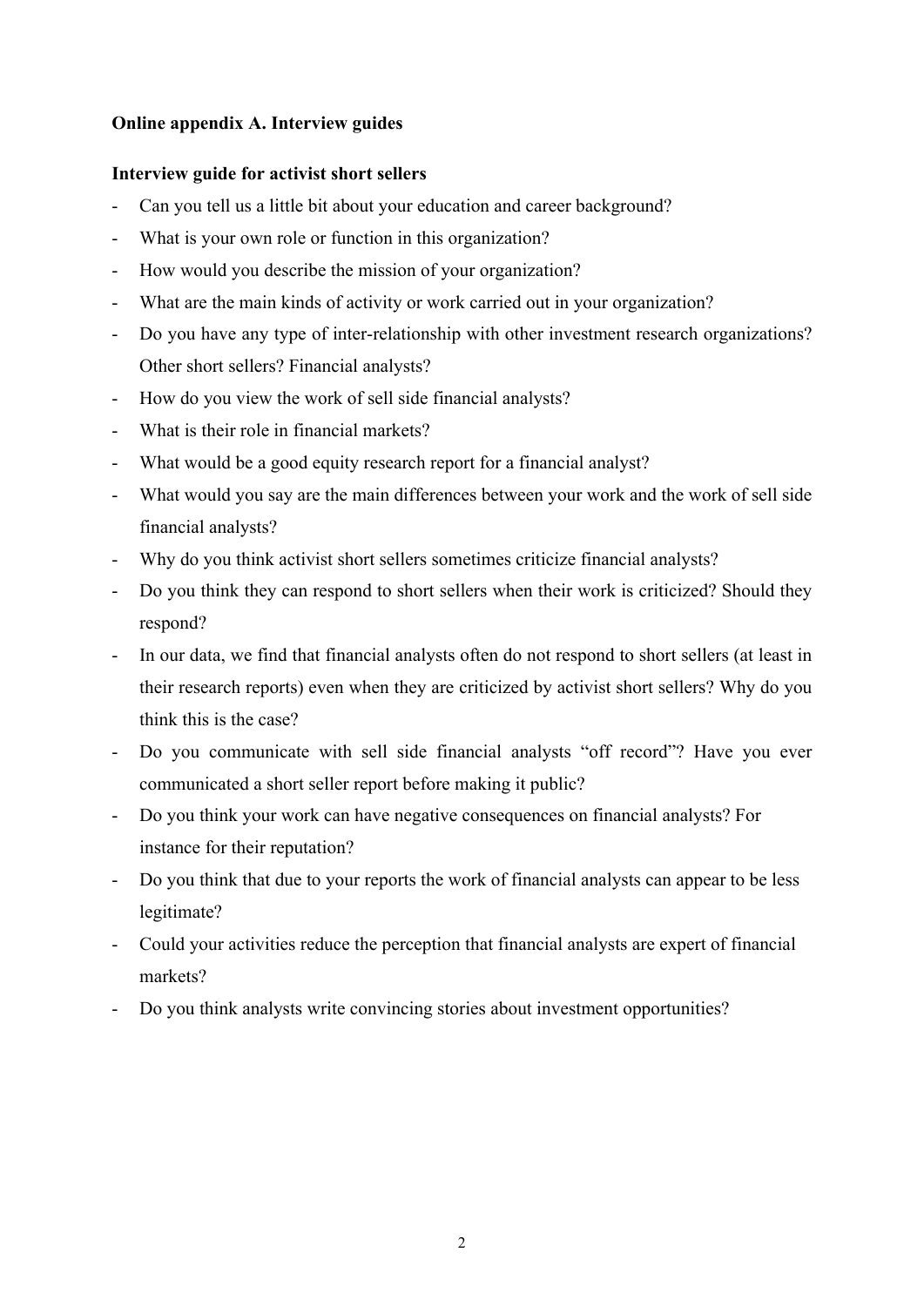**Online appendix A. Interview guides**

**Interview guide for activist short sellers**

- Can you tell us a little bit about your education and career background?
- What is your own role or function in this organization?
- How would you describe the mission of your organization?
- What are the main kinds of activity or work carried out in your organization?
- Do you have any type of inter-relationship with other investment research organizations? Other short sellers? Financial analysts?
- How do you view the work of sell side financial analysts?
- What is their role in financial markets?
- What would be a good equity research report for a financial analyst?
- What would you say are the main differences between your work and the work of sell side financial analysts?
- Why do you think activist short sellers sometimes criticize financial analysts?
- Do you think they can respond to short sellers when their work is criticized? Should they respond?
- In our data, we find that financial analysts often do not respond to short sellers (at least in their research reports) even when they are criticized by activist short sellers? Why do you think this is the case?
- Do you communicate with sell side financial analysts "off record"? Have you ever communicated a short seller report before making it public?
- Do you think your work can have negative consequences on financial analysts? For instance for their reputation?
- Do you think that due to your reports the work of financial analysts can appear to be less legitimate?
- Could your activities reduce the perception that financial analysts are expert of financial markets?
- Do you think analysts write convincing stories about investment opportunities?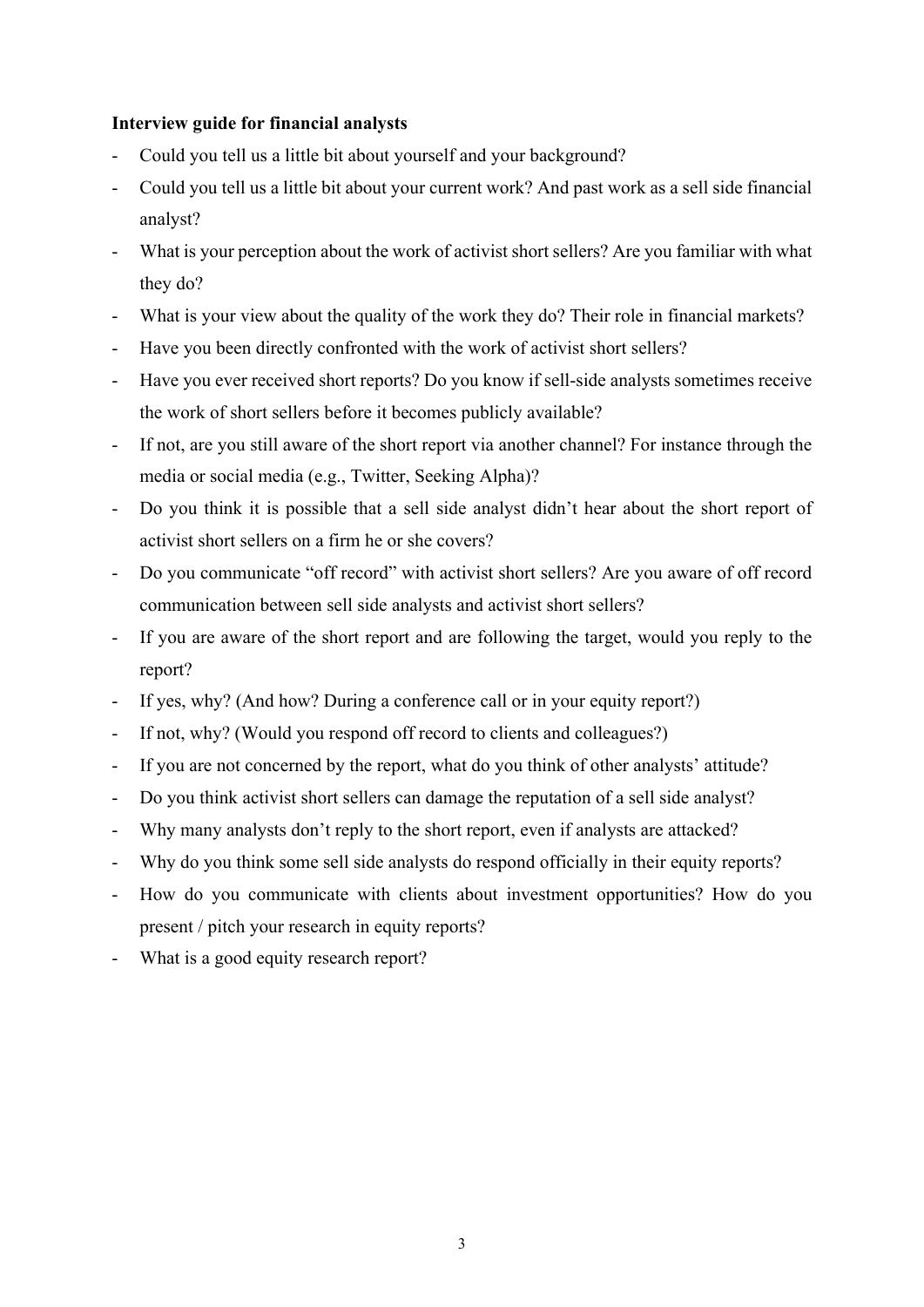**Interview guide for financial analysts**

- Could you tell us a little bit about yourself and your background?
- Could you tell us a little bit about your current work? And past work as a sell side financial analyst?
- What is your perception about the work of activist short sellers? Are you familiar with what they do?
- What is your view about the quality of the work they do? Their role in financial markets?
- Have you been directly confronted with the work of activist short sellers?
- Have you ever received short reports? Do you know if sell-side analysts sometimes receive the work of short sellers before it becomes publicly available?
- If not, are you still aware of the short report via another channel? For instance through the media or social media (e.g., Twitter, Seeking Alpha)?
- Do you think it is possible that a sell side analyst didn't hear about the short report of activist short sellers on a firm he or she covers?
- Do you communicate "off record" with activist short sellers? Are you aware of off record communication between sell side analysts and activist short sellers?
- If you are aware of the short report and are following the target, would you reply to the report?
- If yes, why? (And how? During a conference call or in your equity report?)
- If not, why? (Would you respond off record to clients and colleagues?)
- If you are not concerned by the report, what do you think of other analysts' attitude?
- Do you think activist short sellers can damage the reputation of a sell side analyst?
- Why many analysts don't reply to the short report, even if analysts are attacked?
- Why do you think some sell side analysts do respond officially in their equity reports?
- How do you communicate with clients about investment opportunities? How do you present / pitch your research in equity reports?
- What is a good equity research report?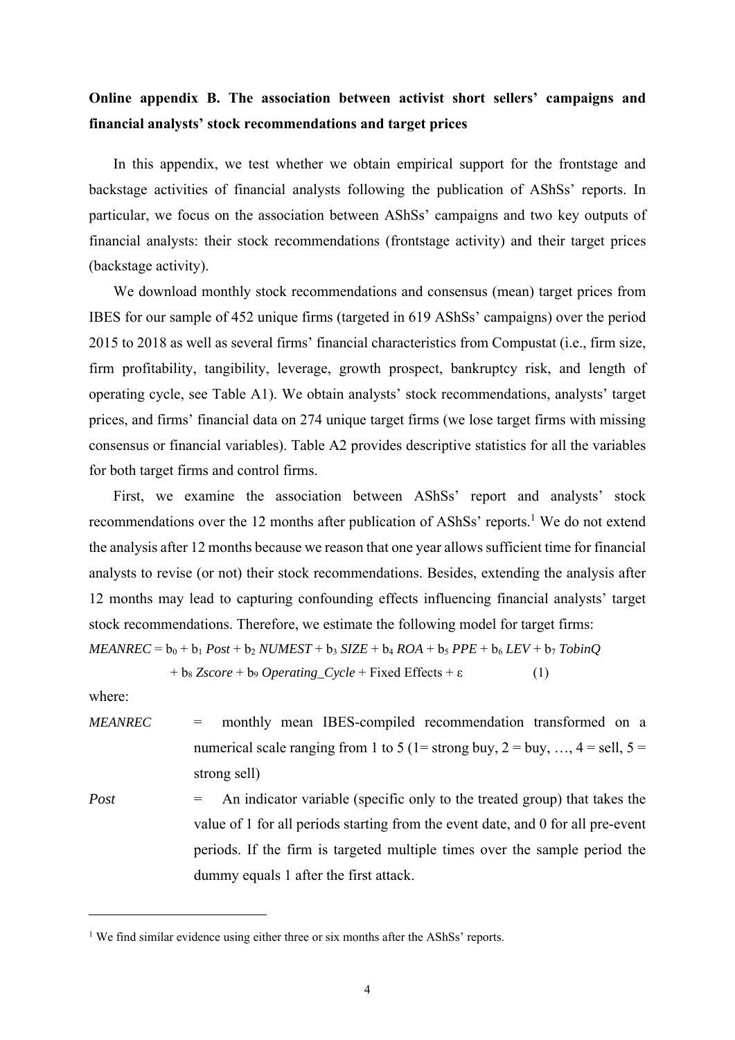## Online appendix B. The association between activist short sellers' campaigns and financial analysts' stock recommendations and target prices

In this appendix, we test whether we obtain empirical support for the frontstage and backstage activities of financial analysts following the publication of AShSs' reports. In particular, we focus on the association between AShSs' campaigns and two key outputs of financial analysts: their stock recommendations (frontstage activity) and their target prices (backstage activity).

We download monthly stock recommendations and consensus (mean) target prices from IBES for our sample of 452 unique firms (targeted in 619 AShSs' campaigns) over the period 2015 to 2018 as well as several firms' financial characteristics from Compustat (i.e., firm size, firm profitability, tangibility, leverage, growth prospect, bankruptcy risk, and length of operating cycle, see Table A1). We obtain analysts' stock recommendations, analysts' target prices, and firms' financial data on 274 unique target firms (we lose target firms with missing consensus or financial variables). Table A2 provides descriptive statistics for all the variables for both target firms and control firms.

First, we examine the association between AShSs' report and analysts' stock recommendations over the 12 months after publication of AShSs' reports.[1] We do not extend the analysis after 12 months because we reason that one year allows sufficient time for financial analysts to revise (or not) their stock recommendations. Besides, extending the analysis after 12 months may lead to capturing confounding effects influencing financial analysts' target stock recommendations. Therefore, we estimate the following model for target firms:

$$MEANREC = b_0 + b_1\, Post + b_2\, NUMEST + b_3\, SIZE + b_4\, ROA + b_5\, PPE + b_6\, LEV + b_7\, TobinQ + b_8\, Zscore + b_9\, Operating\_Cycle + \text{Fixed Effects} + \varepsilon \quad (1)$$

where:

*MEANREC* = monthly mean IBES-compiled recommendation transformed on a numerical scale ranging from 1 to 5 (1= strong buy, 2 = buy, …, 4 = sell, 5 = strong sell)

*Post* = An indicator variable (specific only to the treated group) that takes the value of 1 for all periods starting from the event date, and 0 for all pre-event periods. If the firm is targeted multiple times over the sample period the dummy equals 1 after the first attack.

[1] We find similar evidence using either three or six months after the AShSs' reports.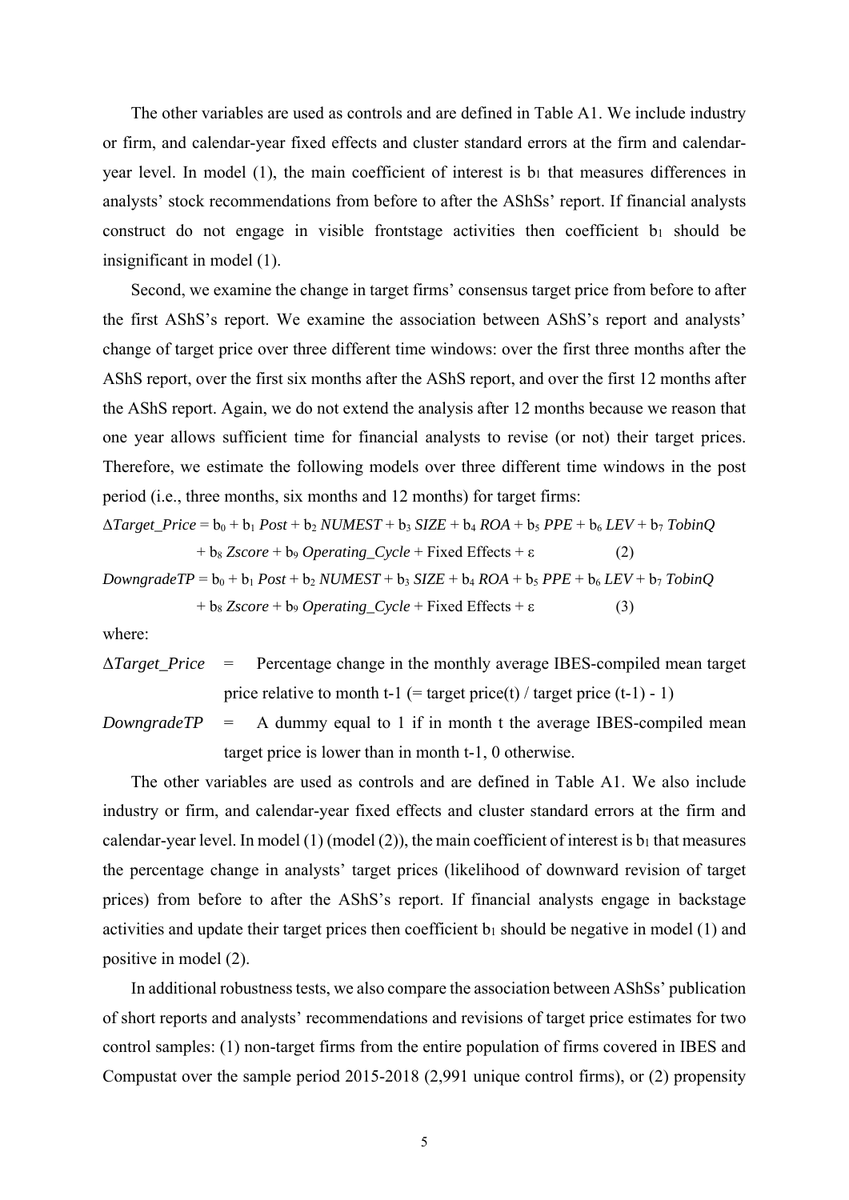The other variables are used as controls and are defined in Table A1. We include industry or firm, and calendar-year fixed effects and cluster standard errors at the firm and calendar-year level. In model (1), the main coefficient of interest is $b_1$ that measures differences in analysts' stock recommendations from before to after the AShSs' report. If financial analysts construct do not engage in visible frontstage activities then coefficient $b_1$ should be insignificant in model (1).

Second, we examine the change in target firms' consensus target price from before to after the first AShS's report. We examine the association between AShS's report and analysts' change of target price over three different time windows: over the first three months after the AShS report, over the first six months after the AShS report, and over the first 12 months after the AShS report. Again, we do not extend the analysis after 12 months because we reason that one year allows sufficient time for financial analysts to revise (or not) their target prices. Therefore, we estimate the following models over three different time windows in the post period (i.e., three months, six months and 12 months) for target firms:

$$\Delta Target\_Price = b_0 + b_1\, Post + b_2\, NUMEST + b_3\, SIZE + b_4\, ROA + b_5\, PPE + b_6\, LEV + b_7\, TobinQ + b_8\, Zscore + b_9\, Operating\_Cycle + \text{Fixed Effects} + \varepsilon \quad (2)$$

$$DowngradeTP = b_0 + b_1\, Post + b_2\, NUMEST + b_3\, SIZE + b_4\, ROA + b_5\, PPE + b_6\, LEV + b_7\, TobinQ + b_8\, Zscore + b_9\, Operating\_Cycle + \text{Fixed Effects} + \varepsilon \quad (3)$$

where:

$\Delta$*Target_Price* = Percentage change in the monthly average IBES-compiled mean target price relative to month t-1 (= target price(t) / target price (t-1) - 1)

*DowngradeTP* = A dummy equal to 1 if in month t the average IBES-compiled mean target price is lower than in month t-1, 0 otherwise.

The other variables are used as controls and are defined in Table A1. We also include industry or firm, and calendar-year fixed effects and cluster standard errors at the firm and calendar-year level. In model (1) (model (2)), the main coefficient of interest is $b_1$ that measures the percentage change in analysts' target prices (likelihood of downward revision of target prices) from before to after the AShS's report. If financial analysts engage in backstage activities and update their target prices then coefficient $b_1$ should be negative in model (1) and positive in model (2).

In additional robustness tests, we also compare the association between AShSs' publication of short reports and analysts' recommendations and revisions of target price estimates for two control samples: (1) non-target firms from the entire population of firms covered in IBES and Compustat over the sample period 2015-2018 (2,991 unique control firms), or (2) propensity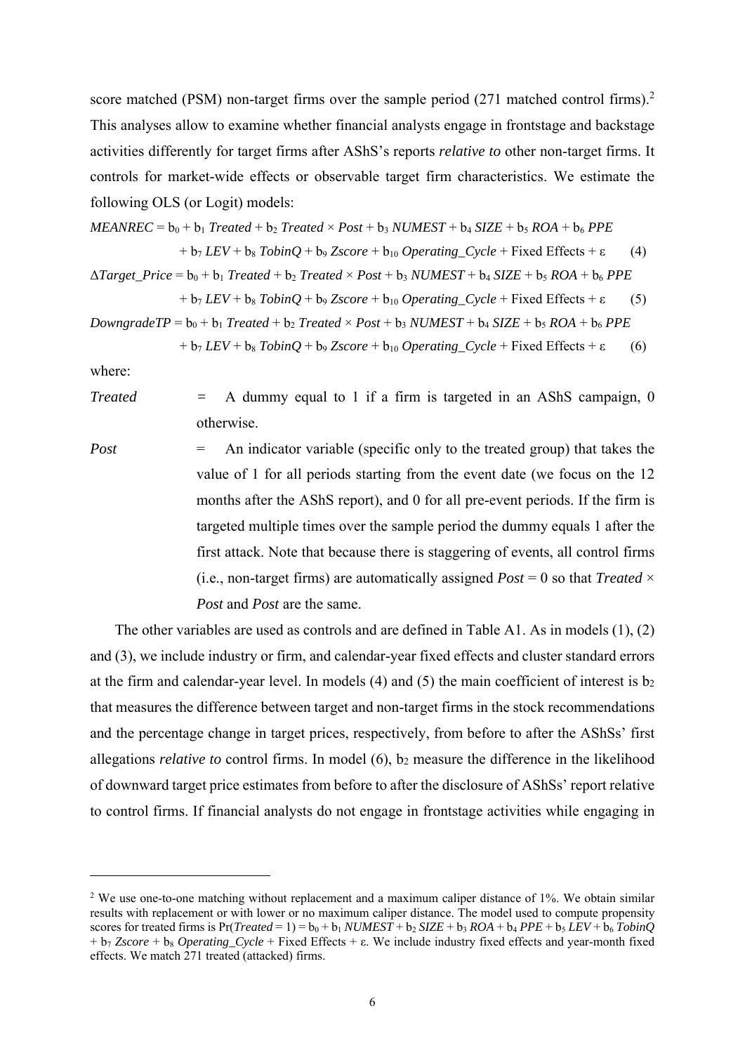score matched (PSM) non-target firms over the sample period (271 matched control firms).[2] This analyses allow to examine whether financial analysts engage in frontstage and backstage activities differently for target firms after AShS's reports *relative to* other non-target firms. It controls for market-wide effects or observable target firm characteristics. We estimate the following OLS (or Logit) models:

$$MEANREC = b_0 + b_1\ Treated + b_2\ Treated \times Post + b_3\ NUMEST + b_4\ SIZE + b_5\ ROA + b_6\ PPE + b_7\ LEV + b_8\ TobinQ + b_9\ Zscore + b_{10}\ Operating\_Cycle + \text{Fixed Effects} + \varepsilon \quad (4)$$

$$\Delta Target\_Price = b_0 + b_1\ Treated + b_2\ Treated \times Post + b_3\ NUMEST + b_4\ SIZE + b_5\ ROA + b_6\ PPE + b_7\ LEV + b_8\ TobinQ + b_9\ Zscore + b_{10}\ Operating\_Cycle + \text{Fixed Effects} + \varepsilon \quad (5)$$

$$DowngradeTP = b_0 + b_1\ Treated + b_2\ Treated \times Post + b_3\ NUMEST + b_4\ SIZE + b_5\ ROA + b_6\ PPE + b_7\ LEV + b_8\ TobinQ + b_9\ Zscore + b_{10}\ Operating\_Cycle + \text{Fixed Effects} + \varepsilon \quad (6)$$

where:

*Treated* = A dummy equal to 1 if a firm is targeted in an AShS campaign, 0 otherwise.

*Post* = An indicator variable (specific only to the treated group) that takes the value of 1 for all periods starting from the event date (we focus on the 12 months after the AShS report), and 0 for all pre-event periods. If the firm is targeted multiple times over the sample period the dummy equals 1 after the first attack. Note that because there is staggering of events, all control firms (i.e., non-target firms) are automatically assigned *Post* = 0 so that *Treated* × *Post* and *Post* are the same.

The other variables are used as controls and are defined in Table A1. As in models (1), (2) and (3), we include industry or firm, and calendar-year fixed effects and cluster standard errors at the firm and calendar-year level. In models (4) and (5) the main coefficient of interest is $b_2$ that measures the difference between target and non-target firms in the stock recommendations and the percentage change in target prices, respectively, from before to after the AShSs' first allegations *relative to* control firms. In model (6), $b_2$ measure the difference in the likelihood of downward target price estimates from before to after the disclosure of AShSs' report relative to control firms. If financial analysts do not engage in frontstage activities while engaging in

[2] We use one-to-one matching without replacement and a maximum caliper distance of 1%. We obtain similar results with replacement or with lower or no maximum caliper distance. The model used to compute propensity scores for treated firms is $\Pr(Treated = 1) = b_0 + b_1\ NUMEST + b_2\ SIZE + b_3\ ROA + b_4\ PPE + b_5\ LEV + b_6\ TobinQ + b_7\ Zscore + b_8\ Operating\_Cycle + \text{Fixed Effects} + \varepsilon$. We include industry fixed effects and year-month fixed effects. We match 271 treated (attacked) firms.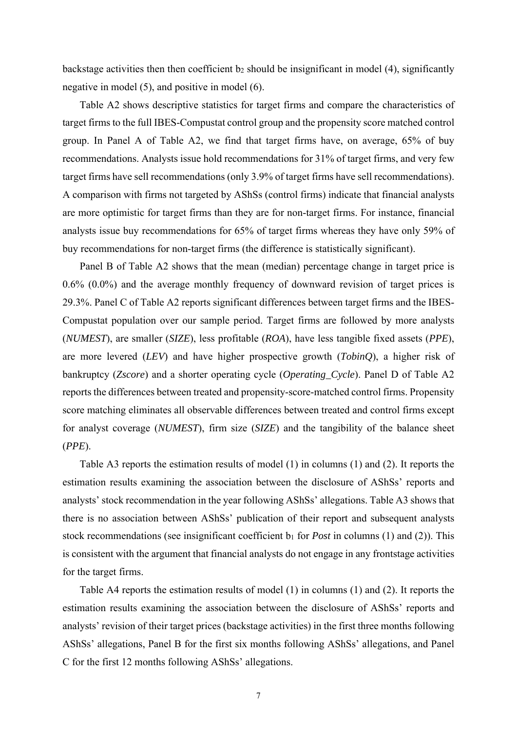backstage activities then then coefficient $b_2$ should be insignificant in model (4), significantly negative in model (5), and positive in model (6).

Table A2 shows descriptive statistics for target firms and compare the characteristics of target firms to the full IBES-Compustat control group and the propensity score matched control group. In Panel A of Table A2, we find that target firms have, on average, 65% of buy recommendations. Analysts issue hold recommendations for 31% of target firms, and very few target firms have sell recommendations (only 3.9% of target firms have sell recommendations). A comparison with firms not targeted by AShSs (control firms) indicate that financial analysts are more optimistic for target firms than they are for non-target firms. For instance, financial analysts issue buy recommendations for 65% of target firms whereas they have only 59% of buy recommendations for non-target firms (the difference is statistically significant).

Panel B of Table A2 shows that the mean (median) percentage change in target price is 0.6% (0.0%) and the average monthly frequency of downward revision of target prices is 29.3%. Panel C of Table A2 reports significant differences between target firms and the IBES-Compustat population over our sample period. Target firms are followed by more analysts (*NUMEST*), are smaller (*SIZE*), less profitable (*ROA*), have less tangible fixed assets (*PPE*), are more levered (*LEV*) and have higher prospective growth (*TobinQ*), a higher risk of bankruptcy (*Zscore*) and a shorter operating cycle (*Operating_Cycle*). Panel D of Table A2 reports the differences between treated and propensity-score-matched control firms. Propensity score matching eliminates all observable differences between treated and control firms except for analyst coverage (*NUMEST*), firm size (*SIZE*) and the tangibility of the balance sheet (*PPE*).

Table A3 reports the estimation results of model (1) in columns (1) and (2). It reports the estimation results examining the association between the disclosure of AShSs' reports and analysts' stock recommendation in the year following AShSs' allegations. Table A3 shows that there is no association between AShSs' publication of their report and subsequent analysts stock recommendations (see insignificant coefficient $b_1$ for *Post* in columns (1) and (2)). This is consistent with the argument that financial analysts do not engage in any frontstage activities for the target firms.

Table A4 reports the estimation results of model (1) in columns (1) and (2). It reports the estimation results examining the association between the disclosure of AShSs' reports and analysts' revision of their target prices (backstage activities) in the first three months following AShSs' allegations, Panel B for the first six months following AShSs' allegations, and Panel C for the first 12 months following AShSs' allegations.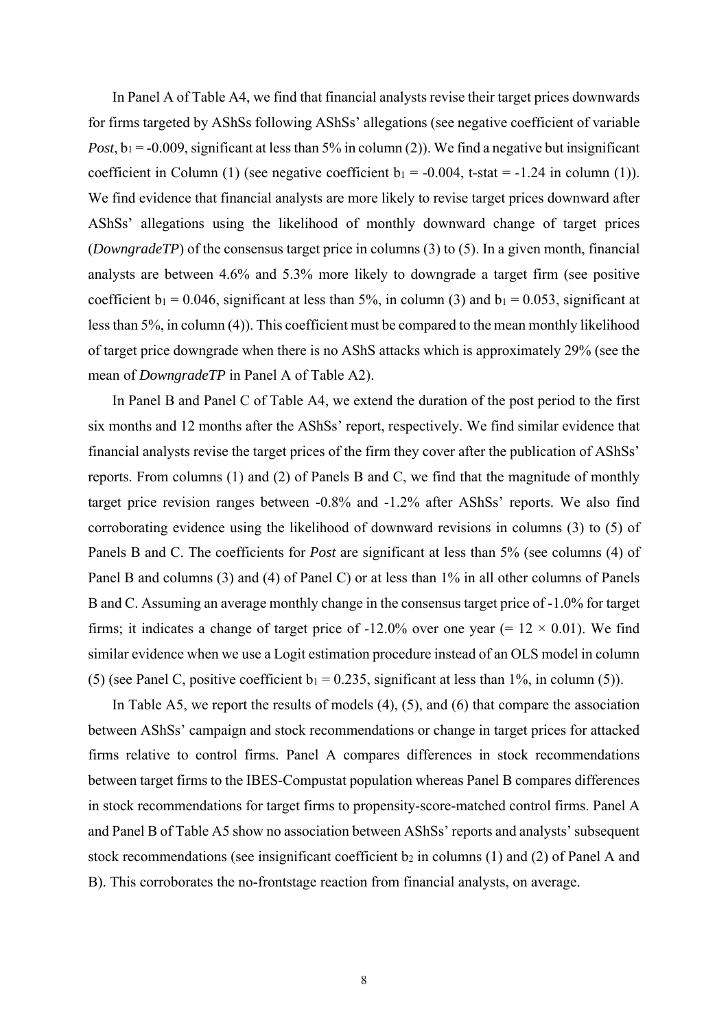In Panel A of Table A4, we find that financial analysts revise their target prices downwards for firms targeted by AShSs following AShSs' allegations (see negative coefficient of variable *Post*, $b_1 = -0.009$, significant at less than 5% in column (2)). We find a negative but insignificant coefficient in Column (1) (see negative coefficient $b_1 = -0.004$, t-stat = -1.24 in column (1)). We find evidence that financial analysts are more likely to revise target prices downward after AShSs' allegations using the likelihood of monthly downward change of target prices (*DowngradeTP*) of the consensus target price in columns (3) to (5). In a given month, financial analysts are between 4.6% and 5.3% more likely to downgrade a target firm (see positive coefficient $b_1 = 0.046$, significant at less than 5%, in column (3) and $b_1 = 0.053$, significant at less than 5%, in column (4)). This coefficient must be compared to the mean monthly likelihood of target price downgrade when there is no AShS attacks which is approximately 29% (see the mean of *DowngradeTP* in Panel A of Table A2).

In Panel B and Panel C of Table A4, we extend the duration of the post period to the first six months and 12 months after the AShSs' report, respectively. We find similar evidence that financial analysts revise the target prices of the firm they cover after the publication of AShSs' reports. From columns (1) and (2) of Panels B and C, we find that the magnitude of monthly target price revision ranges between -0.8% and -1.2% after AShSs' reports. We also find corroborating evidence using the likelihood of downward revisions in columns (3) to (5) of Panels B and C. The coefficients for *Post* are significant at less than 5% (see columns (4) of Panel B and columns (3) and (4) of Panel C) or at less than 1% in all other columns of Panels B and C. Assuming an average monthly change in the consensus target price of -1.0% for target firms; it indicates a change of target price of -12.0% over one year ($= 12 \times 0.01$). We find similar evidence when we use a Logit estimation procedure instead of an OLS model in column (5) (see Panel C, positive coefficient $b_1 = 0.235$, significant at less than 1%, in column (5)).

In Table A5, we report the results of models (4), (5), and (6) that compare the association between AShSs' campaign and stock recommendations or change in target prices for attacked firms relative to control firms. Panel A compares differences in stock recommendations between target firms to the IBES-Compustat population whereas Panel B compares differences in stock recommendations for target firms to propensity-score-matched control firms. Panel A and Panel B of Table A5 show no association between AShSs' reports and analysts' subsequent stock recommendations (see insignificant coefficient $b_2$ in columns (1) and (2) of Panel A and B). This corroborates the no-frontstage reaction from financial analysts, on average.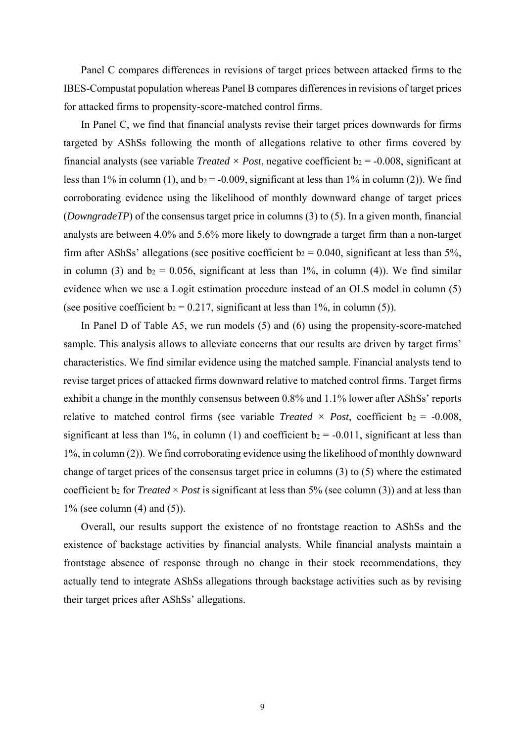Panel C compares differences in revisions of target prices between attacked firms to the IBES-Compustat population whereas Panel B compares differences in revisions of target prices for attacked firms to propensity-score-matched control firms.

In Panel C, we find that financial analysts revise their target prices downwards for firms targeted by AShSs following the month of allegations relative to other firms covered by financial analysts (see variable *Treated* × *Post*, negative coefficient $b_2$ = -0.008, significant at less than 1% in column (1), and $b_2$ = -0.009, significant at less than 1% in column (2)). We find corroborating evidence using the likelihood of monthly downward change of target prices (*DowngradeTP*) of the consensus target price in columns (3) to (5). In a given month, financial analysts are between 4.0% and 5.6% more likely to downgrade a target firm than a non-target firm after AShSs' allegations (see positive coefficient $b_2$ = 0.040, significant at less than 5%, in column (3) and $b_2$ = 0.056, significant at less than 1%, in column (4)). We find similar evidence when we use a Logit estimation procedure instead of an OLS model in column (5) (see positive coefficient $b_2$ = 0.217, significant at less than 1%, in column (5)).

In Panel D of Table A5, we run models (5) and (6) using the propensity-score-matched sample. This analysis allows to alleviate concerns that our results are driven by target firms' characteristics. We find similar evidence using the matched sample. Financial analysts tend to revise target prices of attacked firms downward relative to matched control firms. Target firms exhibit a change in the monthly consensus between 0.8% and 1.1% lower after AShSs' reports relative to matched control firms (see variable *Treated* × *Post*, coefficient $b_2$ = -0.008, significant at less than 1%, in column (1) and coefficient $b_2$ = -0.011, significant at less than 1%, in column (2)). We find corroborating evidence using the likelihood of monthly downward change of target prices of the consensus target price in columns (3) to (5) where the estimated coefficient $b_2$ for *Treated* × *Post* is significant at less than 5% (see column (3)) and at less than 1% (see column (4) and (5)).

Overall, our results support the existence of no frontstage reaction to AShSs and the existence of backstage activities by financial analysts. While financial analysts maintain a frontstage absence of response through no change in their stock recommendations, they actually tend to integrate AShSs allegations through backstage activities such as by revising their target prices after AShSs' allegations.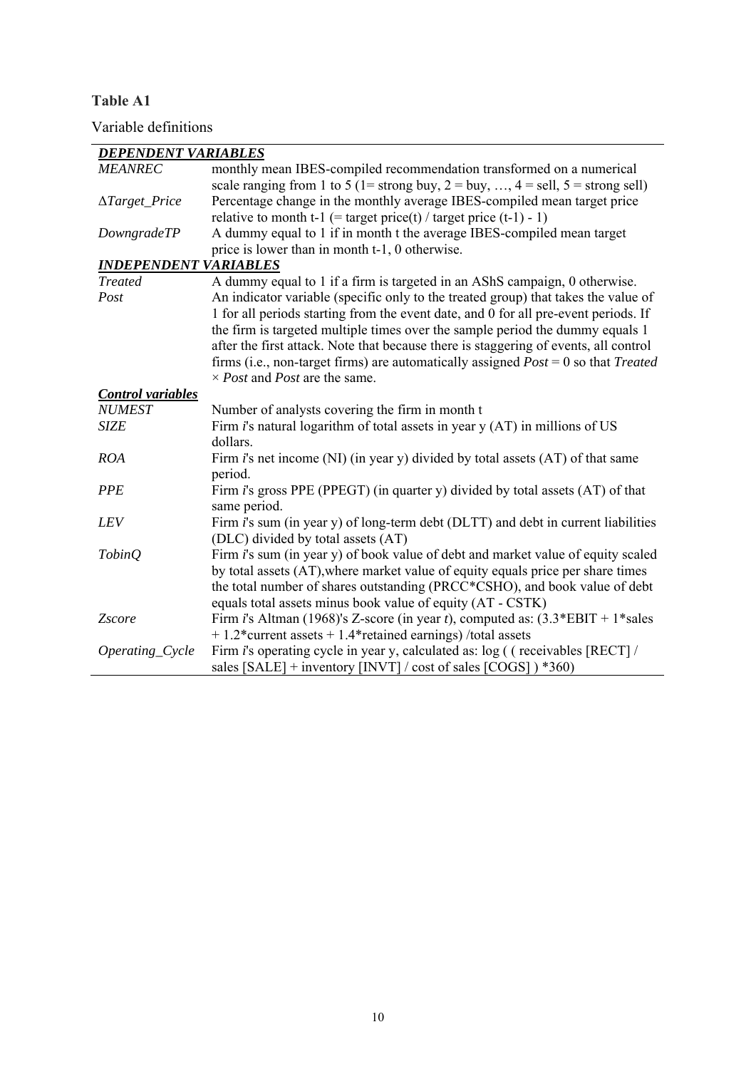**Table A1**

Variable definitions

| | |
|---|---|
| ***DEPENDENT VARIABLES*** | |
| *MEANREC* | monthly mean IBES-compiled recommendation transformed on a numerical scale ranging from 1 to 5 (1= strong buy, 2 = buy, …, 4 = sell, 5 = strong sell) |
| *ΔTarget_Price* | Percentage change in the monthly average IBES-compiled mean target price relative to month t-1 (= target price(t) / target price (t-1) - 1) |
| *DowngradeTP* | A dummy equal to 1 if in month t the average IBES-compiled mean target price is lower than in month t-1, 0 otherwise. |
| ***INDEPENDENT VARIABLES*** | |
| *Treated* | A dummy equal to 1 if a firm is targeted in an AShS campaign, 0 otherwise. |
| *Post* | An indicator variable (specific only to the treated group) that takes the value of 1 for all periods starting from the event date, and 0 for all pre-event periods. If the firm is targeted multiple times over the sample period the dummy equals 1 after the first attack. Note that because there is staggering of events, all control firms (i.e., non-target firms) are automatically assigned *Post* = 0 so that *Treated* × *Post* and *Post* are the same. |
| ***Control variables*** | |
| *NUMEST* | Number of analysts covering the firm in month t |
| *SIZE* | Firm *i*'s natural logarithm of total assets in year y (AT) in millions of US dollars. |
| *ROA* | Firm *i*'s net income (NI) (in year y) divided by total assets (AT) of that same period. |
| *PPE* | Firm *i*'s gross PPE (PPEGT) (in quarter y) divided by total assets (AT) of that same period. |
| *LEV* | Firm *i*'s sum (in year y) of long-term debt (DLTT) and debt in current liabilities (DLC) divided by total assets (AT) |
| *TobinQ* | Firm *i*'s sum (in year y) of book value of debt and market value of equity scaled by total assets (AT),where market value of equity equals price per share times the total number of shares outstanding (PRCC*CSHO), and book value of debt equals total assets minus book value of equity (AT - CSTK) |
| *Zscore* | Firm *i*'s Altman (1968)'s Z-score (in year *t*), computed as: (3.3*EBIT + 1*sales + 1.2*current assets + 1.4*retained earnings) /total assets |
| *Operating_Cycle* | Firm *i*'s operating cycle in year y, calculated as: log ( ( receivables [RECT] / sales [SALE] + inventory [INVT] / cost of sales [COGS] ) *360) |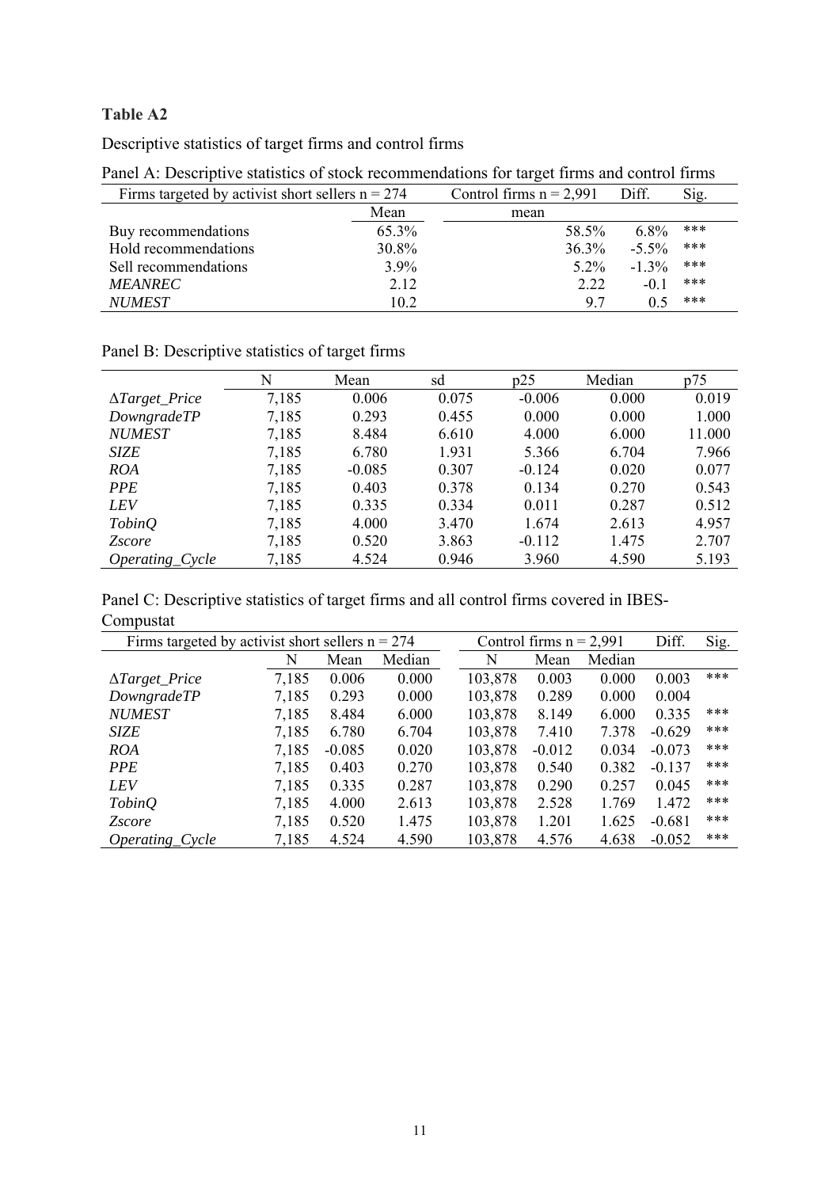**Table A2**

Descriptive statistics of target firms and control firms

Panel A: Descriptive statistics of stock recommendations for target firms and control firms

| Firms targeted by activist short sellers n = 274 | | Control firms n = 2,991 | Diff. | Sig. |
|---|---|---|---|---|
| | Mean | mean | | |
| Buy recommendations | 65.3% | 58.5% | 6.8% | *** |
| Hold recommendations | 30.8% | 36.3% | -5.5% | *** |
| Sell recommendations | 3.9% | 5.2% | -1.3% | *** |
| *MEANREC* | 2.12 | 2.22 | -0.1 | *** |
| *NUMEST* | 10.2 | 9.7 | 0.5 | *** |

Panel B: Descriptive statistics of target firms

| | N | Mean | sd | p25 | Median | p75 |
|---|---|---|---|---|---|---|
| *ΔTarget_Price* | 7,185 | 0.006 | 0.075 | -0.006 | 0.000 | 0.019 |
| *DowngradeTP* | 7,185 | 0.293 | 0.455 | 0.000 | 0.000 | 1.000 |
| *NUMEST* | 7,185 | 8.484 | 6.610 | 4.000 | 6.000 | 11.000 |
| *SIZE* | 7,185 | 6.780 | 1.931 | 5.366 | 6.704 | 7.966 |
| *ROA* | 7,185 | -0.085 | 0.307 | -0.124 | 0.020 | 0.077 |
| *PPE* | 7,185 | 0.403 | 0.378 | 0.134 | 0.270 | 0.543 |
| *LEV* | 7,185 | 0.335 | 0.334 | 0.011 | 0.287 | 0.512 |
| *TobinQ* | 7,185 | 4.000 | 3.470 | 1.674 | 2.613 | 4.957 |
| *Zscore* | 7,185 | 0.520 | 3.863 | -0.112 | 1.475 | 2.707 |
| *Operating_Cycle* | 7,185 | 4.524 | 0.946 | 3.960 | 4.590 | 5.193 |

Panel C: Descriptive statistics of target firms and all control firms covered in IBES-Compustat

| Firms targeted by activist short sellers n = 274 | | | | Control firms n = 2,991 | | | Diff. | Sig. |
|---|---|---|---|---|---|---|---|---|
| | N | Mean | Median | N | Mean | Median | | |
| *ΔTarget_Price* | 7,185 | 0.006 | 0.000 | 103,878 | 0.003 | 0.000 | 0.003 | *** |
| *DowngradeTP* | 7,185 | 0.293 | 0.000 | 103,878 | 0.289 | 0.000 | 0.004 | |
| *NUMEST* | 7,185 | 8.484 | 6.000 | 103,878 | 8.149 | 6.000 | 0.335 | *** |
| *SIZE* | 7,185 | 6.780 | 6.704 | 103,878 | 7.410 | 7.378 | -0.629 | *** |
| *ROA* | 7,185 | -0.085 | 0.020 | 103,878 | -0.012 | 0.034 | -0.073 | *** |
| *PPE* | 7,185 | 0.403 | 0.270 | 103,878 | 0.540 | 0.382 | -0.137 | *** |
| *LEV* | 7,185 | 0.335 | 0.287 | 103,878 | 0.290 | 0.257 | 0.045 | *** |
| *TobinQ* | 7,185 | 4.000 | 2.613 | 103,878 | 2.528 | 1.769 | 1.472 | *** |
| *Zscore* | 7,185 | 0.520 | 1.475 | 103,878 | 1.201 | 1.625 | -0.681 | *** |
| *Operating_Cycle* | 7,185 | 4.524 | 4.590 | 103,878 | 4.576 | 4.638 | -0.052 | *** |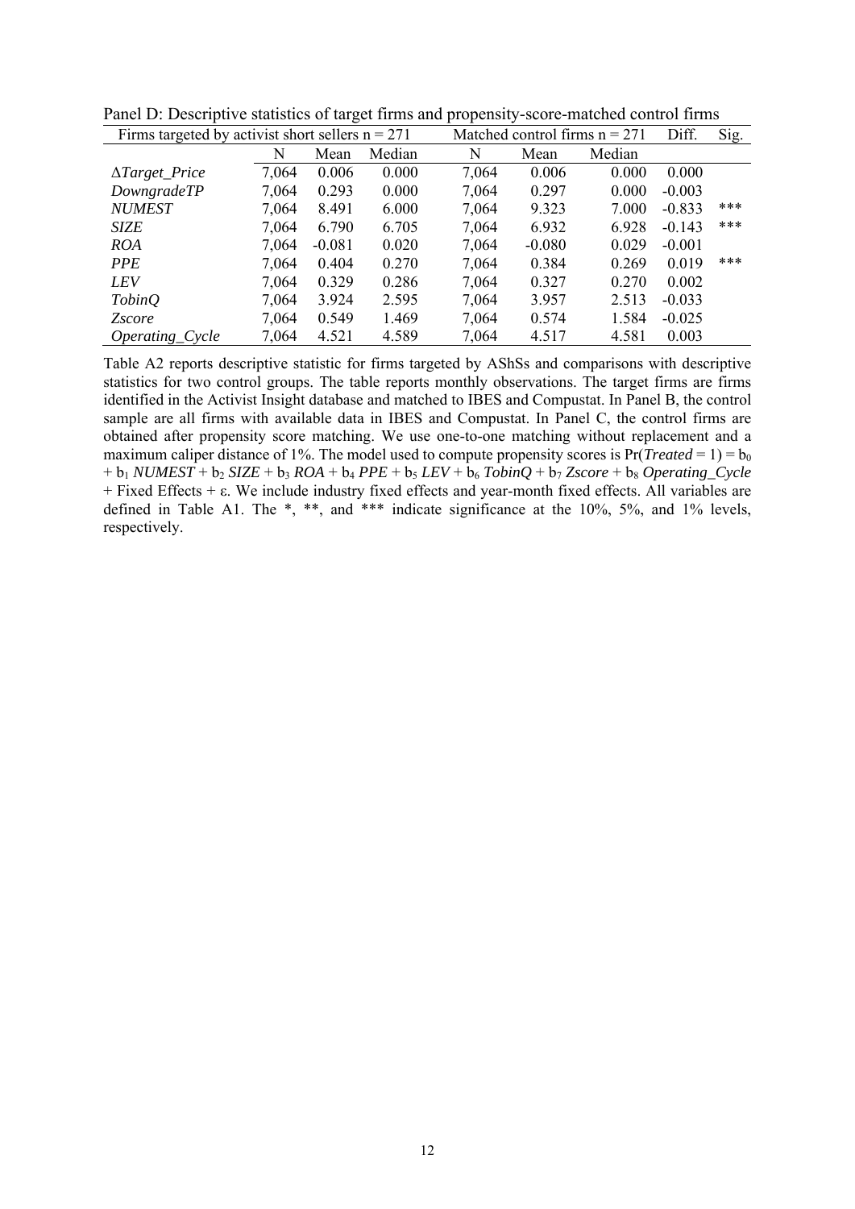Panel D: Descriptive statistics of target firms and propensity-score-matched control firms

| Firms targeted by activist short sellers n = 271 | | | | Matched control firms n = 271 | | | Diff. | Sig. |
|---|---|---|---|---|---|---|---|---|
| | N | Mean | Median | N | Mean | Median | | |
| *ΔTarget_Price* | 7,064 | 0.006 | 0.000 | 7,064 | 0.006 | 0.000 | 0.000 | |
| *DowngradeTP* | 7,064 | 0.293 | 0.000 | 7,064 | 0.297 | 0.000 | -0.003 | |
| *NUMEST* | 7,064 | 8.491 | 6.000 | 7,064 | 9.323 | 7.000 | -0.833 | *** |
| *SIZE* | 7,064 | 6.790 | 6.705 | 7,064 | 6.932 | 6.928 | -0.143 | *** |
| *ROA* | 7,064 | -0.081 | 0.020 | 7,064 | -0.080 | 0.029 | -0.001 | |
| *PPE* | 7,064 | 0.404 | 0.270 | 7,064 | 0.384 | 0.269 | 0.019 | *** |
| *LEV* | 7,064 | 0.329 | 0.286 | 7,064 | 0.327 | 0.270 | 0.002 | |
| *TobinQ* | 7,064 | 3.924 | 2.595 | 7,064 | 3.957 | 2.513 | -0.033 | |
| *Zscore* | 7,064 | 0.549 | 1.469 | 7,064 | 0.574 | 1.584 | -0.025 | |
| *Operating_Cycle* | 7,064 | 4.521 | 4.589 | 7,064 | 4.517 | 4.581 | 0.003 | |

Table A2 reports descriptive statistic for firms targeted by AShSs and comparisons with descriptive statistics for two control groups. The table reports monthly observations. The target firms are firms identified in the Activist Insight database and matched to IBES and Compustat. In Panel B, the control sample are all firms with available data in IBES and Compustat. In Panel C, the control firms are obtained after propensity score matching. We use one-to-one matching without replacement and a maximum caliper distance of 1%. The model used to compute propensity scores is $\Pr(\textit{Treated} = 1) = b_0 + b_1\,\textit{NUMEST} + b_2\,\textit{SIZE} + b_3\,\textit{ROA} + b_4\,\textit{PPE} + b_5\,\textit{LEV} + b_6\,\textit{TobinQ} + b_7\,\textit{Zscore} + b_8\,\textit{Operating\_Cycle}$ + Fixed Effects + $\varepsilon$. We include industry fixed effects and year-month fixed effects. All variables are defined in Table A1. The *, **, and *** indicate significance at the 10%, 5%, and 1% levels, respectively.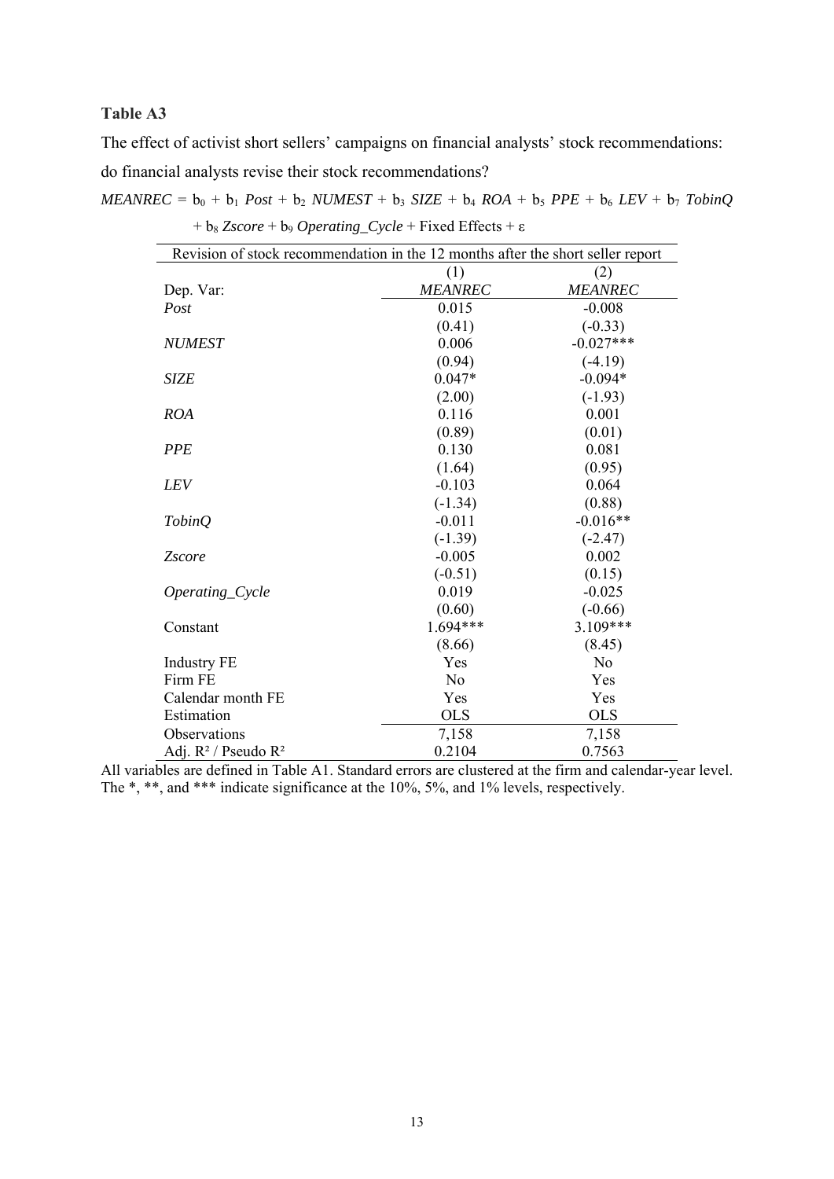**Table A3**

The effect of activist short sellers' campaigns on financial analysts' stock recommendations: do financial analysts revise their stock recommendations?

$$MEANREC = b_0 + b_1\ Post + b_2\ NUMEST + b_3\ SIZE + b_4\ ROA + b_5\ PPE + b_6\ LEV + b_7\ TobinQ + b_8\ Zscore + b_9\ Operating\_Cycle + \text{Fixed Effects} + \varepsilon$$

| Revision of stock recommendation in the 12 months after the short seller report | | |
|---|---|---|
| | (1) | (2) |
| Dep. Var: | *MEANREC* | *MEANREC* |
| *Post* | 0.015 | -0.008 |
| | (0.41) | (-0.33) |
| *NUMEST* | 0.006 | -0.027*** |
| | (0.94) | (-4.19) |
| *SIZE* | 0.047* | -0.094* |
| | (2.00) | (-1.93) |
| *ROA* | 0.116 | 0.001 |
| | (0.89) | (0.01) |
| *PPE* | 0.130 | 0.081 |
| | (1.64) | (0.95) |
| *LEV* | -0.103 | 0.064 |
| | (-1.34) | (0.88) |
| *TobinQ* | -0.011 | -0.016** |
| | (-1.39) | (-2.47) |
| *Zscore* | -0.005 | 0.002 |
| | (-0.51) | (0.15) |
| *Operating_Cycle* | 0.019 | -0.025 |
| | (0.60) | (-0.66) |
| Constant | 1.694*** | 3.109*** |
| | (8.66) | (8.45) |
| Industry FE | Yes | No |
| Firm FE | No | Yes |
| Calendar month FE | Yes | Yes |
| Estimation | OLS | OLS |
| Observations | 7,158 | 7,158 |
| Adj. $R^2$ / Pseudo $R^2$ | 0.2104 | 0.7563 |

All variables are defined in Table A1. Standard errors are clustered at the firm and calendar-year level. The *, **, and *** indicate significance at the 10%, 5%, and 1% levels, respectively.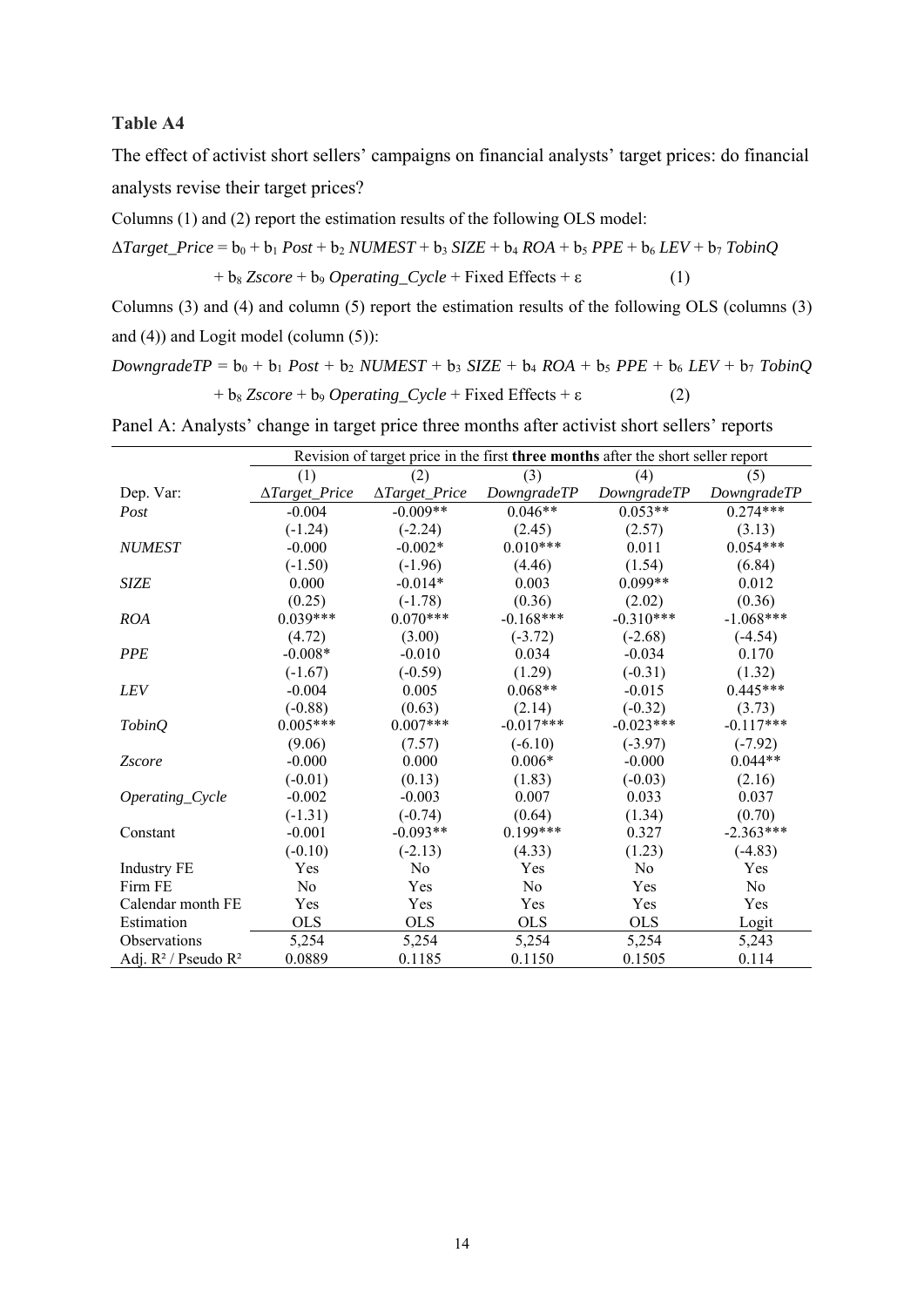**Table A4**

The effect of activist short sellers' campaigns on financial analysts' target prices: do financial analysts revise their target prices?

Columns (1) and (2) report the estimation results of the following OLS model:

$$\Delta Target\_Price = b_0 + b_1\ Post + b_2\ NUMEST + b_3\ SIZE + b_4\ ROA + b_5\ PPE + b_6\ LEV + b_7\ TobinQ + b_8\ Zscore + b_9\ Operating\_Cycle + \text{Fixed Effects} + \varepsilon \quad (1)$$

Columns (3) and (4) and column (5) report the estimation results of the following OLS (columns (3) and (4)) and Logit model (column (5)):

$$DowngradeTP = b_0 + b_1\ Post + b_2\ NUMEST + b_3\ SIZE + b_4\ ROA + b_5\ PPE + b_6\ LEV + b_7\ TobinQ + b_8\ Zscore + b_9\ Operating\_Cycle + \text{Fixed Effects} + \varepsilon \quad (2)$$

Panel A: Analysts' change in target price three months after activist short sellers' reports

| | Revision of target price in the first **three months** after the short seller report | | | | |
|---|---|---|---|---|---|
| | (1) | (2) | (3) | (4) | (5) |
| Dep. Var: | *ΔTarget_Price* | *ΔTarget_Price* | *DowngradeTP* | *DowngradeTP* | *DowngradeTP* |
| *Post* | -0.004 | -0.009** | 0.046** | 0.053** | 0.274*** |
| | (-1.24) | (-2.24) | (2.45) | (2.57) | (3.13) |
| *NUMEST* | -0.000 | -0.002* | 0.010*** | 0.011 | 0.054*** |
| | (-1.50) | (-1.96) | (4.46) | (1.54) | (6.84) |
| *SIZE* | 0.000 | -0.014* | 0.003 | 0.099** | 0.012 |
| | (0.25) | (-1.78) | (0.36) | (2.02) | (0.36) |
| *ROA* | 0.039*** | 0.070*** | -0.168*** | -0.310*** | -1.068*** |
| | (4.72) | (3.00) | (-3.72) | (-2.68) | (-4.54) |
| *PPE* | -0.008* | -0.010 | 0.034 | -0.034 | 0.170 |
| | (-1.67) | (-0.59) | (1.29) | (-0.31) | (1.32) |
| *LEV* | -0.004 | 0.005 | 0.068** | -0.015 | 0.445*** |
| | (-0.88) | (0.63) | (2.14) | (-0.32) | (3.73) |
| *TobinQ* | 0.005*** | 0.007*** | -0.017*** | -0.023*** | -0.117*** |
| | (9.06) | (7.57) | (-6.10) | (-3.97) | (-7.92) |
| *Zscore* | -0.000 | 0.000 | 0.006* | -0.000 | 0.044** |
| | (-0.01) | (0.13) | (1.83) | (-0.03) | (2.16) |
| *Operating_Cycle* | -0.002 | -0.003 | 0.007 | 0.033 | 0.037 |
| | (-1.31) | (-0.74) | (0.64) | (1.34) | (0.70) |
| Constant | -0.001 | -0.093** | 0.199*** | 0.327 | -2.363*** |
| | (-0.10) | (-2.13) | (4.33) | (1.23) | (-4.83) |
| Industry FE | Yes | No | Yes | No | Yes |
| Firm FE | No | Yes | No | Yes | No |
| Calendar month FE | Yes | Yes | Yes | Yes | Yes |
| Estimation | OLS | OLS | OLS | OLS | Logit |
| Observations | 5,254 | 5,254 | 5,254 | 5,254 | 5,243 |
| Adj. $R^2$ / Pseudo $R^2$ | 0.0889 | 0.1185 | 0.1150 | 0.1505 | 0.114 |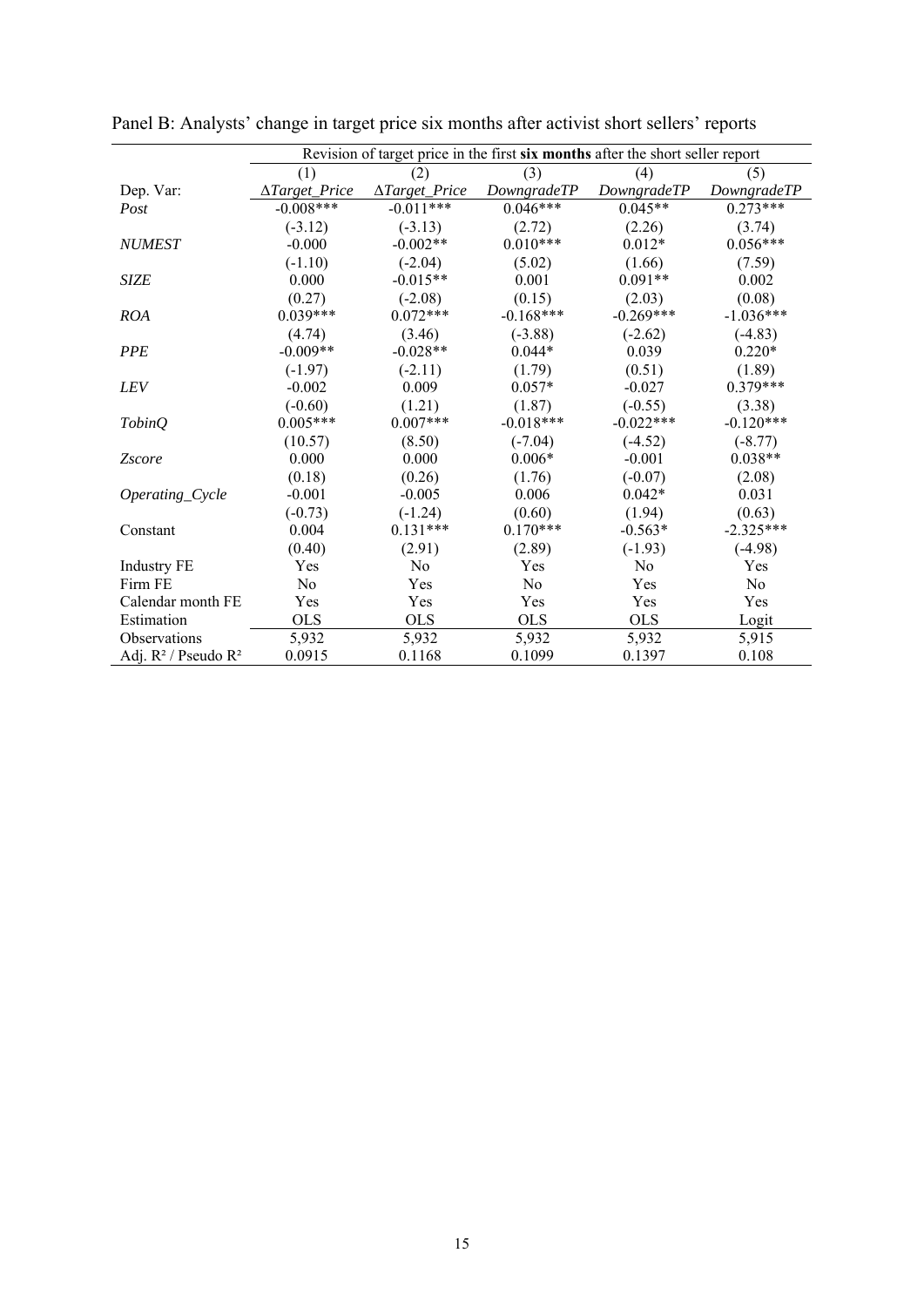Panel B: Analysts' change in target price six months after activist short sellers' reports

| | Revision of target price in the first **six months** after the short seller report | | | | |
|---|---|---|---|---|---|
| | (1) | (2) | (3) | (4) | (5) |
| Dep. Var: | *ΔTarget_Price* | *ΔTarget_Price* | *DowngradeTP* | *DowngradeTP* | *DowngradeTP* |
| *Post* | -0.008*** | -0.011*** | 0.046*** | 0.045** | 0.273*** |
| | (-3.12) | (-3.13) | (2.72) | (2.26) | (3.74) |
| *NUMEST* | -0.000 | -0.002** | 0.010*** | 0.012* | 0.056*** |
| | (-1.10) | (-2.04) | (5.02) | (1.66) | (7.59) |
| *SIZE* | 0.000 | -0.015** | 0.001 | 0.091** | 0.002 |
| | (0.27) | (-2.08) | (0.15) | (2.03) | (0.08) |
| *ROA* | 0.039*** | 0.072*** | -0.168*** | -0.269*** | -1.036*** |
| | (4.74) | (3.46) | (-3.88) | (-2.62) | (-4.83) |
| *PPE* | -0.009** | -0.028** | 0.044* | 0.039 | 0.220* |
| | (-1.97) | (-2.11) | (1.79) | (0.51) | (1.89) |
| *LEV* | -0.002 | 0.009 | 0.057* | -0.027 | 0.379*** |
| | (-0.60) | (1.21) | (1.87) | (-0.55) | (3.38) |
| *TobinQ* | 0.005*** | 0.007*** | -0.018*** | -0.022*** | -0.120*** |
| | (10.57) | (8.50) | (-7.04) | (-4.52) | (-8.77) |
| *Zscore* | 0.000 | 0.000 | 0.006* | -0.001 | 0.038** |
| | (0.18) | (0.26) | (1.76) | (-0.07) | (2.08) |
| *Operating_Cycle* | -0.001 | -0.005 | 0.006 | 0.042* | 0.031 |
| | (-0.73) | (-1.24) | (0.60) | (1.94) | (0.63) |
| Constant | 0.004 | 0.131*** | 0.170*** | -0.563* | -2.325*** |
| | (0.40) | (2.91) | (2.89) | (-1.93) | (-4.98) |
| Industry FE | Yes | No | Yes | No | Yes |
| Firm FE | No | Yes | No | Yes | No |
| Calendar month FE | Yes | Yes | Yes | Yes | Yes |
| Estimation | OLS | OLS | OLS | OLS | Logit |
| Observations | 5,932 | 5,932 | 5,932 | 5,932 | 5,915 |
| Adj. $R^2$ / Pseudo $R^2$ | 0.0915 | 0.1168 | 0.1099 | 0.1397 | 0.108 |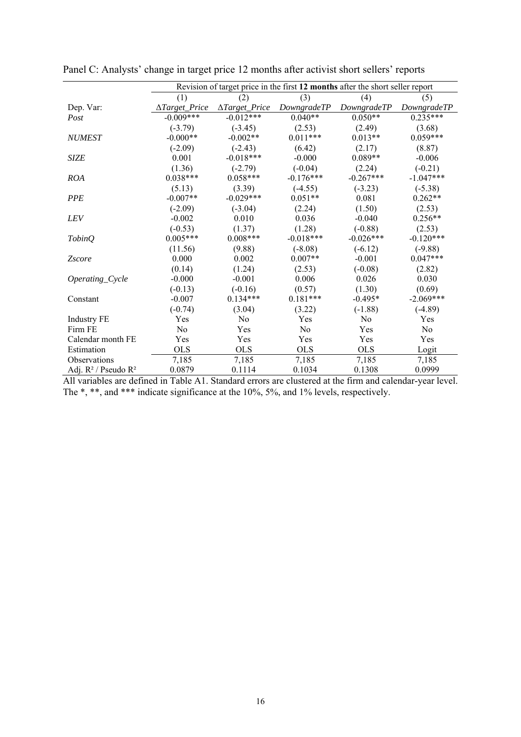Panel C: Analysts' change in target price 12 months after activist short sellers' reports

| | Revision of target price in the first **12 months** after the short seller report | | | | |
|---|---|---|---|---|---|
| | (1) | (2) | (3) | (4) | (5) |
| Dep. Var: | *ΔTarget_Price* | *ΔTarget_Price* | *DowngradeTP* | *DowngradeTP* | *DowngradeTP* |
| *Post* | -0.009*** | -0.012*** | 0.040** | 0.050** | 0.235*** |
| | (-3.79) | (-3.45) | (2.53) | (2.49) | (3.68) |
| *NUMEST* | -0.000** | -0.002** | 0.011*** | 0.013** | 0.059*** |
| | (-2.09) | (-2.43) | (6.42) | (2.17) | (8.87) |
| *SIZE* | 0.001 | -0.018*** | -0.000 | 0.089** | -0.006 |
| | (1.36) | (-2.79) | (-0.04) | (2.24) | (-0.21) |
| *ROA* | 0.038*** | 0.058*** | -0.176*** | -0.267*** | -1.047*** |
| | (5.13) | (3.39) | (-4.55) | (-3.23) | (-5.38) |
| *PPE* | -0.007** | -0.029*** | 0.051** | 0.081 | 0.262** |
| | (-2.09) | (-3.04) | (2.24) | (1.50) | (2.53) |
| *LEV* | -0.002 | 0.010 | 0.036 | -0.040 | 0.256** |
| | (-0.53) | (1.37) | (1.28) | (-0.88) | (2.53) |
| *TobinQ* | 0.005*** | 0.008*** | -0.018*** | -0.026*** | -0.120*** |
| | (11.56) | (9.88) | (-8.08) | (-6.12) | (-9.88) |
| *Zscore* | 0.000 | 0.002 | 0.007** | -0.001 | 0.047*** |
| | (0.14) | (1.24) | (2.53) | (-0.08) | (2.82) |
| *Operating_Cycle* | -0.000 | -0.001 | 0.006 | 0.026 | 0.030 |
| | (-0.13) | (-0.16) | (0.57) | (1.30) | (0.69) |
| Constant | -0.007 | 0.134*** | 0.181*** | -0.495* | -2.069*** |
| | (-0.74) | (3.04) | (3.22) | (-1.88) | (-4.89) |
| Industry FE | Yes | No | Yes | No | Yes |
| Firm FE | No | Yes | No | Yes | No |
| Calendar month FE | Yes | Yes | Yes | Yes | Yes |
| Estimation | OLS | OLS | OLS | OLS | Logit |
| Observations | 7,185 | 7,185 | 7,185 | 7,185 | 7,185 |
| Adj. $R^2$ / Pseudo $R^2$ | 0.0879 | 0.1114 | 0.1034 | 0.1308 | 0.0999 |

All variables are defined in Table A1. Standard errors are clustered at the firm and calendar-year level. The *, **, and *** indicate significance at the 10%, 5%, and 1% levels, respectively.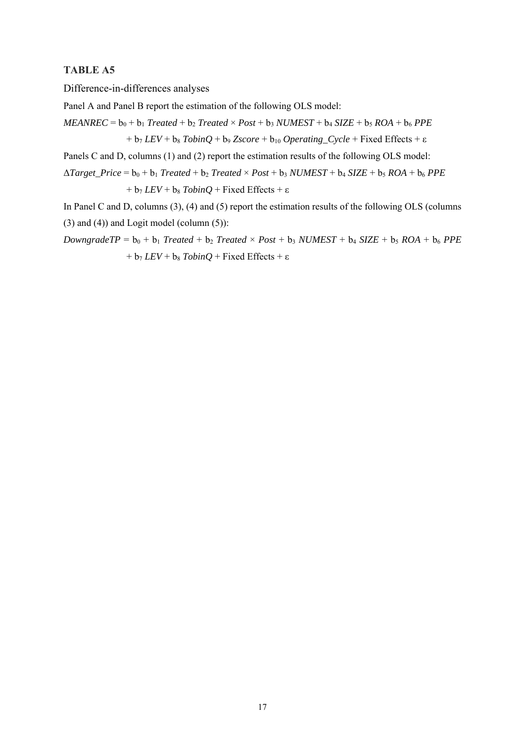**TABLE A5**

Difference-in-differences analyses

Panel A and Panel B report the estimation of the following OLS model:

$$MEANREC = b_0 + b_1\, Treated + b_2\, Treated \times Post + b_3\, NUMEST + b_4\, SIZE + b_5\, ROA + b_6\, PPE + b_7\, LEV + b_8\, TobinQ + b_9\, Zscore + b_{10}\, Operating\_Cycle + \text{Fixed Effects} + \varepsilon$$

Panels C and D, columns (1) and (2) report the estimation results of the following OLS model:

$$\Delta Target\_Price = b_0 + b_1\, Treated + b_2\, Treated \times Post + b_3\, NUMEST + b_4\, SIZE + b_5\, ROA + b_6\, PPE + b_7\, LEV + b_8\, TobinQ + \text{Fixed Effects} + \varepsilon$$

In Panel C and D, columns (3), (4) and (5) report the estimation results of the following OLS (columns (3) and (4)) and Logit model (column (5)):

$$DowngradeTP = b_0 + b_1\, Treated + b_2\, Treated \times Post + b_3\, NUMEST + b_4\, SIZE + b_5\, ROA + b_6\, PPE + b_7\, LEV + b_8\, TobinQ + \text{Fixed Effects} + \varepsilon$$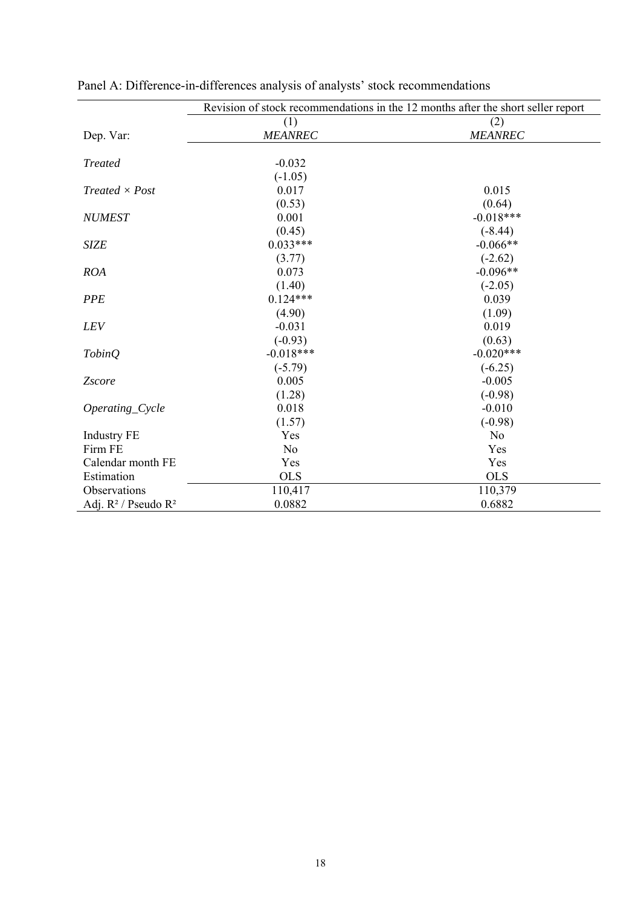Panel A: Difference-in-differences analysis of analysts' stock recommendations

| | Revision of stock recommendations in the 12 months after the short seller report | |
|---|---|---|
| | (1) | (2) |
| Dep. Var: | *MEANREC* | *MEANREC* |
| *Treated* | -0.032 | |
| | (-1.05) | |
| *Treated × Post* | 0.017 | 0.015 |
| | (0.53) | (0.64) |
| *NUMEST* | 0.001 | -0.018*** |
| | (0.45) | (-8.44) |
| *SIZE* | 0.033*** | -0.066** |
| | (3.77) | (-2.62) |
| *ROA* | 0.073 | -0.096** |
| | (1.40) | (-2.05) |
| *PPE* | 0.124*** | 0.039 |
| | (4.90) | (1.09) |
| *LEV* | -0.031 | 0.019 |
| | (-0.93) | (0.63) |
| *TobinQ* | -0.018*** | -0.020*** |
| | (-5.79) | (-6.25) |
| *Zscore* | 0.005 | -0.005 |
| | (1.28) | (-0.98) |
| *Operating_Cycle* | 0.018 | -0.010 |
| | (1.57) | (-0.98) |
| Industry FE | Yes | No |
| Firm FE | No | Yes |
| Calendar month FE | Yes | Yes |
| Estimation | OLS | OLS |
| Observations | 110,417 | 110,379 |
| Adj. $R^2$ / Pseudo $R^2$ | 0.0882 | 0.6882 |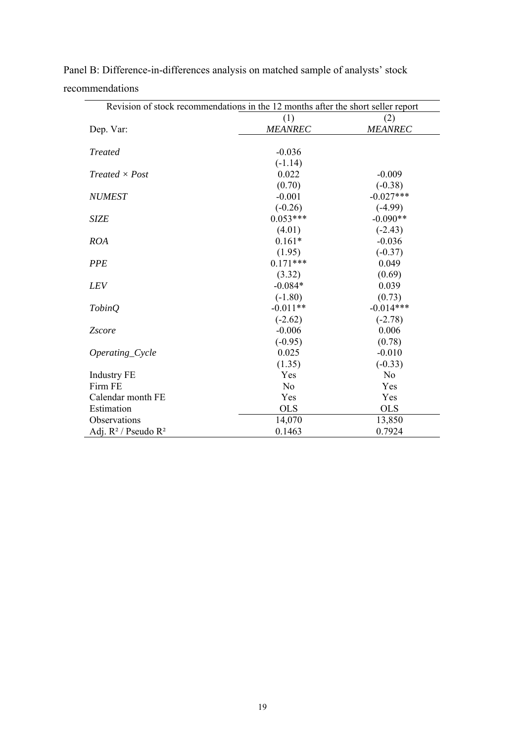Panel B: Difference-in-differences analysis on matched sample of analysts' stock recommendations

| Revision of stock recommendations in the 12 months after the short seller report | | |
|---|---|---|
| | (1) | (2) |
| Dep. Var: | *MEANREC* | *MEANREC* |
| *Treated* | -0.036 | |
| | (-1.14) | |
| *Treated × Post* | 0.022 | -0.009 |
| | (0.70) | (-0.38) |
| *NUMEST* | -0.001 | -0.027*** |
| | (-0.26) | (-4.99) |
| *SIZE* | 0.053*** | -0.090** |
| | (4.01) | (-2.43) |
| *ROA* | 0.161* | -0.036 |
| | (1.95) | (-0.37) |
| *PPE* | 0.171*** | 0.049 |
| | (3.32) | (0.69) |
| *LEV* | -0.084* | 0.039 |
| | (-1.80) | (0.73) |
| *TobinQ* | -0.011** | -0.014*** |
| | (-2.62) | (-2.78) |
| *Zscore* | -0.006 | 0.006 |
| | (-0.95) | (0.78) |
| *Operating_Cycle* | 0.025 | -0.010 |
| | (1.35) | (-0.33) |
| Industry FE | Yes | No |
| Firm FE | No | Yes |
| Calendar month FE | Yes | Yes |
| Estimation | OLS | OLS |
| Observations | 14,070 | 13,850 |
| Adj. $R^2$ / Pseudo $R^2$ | 0.1463 | 0.7924 |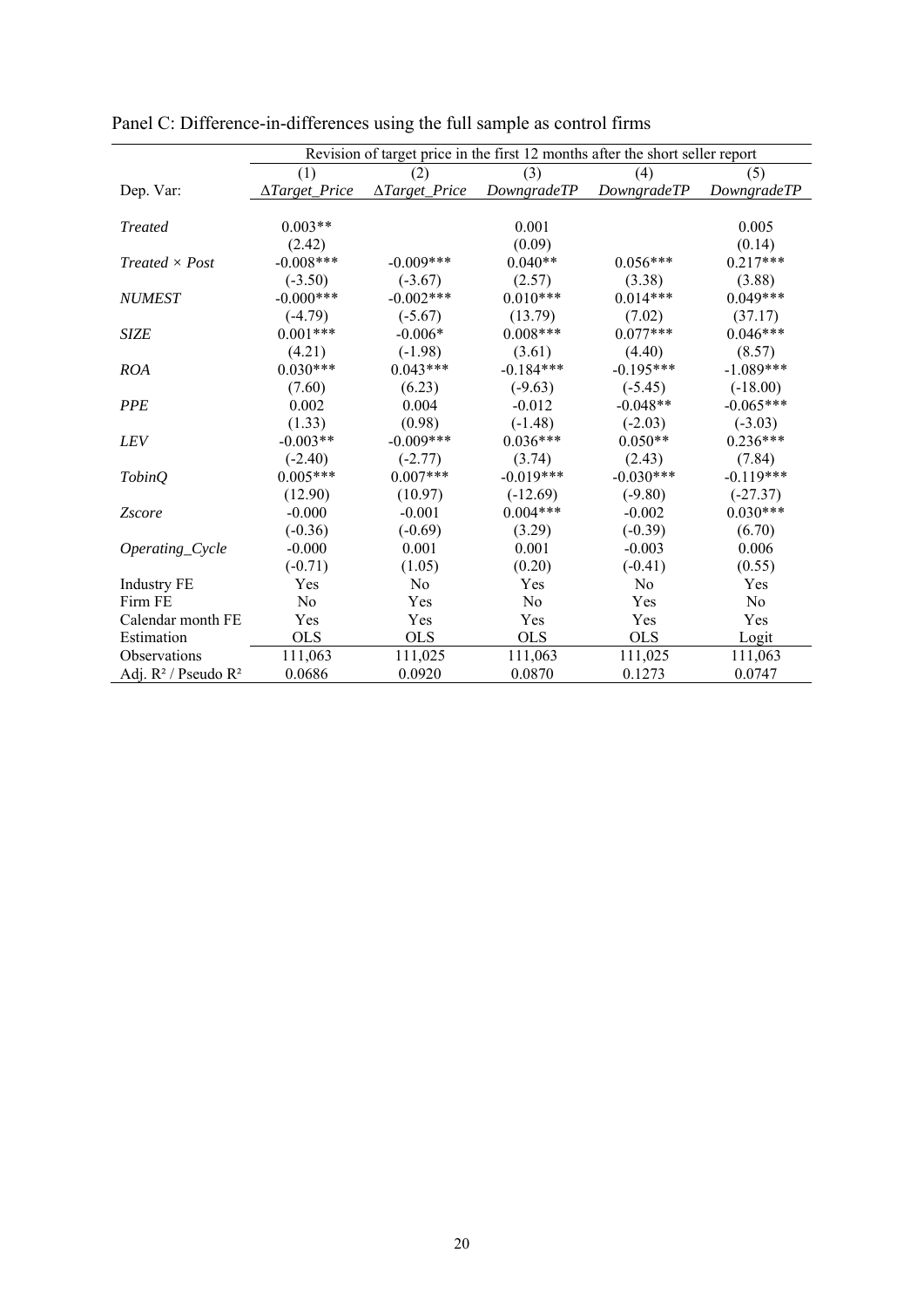Panel C: Difference-in-differences using the full sample as control firms

| | Revision of target price in the first 12 months after the short seller report | | | | |
|---|---|---|---|---|---|
| | (1) | (2) | (3) | (4) | (5) |
| Dep. Var: | *ΔTarget_Price* | *ΔTarget_Price* | *DowngradeTP* | *DowngradeTP* | *DowngradeTP* |
| *Treated* | 0.003** | | 0.001 | | 0.005 |
| | (2.42) | | (0.09) | | (0.14) |
| *Treated × Post* | -0.008*** | -0.009*** | 0.040** | 0.056*** | 0.217*** |
| | (-3.50) | (-3.67) | (2.57) | (3.38) | (3.88) |
| *NUMEST* | -0.000*** | -0.002*** | 0.010*** | 0.014*** | 0.049*** |
| | (-4.79) | (-5.67) | (13.79) | (7.02) | (37.17) |
| *SIZE* | 0.001*** | -0.006* | 0.008*** | 0.077*** | 0.046*** |
| | (4.21) | (-1.98) | (3.61) | (4.40) | (8.57) |
| *ROA* | 0.030*** | 0.043*** | -0.184*** | -0.195*** | -1.089*** |
| | (7.60) | (6.23) | (-9.63) | (-5.45) | (-18.00) |
| *PPE* | 0.002 | 0.004 | -0.012 | -0.048** | -0.065*** |
| | (1.33) | (0.98) | (-1.48) | (-2.03) | (-3.03) |
| *LEV* | -0.003** | -0.009*** | 0.036*** | 0.050** | 0.236*** |
| | (-2.40) | (-2.77) | (3.74) | (2.43) | (7.84) |
| *TobinQ* | 0.005*** | 0.007*** | -0.019*** | -0.030*** | -0.119*** |
| | (12.90) | (10.97) | (-12.69) | (-9.80) | (-27.37) |
| *Zscore* | -0.000 | -0.001 | 0.004*** | -0.002 | 0.030*** |
| | (-0.36) | (-0.69) | (3.29) | (-0.39) | (6.70) |
| *Operating_Cycle* | -0.000 | 0.001 | 0.001 | -0.003 | 0.006 |
| | (-0.71) | (1.05) | (0.20) | (-0.41) | (0.55) |
| Industry FE | Yes | No | Yes | No | Yes |
| Firm FE | No | Yes | No | Yes | No |
| Calendar month FE | Yes | Yes | Yes | Yes | Yes |
| Estimation | OLS | OLS | OLS | OLS | Logit |
| Observations | 111,063 | 111,025 | 111,063 | 111,025 | 111,063 |
| Adj. $R^2$ / Pseudo $R^2$ | 0.0686 | 0.0920 | 0.0870 | 0.1273 | 0.0747 |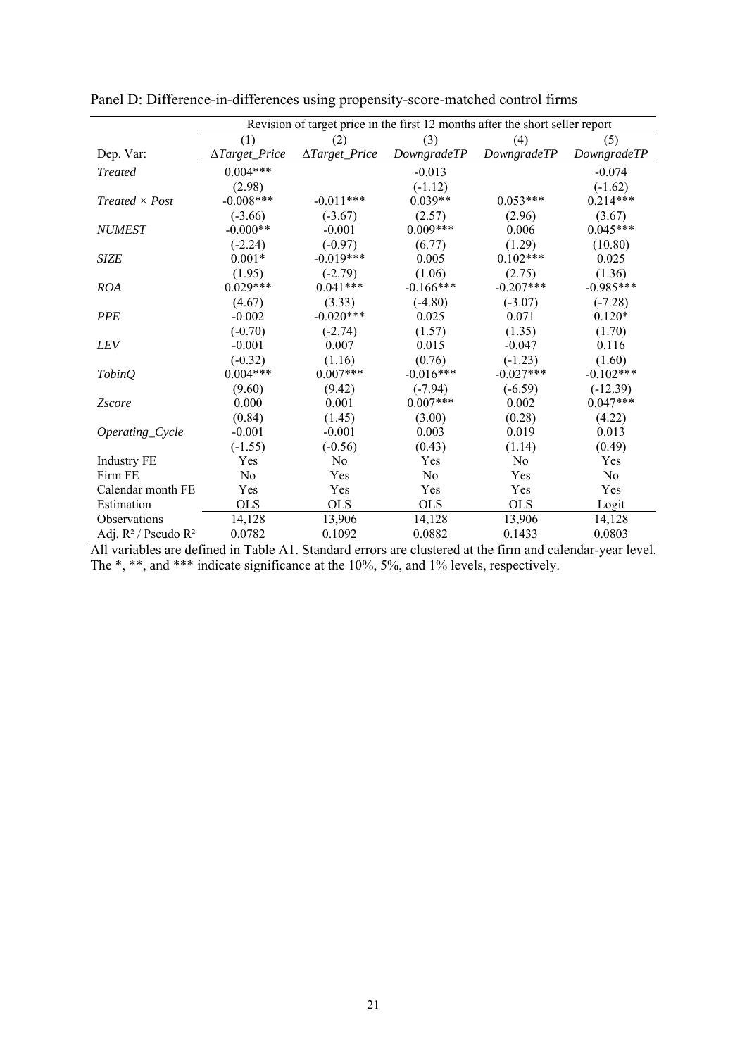Panel D: Difference-in-differences using propensity-score-matched control firms

| | Revision of target price in the first 12 months after the short seller report | | | | |
|---|---|---|---|---|---|
| | (1) | (2) | (3) | (4) | (5) |
| Dep. Var: | *ΔTarget_Price* | *ΔTarget_Price* | *DowngradeTP* | *DowngradeTP* | *DowngradeTP* |
| *Treated* | 0.004*** | | -0.013 | | -0.074 |
| | (2.98) | | (-1.12) | | (-1.62) |
| *Treated × Post* | -0.008*** | -0.011*** | 0.039** | 0.053*** | 0.214*** |
| | (-3.66) | (-3.67) | (2.57) | (2.96) | (3.67) |
| *NUMEST* | -0.000** | -0.001 | 0.009*** | 0.006 | 0.045*** |
| | (-2.24) | (-0.97) | (6.77) | (1.29) | (10.80) |
| *SIZE* | 0.001* | -0.019*** | 0.005 | 0.102*** | 0.025 |
| | (1.95) | (-2.79) | (1.06) | (2.75) | (1.36) |
| *ROA* | 0.029*** | 0.041*** | -0.166*** | -0.207*** | -0.985*** |
| | (4.67) | (3.33) | (-4.80) | (-3.07) | (-7.28) |
| *PPE* | -0.002 | -0.020*** | 0.025 | 0.071 | 0.120* |
| | (-0.70) | (-2.74) | (1.57) | (1.35) | (1.70) |
| *LEV* | -0.001 | 0.007 | 0.015 | -0.047 | 0.116 |
| | (-0.32) | (1.16) | (0.76) | (-1.23) | (1.60) |
| *TobinQ* | 0.004*** | 0.007*** | -0.016*** | -0.027*** | -0.102*** |
| | (9.60) | (9.42) | (-7.94) | (-6.59) | (-12.39) |
| *Zscore* | 0.000 | 0.001 | 0.007*** | 0.002 | 0.047*** |
| | (0.84) | (1.45) | (3.00) | (0.28) | (4.22) |
| *Operating_Cycle* | -0.001 | -0.001 | 0.003 | 0.019 | 0.013 |
| | (-1.55) | (-0.56) | (0.43) | (1.14) | (0.49) |
| Industry FE | Yes | No | Yes | No | Yes |
| Firm FE | No | Yes | No | Yes | No |
| Calendar month FE | Yes | Yes | Yes | Yes | Yes |
| Estimation | OLS | OLS | OLS | OLS | Logit |
| Observations | 14,128 | 13,906 | 14,128 | 13,906 | 14,128 |
| Adj. $R^2$ / Pseudo $R^2$ | 0.0782 | 0.1092 | 0.0882 | 0.1433 | 0.0803 |

All variables are defined in Table A1. Standard errors are clustered at the firm and calendar-year level. The *, **, and *** indicate significance at the 10%, 5%, and 1% levels, respectively.